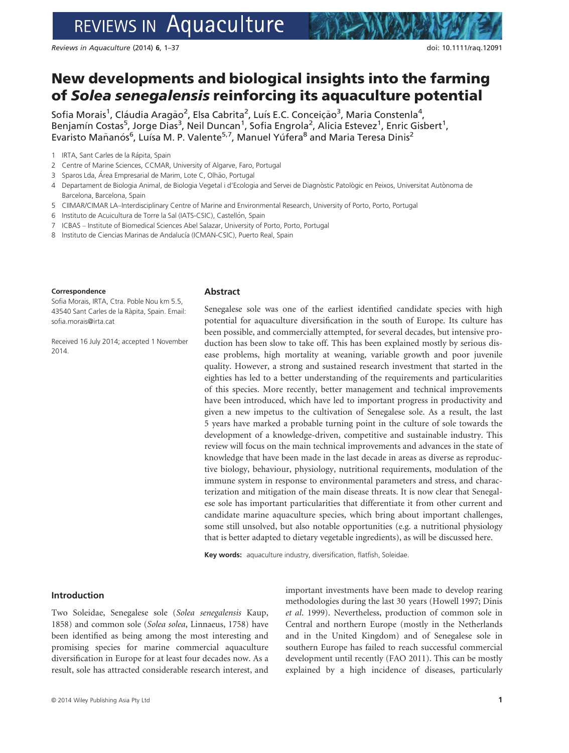# New developments and biological insights into the farming of *Solea senegalensis* reinforcing its aquaculture potential

Sofia Morais[1], Cláudia Aragão[2], Elsa Cabrita[2], Luís E.C. Conceição[3], Maria Constenla[4], Benjamín Costas[5], Jorge Dias[3], Neil Duncan[1], Sofia Engrola[2], Alicia Estevez[1], Enric Gisbert[1], Evaristo Mañanós[6], Luísa M. P. Valente[5,7], Manuel Yúfera[8] and Maria Teresa Dinis[2]

1 IRTA, Sant Carles de la Rápita, Spain
2 Centre of Marine Sciences, CCMAR, University of Algarve, Faro, Portugal
3 Sparos Lda, Área Empresarial de Marim, Lote C, Olhão, Portugal
4 Departament de Biologia Animal, de Biologia Vegetal i d'Ecologia and Servei de Diagnòstic Patològic en Peixos, Universitat Autònoma de Barcelona, Barcelona, Spain
5 CIIMAR/CIMAR LA–Interdisciplinary Centre of Marine and Environmental Research, University of Porto, Porto, Portugal
6 Instituto de Acuicultura de Torre la Sal (IATS-CSIC), Castellón, Spain
7 ICBAS – Institute of Biomedical Sciences Abel Salazar, University of Porto, Porto, Portugal
8 Instituto de Ciencias Marinas de Andalucía (ICMAN-CSIC), Puerto Real, Spain

**Correspondence**
Sofia Morais, IRTA, Ctra. Poble Nou km 5.5, 43540 Sant Carles de la Ràpita, Spain. Email: sofia.morais@irta.cat

Received 16 July 2014; accepted 1 November 2014.

## Abstract

Senegalese sole was one of the earliest identified candidate species with high potential for aquaculture diversification in the south of Europe. Its culture has been possible, and commercially attempted, for several decades, but intensive production has been slow to take off. This has been explained mostly by serious disease problems, high mortality at weaning, variable growth and poor juvenile quality. However, a strong and sustained research investment that started in the eighties has led to a better understanding of the requirements and particularities of this species. More recently, better management and technical improvements have been introduced, which have led to important progress in productivity and given a new impetus to the cultivation of Senegalese sole. As a result, the last 5 years have marked a probable turning point in the culture of sole towards the development of a knowledge-driven, competitive and sustainable industry. This review will focus on the main technical improvements and advances in the state of knowledge that have been made in the last decade in areas as diverse as reproductive biology, behaviour, physiology, nutritional requirements, modulation of the immune system in response to environmental parameters and stress, and characterization and mitigation of the main disease threats. It is now clear that Senegalese sole has important particularities that differentiate it from other current and candidate marine aquaculture species, which bring about important challenges, some still unsolved, but also notable opportunities (e.g. a nutritional physiology that is better adapted to dietary vegetable ingredients), as will be discussed here.

**Key words:** aquaculture industry, diversification, flatfish, Soleidae.

## Introduction

Two Soleidae, Senegalese sole (*Solea senegalensis* Kaup, 1858) and common sole (*Solea solea*, Linnaeus, 1758) have been identified as being among the most interesting and promising species for marine commercial aquaculture diversification in Europe for at least four decades now. As a result, sole has attracted considerable research interest, and important investments have been made to develop rearing methodologies during the last 30 years (Howell 1997; Dinis *et al.* 1999). Nevertheless, production of common sole in Central and northern Europe (mostly in the Netherlands and in the United Kingdom) and of Senegalese sole in southern Europe has failed to reach successful commercial development until recently (FAO 2011). This can be mostly explained by a high incidence of diseases, particularly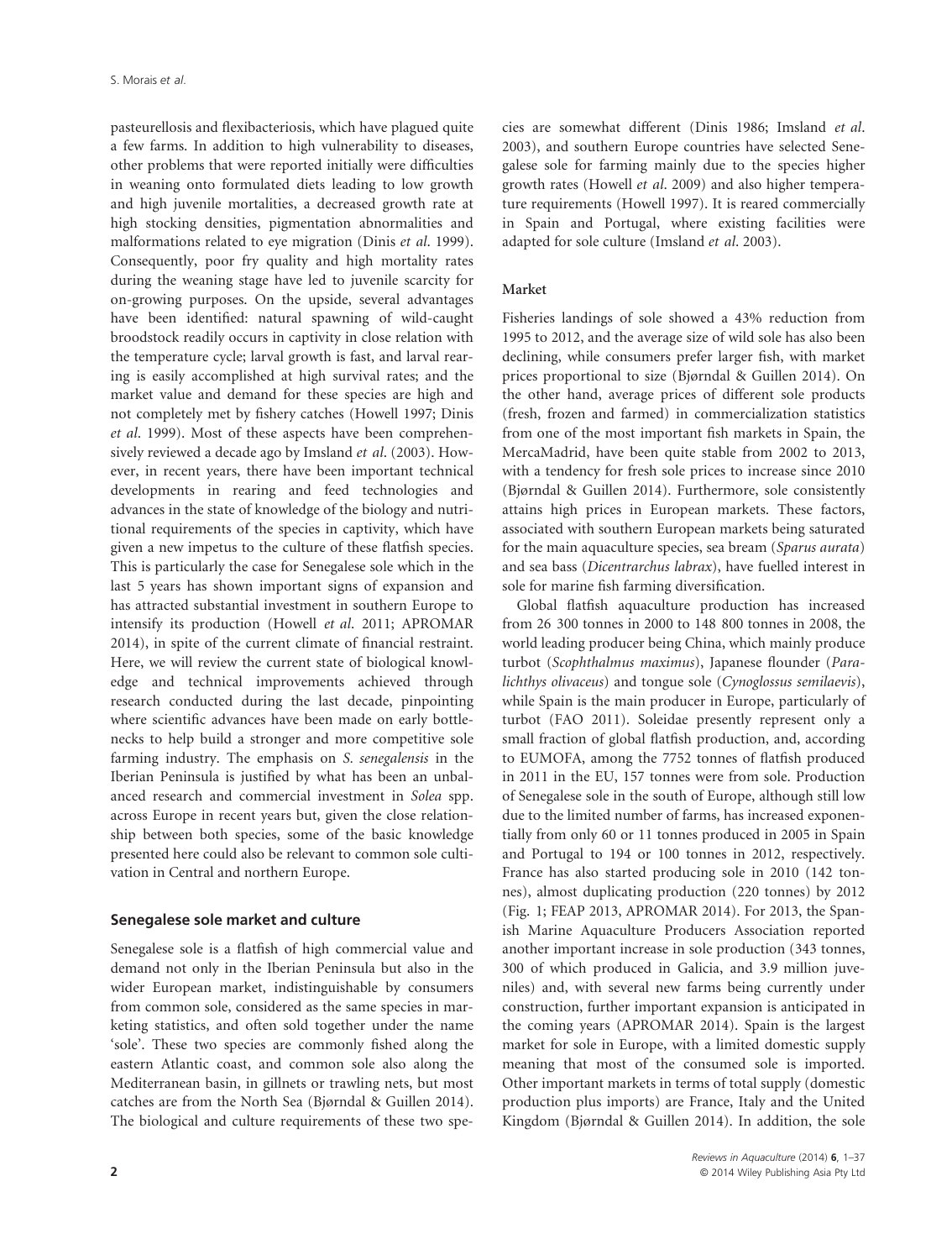pasteurellosis and flexibacteriosis, which have plagued quite a few farms. In addition to high vulnerability to diseases, other problems that were reported initially were difficulties in weaning onto formulated diets leading to low growth and high juvenile mortalities, a decreased growth rate at high stocking densities, pigmentation abnormalities and malformations related to eye migration (Dinis *et al*. 1999). Consequently, poor fry quality and high mortality rates during the weaning stage have led to juvenile scarcity for on-growing purposes. On the upside, several advantages have been identified: natural spawning of wild-caught broodstock readily occurs in captivity in close relation with the temperature cycle; larval growth is fast, and larval rearing is easily accomplished at high survival rates; and the market value and demand for these species are high and not completely met by fishery catches (Howell 1997; Dinis *et al*. 1999). Most of these aspects have been comprehensively reviewed a decade ago by Imsland *et al*. (2003). However, in recent years, there have been important technical developments in rearing and feed technologies and advances in the state of knowledge of the biology and nutritional requirements of the species in captivity, which have given a new impetus to the culture of these flatfish species. This is particularly the case for Senegalese sole which in the last 5 years has shown important signs of expansion and has attracted substantial investment in southern Europe to intensify its production (Howell *et al*. 2011; APROMAR 2014), in spite of the current climate of financial restraint. Here, we will review the current state of biological knowledge and technical improvements achieved through research conducted during the last decade, pinpointing where scientific advances have been made on early bottlenecks to help build a stronger and more competitive sole farming industry. The emphasis on *S. senegalensis* in the Iberian Peninsula is justified by what has been an unbalanced research and commercial investment in *Solea* spp. across Europe in recent years but, given the close relationship between both species, some of the basic knowledge presented here could also be relevant to common sole cultivation in Central and northern Europe.

## Senegalese sole market and culture

Senegalese sole is a flatfish of high commercial value and demand not only in the Iberian Peninsula but also in the wider European market, indistinguishable by consumers from common sole, considered as the same species in marketing statistics, and often sold together under the name 'sole'. These two species are commonly fished along the eastern Atlantic coast, and common sole also along the Mediterranean basin, in gillnets or trawling nets, but most catches are from the North Sea (Bjørndal & Guillen 2014). The biological and culture requirements of these two species are somewhat different (Dinis 1986; Imsland *et al*. 2003), and southern Europe countries have selected Senegalese sole for farming mainly due to the species higher growth rates (Howell *et al*. 2009) and also higher temperature requirements (Howell 1997). It is reared commercially in Spain and Portugal, where existing facilities were adapted for sole culture (Imsland *et al*. 2003).

### Market

Fisheries landings of sole showed a 43% reduction from 1995 to 2012, and the average size of wild sole has also been declining, while consumers prefer larger fish, with market prices proportional to size (Bjørndal & Guillen 2014). On the other hand, average prices of different sole products (fresh, frozen and farmed) in commercialization statistics from one of the most important fish markets in Spain, the MercaMadrid, have been quite stable from 2002 to 2013, with a tendency for fresh sole prices to increase since 2010 (Bjørndal & Guillen 2014). Furthermore, sole consistently attains high prices in European markets. These factors, associated with southern European markets being saturated for the main aquaculture species, sea bream (*Sparus aurata*) and sea bass (*Dicentrarchus labrax*), have fuelled interest in sole for marine fish farming diversification.

Global flatfish aquaculture production has increased from 26 300 tonnes in 2000 to 148 800 tonnes in 2008, the world leading producer being China, which mainly produce turbot (*Scophthalmus maximus*), Japanese flounder (*Paralichthys olivaceus*) and tongue sole (*Cynoglossus semilaevis*), while Spain is the main producer in Europe, particularly of turbot (FAO 2011). Soleidae presently represent only a small fraction of global flatfish production, and, according to EUMOFA, among the 7752 tonnes of flatfish produced in 2011 in the EU, 157 tonnes were from sole. Production of Senegalese sole in the south of Europe, although still low due to the limited number of farms, has increased exponentially from only 60 or 11 tonnes produced in 2005 in Spain and Portugal to 194 or 100 tonnes in 2012, respectively. France has also started producing sole in 2010 (142 tonnes), almost duplicating production (220 tonnes) by 2012 (Fig. 1; FEAP 2013, APROMAR 2014). For 2013, the Spanish Marine Aquaculture Producers Association reported another important increase in sole production (343 tonnes, 300 of which produced in Galicia, and 3.9 million juveniles) and, with several new farms being currently under construction, further important expansion is anticipated in the coming years (APROMAR 2014). Spain is the largest market for sole in Europe, with a limited domestic supply meaning that most of the consumed sole is imported. Other important markets in terms of total supply (domestic production plus imports) are France, Italy and the United Kingdom (Bjørndal & Guillen 2014). In addition, the sole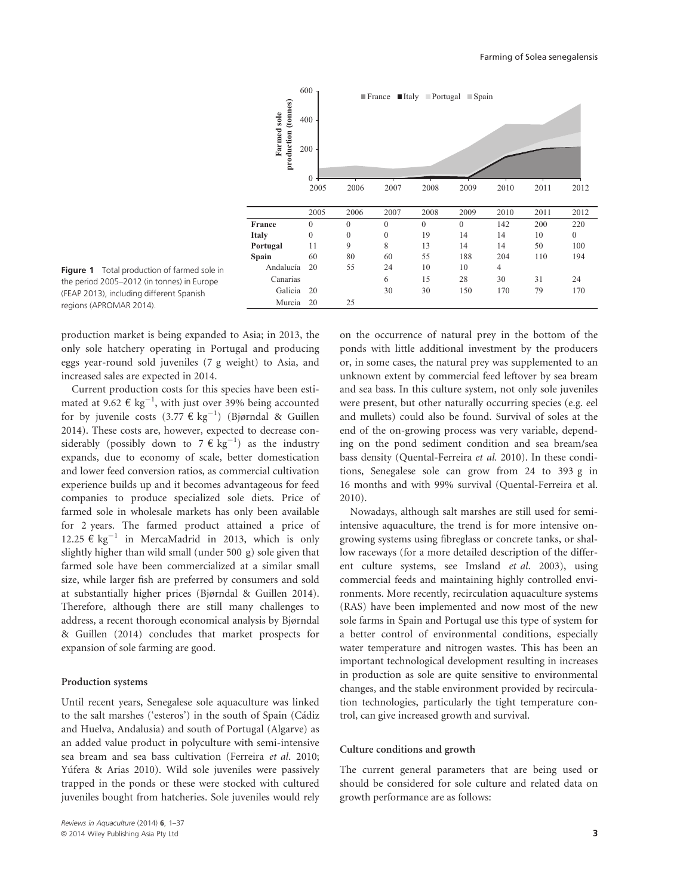| | 2005 | 2006 | 2007 | 2008 | 2009 | 2010 | 2011 | 2012 |
|---|---|---|---|---|---|---|---|---|
| **France** | 0 | 0 | 0 | 0 | 0 | 142 | 200 | 220 |
| **Italy** | 0 | 0 | 0 | 19 | 14 | 14 | 10 | 0 |
| **Portugal** | 11 | 9 | 8 | 13 | 14 | 14 | 50 | 100 |
| **Spain** | 60 | 80 | 60 | 55 | 188 | 204 | 110 | 194 |
| Andalucía | 20 | 55 | 24 | 10 | 10 | 4 | | |
| Canarias | | | 6 | 15 | 28 | 30 | 31 | 24 |
| Galicia | 20 | | 30 | 30 | 150 | 170 | 79 | 170 |
| Murcia | 20 | 25 | | | | | | |

**Figure 1** Total production of farmed sole in the period 2005–2012 (in tonnes) in Europe (FEAP 2013), including different Spanish regions (APROMAR 2014).

production market is being expanded to Asia; in 2013, the only sole hatchery operating in Portugal and producing eggs year-round sold juveniles (7 g weight) to Asia, and increased sales are expected in 2014.

Current production costs for this species have been estimated at 9.62 € $kg^{-1}$, with just over 39% being accounted for by juvenile costs (3.77 € $kg^{-1}$) (Bjørndal & Guillen 2014). These costs are, however, expected to decrease considerably (possibly down to 7 € $kg^{-1}$) as the industry expands, due to economy of scale, better domestication and lower feed conversion ratios, as commercial cultivation experience builds up and it becomes advantageous for feed companies to produce specialized sole diets. Price of farmed sole in wholesale markets has only been available for 2 years. The farmed product attained a price of 12.25 € $kg^{-1}$ in MercaMadrid in 2013, which is only slightly higher than wild small (under 500 g) sole given that farmed sole have been commercialized at a similar small size, while larger fish are preferred by consumers and sold at substantially higher prices (Bjørndal & Guillen 2014). Therefore, although there are still many challenges to address, a recent thorough economical analysis by Bjørndal & Guillen (2014) concludes that market prospects for expansion of sole farming are good.

### Production systems

Until recent years, Senegalese sole aquaculture was linked to the salt marshes ('esteros') in the south of Spain (Cádiz and Huelva, Andalusia) and south of Portugal (Algarve) as an added value product in polyculture with semi-intensive sea bream and sea bass cultivation (Ferreira *et al.* 2010; Yúfera & Arias 2010). Wild sole juveniles were passively trapped in the ponds or these were stocked with cultured juveniles bought from hatcheries. Sole juveniles would rely on the occurrence of natural prey in the bottom of the ponds with little additional investment by the producers or, in some cases, the natural prey was supplemented to an unknown extent by commercial feed leftover by sea bream and sea bass. In this culture system, not only sole juveniles were present, but other naturally occurring species (e.g. eel and mullets) could also be found. Survival of soles at the end of the on-growing process was very variable, depending on the pond sediment condition and sea bream/sea bass density (Quental-Ferreira *et al.* 2010). In these conditions, Senegalese sole can grow from 24 to 393 g in 16 months and with 99% survival (Quental-Ferreira et al. 2010).

Nowadays, although salt marshes are still used for semi-intensive aquaculture, the trend is for more intensive on-growing systems using fibreglass or concrete tanks, or shallow raceways (for a more detailed description of the different culture systems, see Imsland *et al.* 2003), using commercial feeds and maintaining highly controlled environments. More recently, recirculation aquaculture systems (RAS) have been implemented and now most of the new sole farms in Spain and Portugal use this type of system for a better control of environmental conditions, especially water temperature and nitrogen wastes. This has been an important technological development resulting in increases in production as sole are quite sensitive to environmental changes, and the stable environment provided by recirculation technologies, particularly the tight temperature control, can give increased growth and survival.

### Culture conditions and growth

The current general parameters that are being used or should be considered for sole culture and related data on growth performance are as follows: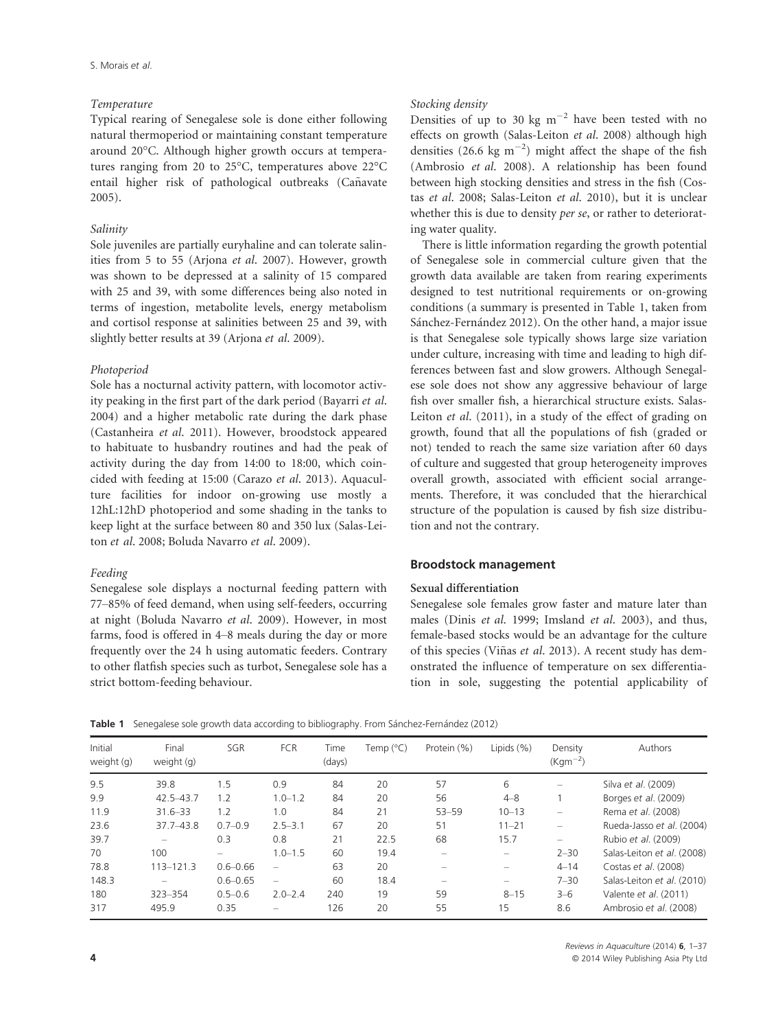#### *Temperature*

Typical rearing of Senegalese sole is done either following natural thermoperiod or maintaining constant temperature around 20°C. Although higher growth occurs at temperatures ranging from 20 to 25°C, temperatures above 22°C entail higher risk of pathological outbreaks (Cañavate 2005).

#### *Salinity*

Sole juveniles are partially euryhaline and can tolerate salinities from 5 to 55 (Arjona *et al.* 2007). However, growth was shown to be depressed at a salinity of 15 compared with 25 and 39, with some differences being also noted in terms of ingestion, metabolite levels, energy metabolism and cortisol response at salinities between 25 and 39, with slightly better results at 39 (Arjona *et al.* 2009).

#### *Photoperiod*

Sole has a nocturnal activity pattern, with locomotor activity peaking in the first part of the dark period (Bayarri *et al.* 2004) and a higher metabolic rate during the dark phase (Castanheira *et al.* 2011). However, broodstock appeared to habituate to husbandry routines and had the peak of activity during the day from 14:00 to 18:00, which coincided with feeding at 15:00 (Carazo *et al.* 2013). Aquaculture facilities for indoor on-growing use mostly a 12hL:12hD photoperiod and some shading in the tanks to keep light at the surface between 80 and 350 lux (Salas-Leiton *et al.* 2008; Boluda Navarro *et al.* 2009).

#### *Feeding*

Senegalese sole displays a nocturnal feeding pattern with 77–85% of feed demand, when using self-feeders, occurring at night (Boluda Navarro *et al.* 2009). However, in most farms, food is offered in 4–8 meals during the day or more frequently over the 24 h using automatic feeders. Contrary to other flatfish species such as turbot, Senegalese sole has a strict bottom-feeding behaviour.

#### *Stocking density*

Densities of up to 30 kg $m^{-2}$ have been tested with no effects on growth (Salas-Leiton *et al.* 2008) although high densities (26.6 kg $m^{-2}$) might affect the shape of the fish (Ambrosio *et al.* 2008). A relationship has been found between high stocking densities and stress in the fish (Costas *et al.* 2008; Salas-Leiton *et al.* 2010), but it is unclear whether this is due to density *per se*, or rather to deteriorating water quality.

There is little information regarding the growth potential of Senegalese sole in commercial culture given that the growth data available are taken from rearing experiments designed to test nutritional requirements or on-growing conditions (a summary is presented in Table 1, taken from Sánchez-Fernández 2012). On the other hand, a major issue is that Senegalese sole typically shows large size variation under culture, increasing with time and leading to high differences between fast and slow growers. Although Senegalese sole does not show any aggressive behaviour of large fish over smaller fish, a hierarchical structure exists. Salas-Leiton *et al.* (2011), in a study of the effect of grading on growth, found that all the populations of fish (graded or not) tended to reach the same size variation after 60 days of culture and suggested that group heterogeneity improves overall growth, associated with efficient social arrangements. Therefore, it was concluded that the hierarchical structure of the population is caused by fish size distribution and not the contrary.

## Broodstock management

### Sexual differentiation

Senegalese sole females grow faster and mature later than males (Dinis *et al.* 1999; Imsland *et al.* 2003), and thus, female-based stocks would be an advantage for the culture of this species (Viñas *et al.* 2013). A recent study has demonstrated the influence of temperature on sex differentiation in sole, suggesting the potential applicability of

**Table 1** Senegalese sole growth data according to bibliography. From Sánchez-Fernández (2012)

| Initial weight (g) | Final weight (g) | SGR | FCR | Time (days) | Temp (°C) | Protein (%) | Lipids (%) | Density ($Kgm^{-2}$) | Authors |
|---|---|---|---|---|---|---|---|---|---|
| 9.5 | 39.8 | 1.5 | 0.9 | 84 | 20 | 57 | 6 | – | Silva *et al.* (2009) |
| 9.9 | 42.5–43.7 | 1.2 | 1.0–1.2 | 84 | 20 | 56 | 4–8 | 1 | Borges *et al.* (2009) |
| 11.9 | 31.6–33 | 1.2 | 1.0 | 84 | 21 | 53–59 | 10–13 | – | Rema *et al.* (2008) |
| 23.6 | 37.7–43.8 | 0.7–0.9 | 2.5–3.1 | 67 | 20 | 51 | 11–21 | – | Rueda-Jasso *et al.* (2004) |
| 39.7 | – | 0.3 | 0.8 | 21 | 22.5 | 68 | 15.7 | – | Rubio *et al.* (2009) |
| 70 | 100 | – | 1.0–1.5 | 60 | 19.4 | – | – | 2–30 | Salas-Leiton *et al.* (2008) |
| 78.8 | 113–121.3 | 0.6–0.66 | – | 63 | 20 | – | – | 4–14 | Costas *et al.* (2008) |
| 148.3 | – | 0.6–0.65 | – | 60 | 18.4 | – | – | 7–30 | Salas-Leiton *et al.* (2010) |
| 180 | 323–354 | 0.5–0.6 | 2.0–2.4 | 240 | 19 | 59 | 8–15 | 3–6 | Valente *et al.* (2011) |
| 317 | 495.9 | 0.35 | – | 126 | 20 | 55 | 15 | 8.6 | Ambrosio *et al.* (2008) |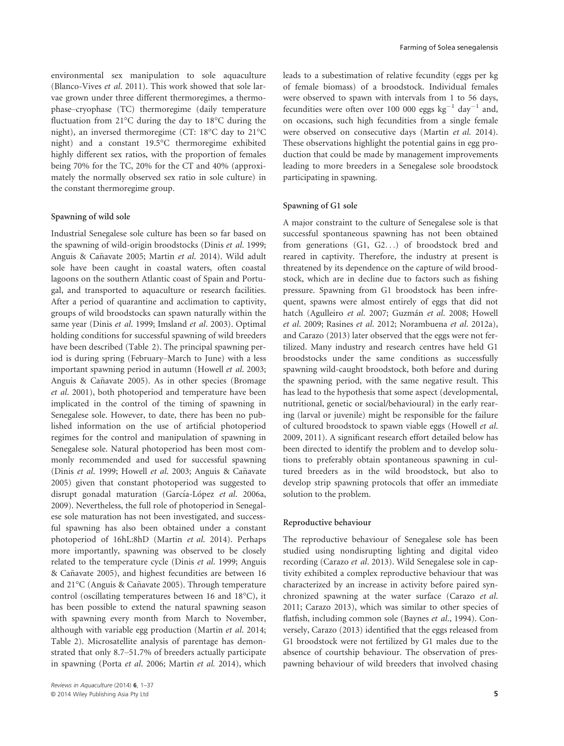environmental sex manipulation to sole aquaculture (Blanco-Vives *et al.* 2011). This work showed that sole larvae grown under three different thermoregimes, a thermophase–cryophase (TC) thermoregime (daily temperature fluctuation from 21°C during the day to 18°C during the night), an inversed thermoregime (CT: 18°C day to 21°C night) and a constant 19.5°C thermoregime exhibited highly different sex ratios, with the proportion of females being 70% for the TC, 20% for the CT and 40% (approximately the normally observed sex ratio in sole culture) in the constant thermoregime group.

### Spawning of wild sole

Industrial Senegalese sole culture has been so far based on the spawning of wild-origin broodstocks (Dinis *et al.* 1999; Anguis & Cañavate 2005; Martin *et al.* 2014). Wild adult sole have been caught in coastal waters, often coastal lagoons on the southern Atlantic coast of Spain and Portugal, and transported to aquaculture or research facilities. After a period of quarantine and acclimation to captivity, groups of wild broodstocks can spawn naturally within the same year (Dinis *et al.* 1999; Imsland *et al.* 2003). Optimal holding conditions for successful spawning of wild breeders have been described (Table 2). The principal spawning period is during spring (February–March to June) with a less important spawning period in autumn (Howell *et al.* 2003; Anguis & Cañavate 2005). As in other species (Bromage *et al.* 2001), both photoperiod and temperature have been implicated in the control of the timing of spawning in Senegalese sole. However, to date, there has been no published information on the use of artificial photoperiod regimes for the control and manipulation of spawning in Senegalese sole. Natural photoperiod has been most commonly recommended and used for successful spawning (Dinis *et al.* 1999; Howell *et al.* 2003; Anguis & Cañavate 2005) given that constant photoperiod was suggested to disrupt gonadal maturation (García-López *et al.* 2006a, 2009). Nevertheless, the full role of photoperiod in Senegalese sole maturation has not been investigated, and successful spawning has also been obtained under a constant photoperiod of 16hL:8hD (Martin *et al.* 2014). Perhaps more importantly, spawning was observed to be closely related to the temperature cycle (Dinis *et al.* 1999; Anguis & Cañavate 2005), and highest fecundities are between 16 and 21°C (Anguis & Cañavate 2005). Through temperature control (oscillating temperatures between 16 and 18°C), it has been possible to extend the natural spawning season with spawning every month from March to November, although with variable egg production (Martin *et al.* 2014; Table 2). Microsatellite analysis of parentage has demonstrated that only 8.7–51.7% of breeders actually participate in spawning (Porta *et al.* 2006; Martin *et al.* 2014), which leads to a subestimation of relative fecundity (eggs per kg of female biomass) of a broodstock. Individual females were observed to spawn with intervals from 1 to 56 days, fecundities were often over 100 000 eggs $kg^{-1}$ $day^{-1}$ and, on occasions, such high fecundities from a single female were observed on consecutive days (Martin *et al.* 2014). These observations highlight the potential gains in egg production that could be made by management improvements leading to more breeders in a Senegalese sole broodstock participating in spawning.

### Spawning of G1 sole

A major constraint to the culture of Senegalese sole is that successful spontaneous spawning has not been obtained from generations (G1, G2…) of broodstock bred and reared in captivity. Therefore, the industry at present is threatened by its dependence on the capture of wild broodstock, which are in decline due to factors such as fishing pressure. Spawning from G1 broodstock has been infrequent, spawns were almost entirely of eggs that did not hatch (Agulleiro *et al.* 2007; Guzmán *et al.* 2008; Howell *et al.* 2009; Rasines *et al.* 2012; Norambuena *et al.* 2012a), and Carazo (2013) later observed that the eggs were not fertilized. Many industry and research centres have held G1 broodstocks under the same conditions as successfully spawning wild-caught broodstock, both before and during the spawning period, with the same negative result. This has lead to the hypothesis that some aspect (developmental, nutritional, genetic or social/behavioural) in the early rearing (larval or juvenile) might be responsible for the failure of cultured broodstock to spawn viable eggs (Howell *et al.* 2009, 2011). A significant research effort detailed below has been directed to identify the problem and to develop solutions to preferably obtain spontaneous spawning in cultured breeders as in the wild broodstock, but also to develop strip spawning protocols that offer an immediate solution to the problem.

### Reproductive behaviour

The reproductive behaviour of Senegalese sole has been studied using nondisrupting lighting and digital video recording (Carazo *et al.* 2013). Wild Senegalese sole in captivity exhibited a complex reproductive behaviour that was characterized by an increase in activity before paired synchronized spawning at the water surface (Carazo *et al.* 2011; Carazo 2013), which was similar to other species of flatfish, including common sole (Baynes *et al.*, 1994). Conversely, Carazo (2013) identified that the eggs released from G1 broodstock were not fertilized by G1 males due to the absence of courtship behaviour. The observation of prespawning behaviour of wild breeders that involved chasing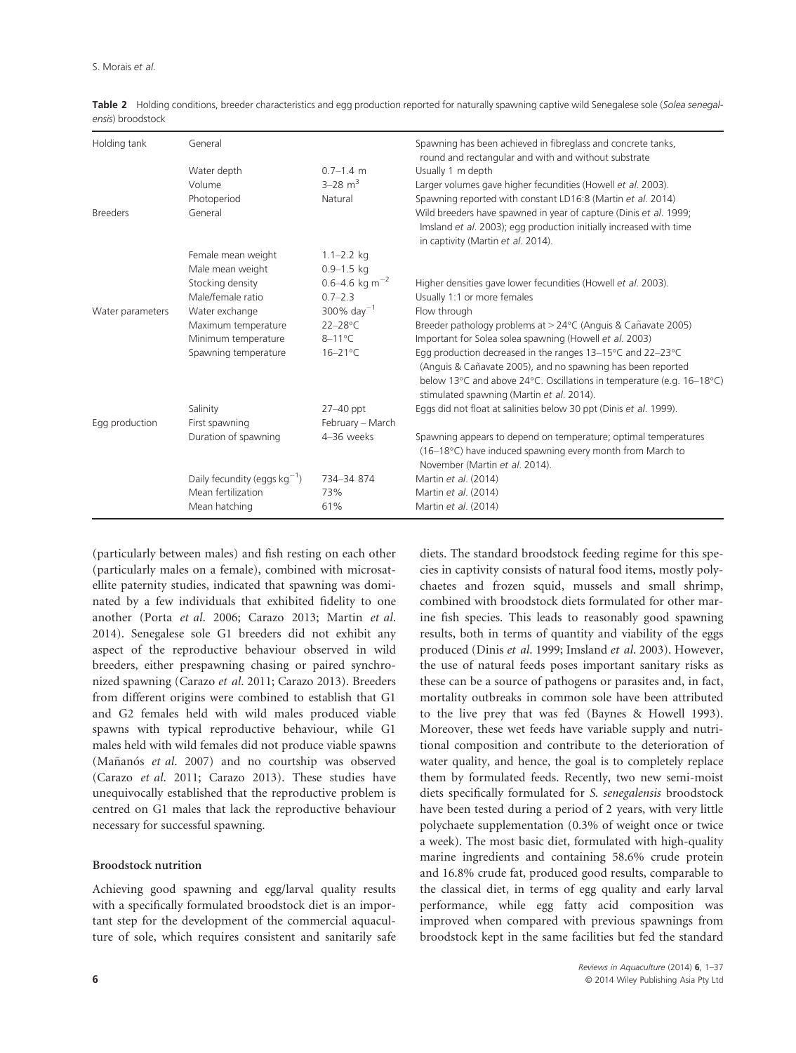**Table 2** Holding conditions, breeder characteristics and egg production reported for naturally spawning captive wild Senegalese sole (*Solea senegalensis*) broodstock

| | | | |
|---|---|---|---|
| Holding tank | General | | Spawning has been achieved in fibreglass and concrete tanks, round and rectangular and with and without substrate |
| | Water depth | 0.7–1.4 m | Usually 1 m depth |
| | Volume | 3–28 $m^3$ | Larger volumes gave higher fecundities (Howell *et al.* 2003). |
| | Photoperiod | Natural | Spawning reported with constant LD16:8 (Martin *et al.* 2014) |
| Breeders | General | | Wild breeders have spawned in year of capture (Dinis *et al.* 1999; Imsland *et al.* 2003); egg production initially increased with time in captivity (Martin *et al.* 2014). |
| | Female mean weight | 1.1–2.2 kg | |
| | Male mean weight | 0.9–1.5 kg | |
| | Stocking density | 0.6–4.6 kg $m^{-2}$ | Higher densities gave lower fecundities (Howell *et al.* 2003). |
| | Male/female ratio | 0.7–2.3 | Usually 1:1 or more females |
| Water parameters | Water exchange | 300% $day^{-1}$ | Flow through |
| | Maximum temperature | 22–28°C | Breeder pathology problems at > 24°C (Anguis & Cañavate 2005) |
| | Minimum temperature | 8–11°C | Important for Solea solea spawning (Howell *et al.* 2003) |
| | Spawning temperature | 16–21°C | Egg production decreased in the ranges 13–15°C and 22–23°C (Anguis & Cañavate 2005), and no spawning has been reported below 13°C and above 24°C. Oscillations in temperature (e.g. 16–18°C) stimulated spawning (Martin *et al.* 2014). |
| | Salinity | 27–40 ppt | Eggs did not float at salinities below 30 ppt (Dinis *et al.* 1999). |
| Egg production | First spawning | February – March | |
| | Duration of spawning | 4–36 weeks | Spawning appears to depend on temperature; optimal temperatures (16–18°C) have induced spawning every month from March to November (Martin *et al.* 2014). |
| | Daily fecundity (eggs $kg^{-1}$) | 734–34 874 | Martin *et al.* (2014) |
| | Mean fertilization | 73% | Martin *et al.* (2014) |
| | Mean hatching | 61% | Martin *et al.* (2014) |

(particularly between males) and fish resting on each other (particularly males on a female), combined with microsatellite paternity studies, indicated that spawning was dominated by a few individuals that exhibited fidelity to one another (Porta *et al.* 2006; Carazo 2013; Martin *et al.* 2014). Senegalese sole G1 breeders did not exhibit any aspect of the reproductive behaviour observed in wild breeders, either prespawning chasing or paired synchronized spawning (Carazo *et al.* 2011; Carazo 2013). Breeders from different origins were combined to establish that G1 and G2 females held with wild males produced viable spawns with typical reproductive behaviour, while G1 males held with wild females did not produce viable spawns (Mañanós *et al.* 2007) and no courtship was observed (Carazo *et al.* 2011; Carazo 2013). These studies have unequivocally established that the reproductive problem is centred on G1 males that lack the reproductive behaviour necessary for successful spawning.

### Broodstock nutrition

Achieving good spawning and egg/larval quality results with a specifically formulated broodstock diet is an important step for the development of the commercial aquaculture of sole, which requires consistent and sanitarily safe diets. The standard broodstock feeding regime for this species in captivity consists of natural food items, mostly polychaetes and frozen squid, mussels and small shrimp, combined with broodstock diets formulated for other marine fish species. This leads to reasonably good spawning results, both in terms of quantity and viability of the eggs produced (Dinis *et al.* 1999; Imsland *et al.* 2003). However, the use of natural feeds poses important sanitary risks as these can be a source of pathogens or parasites and, in fact, mortality outbreaks in common sole have been attributed to the live prey that was fed (Baynes & Howell 1993). Moreover, these wet feeds have variable supply and nutritional composition and contribute to the deterioration of water quality, and hence, the goal is to completely replace them by formulated feeds. Recently, two new semi-moist diets specifically formulated for *S. senegalensis* broodstock have been tested during a period of 2 years, with very little polychaete supplementation (0.3% of weight once or twice a week). The most basic diet, formulated with high-quality marine ingredients and containing 58.6% crude protein and 16.8% crude fat, produced good results, comparable to the classical diet, in terms of egg quality and early larval performance, while egg fatty acid composition was improved when compared with previous spawnings from broodstock kept in the same facilities but fed the standard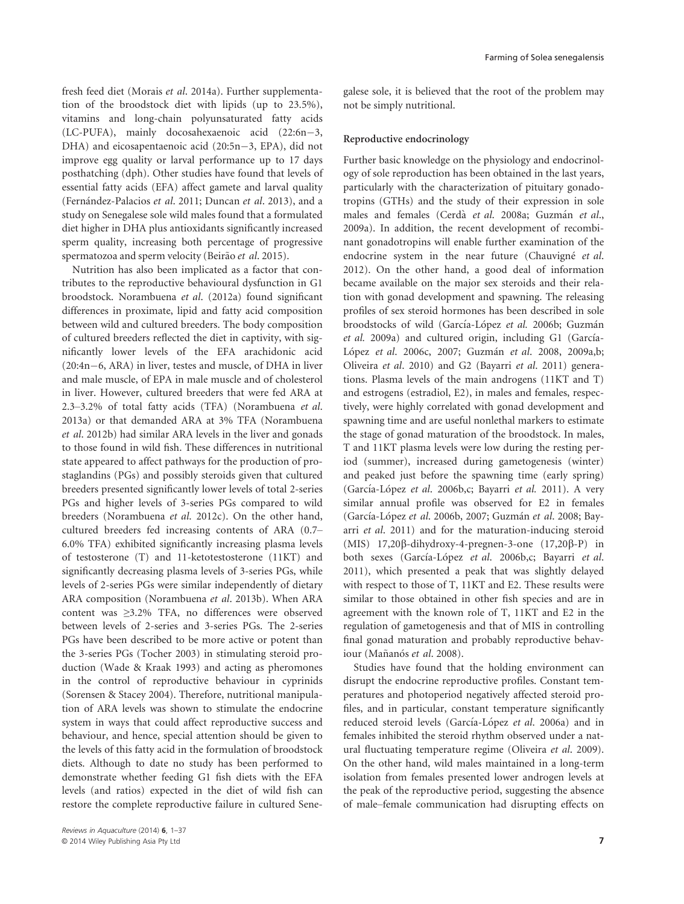fresh feed diet (Morais *et al*. 2014a). Further supplementation of the broodstock diet with lipids (up to 23.5%), vitamins and long-chain polyunsaturated fatty acids (LC-PUFA), mainly docosahexaenoic acid (22:6n−3, DHA) and eicosapentaenoic acid (20:5n−3, EPA), did not improve egg quality or larval performance up to 17 days posthatching (dph). Other studies have found that levels of essential fatty acids (EFA) affect gamete and larval quality (Fernández-Palacios *et al*. 2011; Duncan *et al*. 2013), and a study on Senegalese sole wild males found that a formulated diet higher in DHA plus antioxidants significantly increased sperm quality, increasing both percentage of progressive spermatozoa and sperm velocity (Beirão *et al*. 2015).

Nutrition has also been implicated as a factor that contributes to the reproductive behavioural dysfunction in G1 broodstock. Norambuena *et al*. (2012a) found significant differences in proximate, lipid and fatty acid composition between wild and cultured breeders. The body composition of cultured breeders reflected the diet in captivity, with significantly lower levels of the EFA arachidonic acid (20:4n−6, ARA) in liver, testes and muscle, of DHA in liver and male muscle, of EPA in male muscle and of cholesterol in liver. However, cultured breeders that were fed ARA at 2.3–3.2% of total fatty acids (TFA) (Norambuena *et al*. 2013a) or that demanded ARA at 3% TFA (Norambuena *et al*. 2012b) had similar ARA levels in the liver and gonads to those found in wild fish. These differences in nutritional state appeared to affect pathways for the production of prostaglandins (PGs) and possibly steroids given that cultured breeders presented significantly lower levels of total 2-series PGs and higher levels of 3-series PGs compared to wild breeders (Norambuena *et al*. 2012c). On the other hand, cultured breeders fed increasing contents of ARA (0.7–6.0% TFA) exhibited significantly increasing plasma levels of testosterone (T) and 11-ketotestosterone (11KT) and significantly decreasing plasma levels of 3-series PGs, while levels of 2-series PGs were similar independently of dietary ARA composition (Norambuena *et al*. 2013b). When ARA content was ≥3.2% TFA, no differences were observed between levels of 2-series and 3-series PGs. The 2-series PGs have been described to be more active or potent than the 3-series PGs (Tocher 2003) in stimulating steroid production (Wade & Kraak 1993) and acting as pheromones in the control of reproductive behaviour in cyprinids (Sorensen & Stacey 2004). Therefore, nutritional manipulation of ARA levels was shown to stimulate the endocrine system in ways that could affect reproductive success and behaviour, and hence, special attention should be given to the levels of this fatty acid in the formulation of broodstock diets. Although to date no study has been performed to demonstrate whether feeding G1 fish diets with the EFA levels (and ratios) expected in the diet of wild fish can restore the complete reproductive failure in cultured Senegalese sole, it is believed that the root of the problem may not be simply nutritional.

### Reproductive endocrinology

Further basic knowledge on the physiology and endocrinology of sole reproduction has been obtained in the last years, particularly with the characterization of pituitary gonadotropins (GTHs) and the study of their expression in sole males and females (Cerdà *et al*. 2008a; Guzmán *et al*., 2009a). In addition, the recent development of recombinant gonadotropins will enable further examination of the endocrine system in the near future (Chauvigné *et al*. 2012). On the other hand, a good deal of information became available on the major sex steroids and their relation with gonad development and spawning. The releasing profiles of sex steroid hormones has been described in sole broodstocks of wild (García-López *et al*. 2006b; Guzmán *et al*. 2009a) and cultured origin, including G1 (García-López *et al*. 2006c, 2007; Guzmán *et al*. 2008, 2009a,b; Oliveira *et al*. 2010) and G2 (Bayarri *et al*. 2011) generations. Plasma levels of the main androgens (11KT and T) and estrogens (estradiol, E2), in males and females, respectively, were highly correlated with gonad development and spawning time and are useful nonlethal markers to estimate the stage of gonad maturation of the broodstock. In males, T and 11KT plasma levels were low during the resting period (summer), increased during gametogenesis (winter) and peaked just before the spawning time (early spring) (García-López *et al*. 2006b,c; Bayarri *et al*. 2011). A very similar annual profile was observed for E2 in females (García-López *et al*. 2006b, 2007; Guzmán *et al*. 2008; Bayarri *et al*. 2011) and for the maturation-inducing steroid (MIS) 17,20β-dihydroxy-4-pregnen-3-one (17,20β-P) in both sexes (García-López *et al*. 2006b,c; Bayarri *et al*. 2011), which presented a peak that was slightly delayed with respect to those of T, 11KT and E2. These results were similar to those obtained in other fish species and are in agreement with the known role of T, 11KT and E2 in the regulation of gametogenesis and that of MIS in controlling final gonad maturation and probably reproductive behaviour (Mañanós *et al*. 2008).

Studies have found that the holding environment can disrupt the endocrine reproductive profiles. Constant temperatures and photoperiod negatively affected steroid profiles, and in particular, constant temperature significantly reduced steroid levels (García-López *et al*. 2006a) and in females inhibited the steroid rhythm observed under a natural fluctuating temperature regime (Oliveira *et al*. 2009). On the other hand, wild males maintained in a long-term isolation from females presented lower androgen levels at the peak of the reproductive period, suggesting the absence of male–female communication had disrupting effects on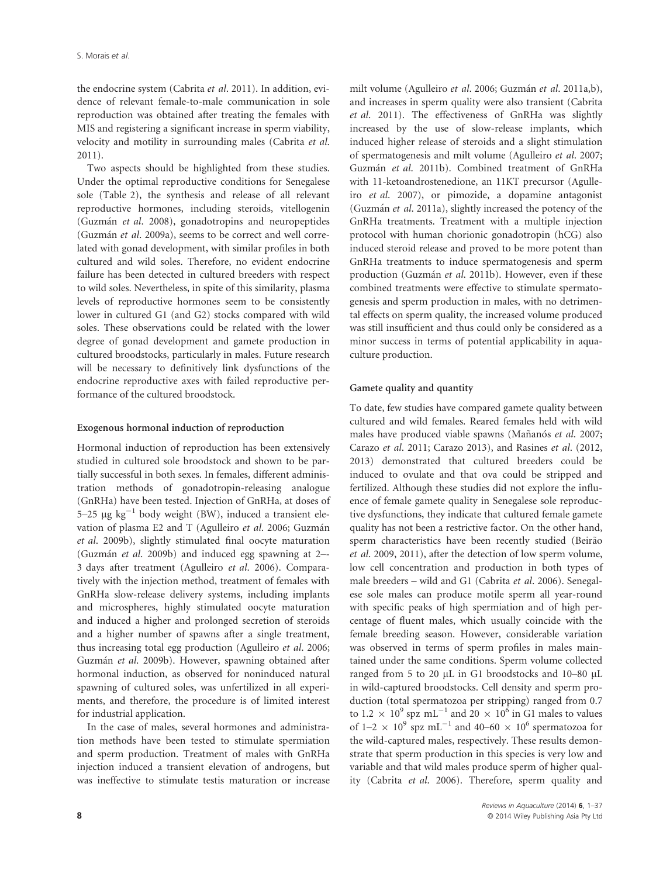the endocrine system (Cabrita *et al*. 2011). In addition, evidence of relevant female-to-male communication in sole reproduction was obtained after treating the females with MIS and registering a significant increase in sperm viability, velocity and motility in surrounding males (Cabrita *et al*. 2011).

Two aspects should be highlighted from these studies. Under the optimal reproductive conditions for Senegalese sole (Table 2), the synthesis and release of all relevant reproductive hormones, including steroids, vitellogenin (Guzmán *et al*. 2008), gonadotropins and neuropeptides (Guzmán *et al*. 2009a), seems to be correct and well correlated with gonad development, with similar profiles in both cultured and wild soles. Therefore, no evident endocrine failure has been detected in cultured breeders with respect to wild soles. Nevertheless, in spite of this similarity, plasma levels of reproductive hormones seem to be consistently lower in cultured G1 (and G2) stocks compared with wild soles. These observations could be related with the lower degree of gonad development and gamete production in cultured broodstocks, particularly in males. Future research will be necessary to definitively link dysfunctions of the endocrine reproductive axes with failed reproductive performance of the cultured broodstock.

#### Exogenous hormonal induction of reproduction

Hormonal induction of reproduction has been extensively studied in cultured sole broodstock and shown to be partially successful in both sexes. In females, different administration methods of gonadotropin-releasing analogue (GnRHa) have been tested. Injection of GnRHa, at doses of 5–25 μg $kg^{-1}$ body weight (BW), induced a transient elevation of plasma E2 and T (Agulleiro *et al*. 2006; Guzmán *et al*. 2009b), slightly stimulated final oocyte maturation (Guzmán *et al*. 2009b) and induced egg spawning at 2–-3 days after treatment (Agulleiro *et al*. 2006). Comparatively with the injection method, treatment of females with GnRHa slow-release delivery systems, including implants and microspheres, highly stimulated oocyte maturation and induced a higher and prolonged secretion of steroids and a higher number of spawns after a single treatment, thus increasing total egg production (Agulleiro *et al*. 2006; Guzmán *et al*. 2009b). However, spawning obtained after hormonal induction, as observed for noninduced natural spawning of cultured soles, was unfertilized in all experiments, and therefore, the procedure is of limited interest for industrial application.

In the case of males, several hormones and administration methods have been tested to stimulate spermiation and sperm production. Treatment of males with GnRHa injection induced a transient elevation of androgens, but was ineffective to stimulate testis maturation or increase milt volume (Agulleiro *et al*. 2006; Guzmán *et al*. 2011a,b), and increases in sperm quality were also transient (Cabrita *et al*. 2011). The effectiveness of GnRHa was slightly increased by the use of slow-release implants, which induced higher release of steroids and a slight stimulation of spermatogenesis and milt volume (Agulleiro *et al*. 2007; Guzmán *et al*. 2011b). Combined treatment of GnRHa with 11-ketoandrostenedione, an 11KT precursor (Agulleiro *et al*. 2007), or pimozide, a dopamine antagonist (Guzmán *et al*. 2011a), slightly increased the potency of the GnRHa treatments. Treatment with a multiple injection protocol with human chorionic gonadotropin (hCG) also induced steroid release and proved to be more potent than GnRHa treatments to induce spermatogenesis and sperm production (Guzmán *et al*. 2011b). However, even if these combined treatments were effective to stimulate spermatogenesis and sperm production in males, with no detrimental effects on sperm quality, the increased volume produced was still insufficient and thus could only be considered as a minor success in terms of potential applicability in aquaculture production.

#### Gamete quality and quantity

To date, few studies have compared gamete quality between cultured and wild females. Reared females held with wild males have produced viable spawns (Mañanós *et al*. 2007; Carazo *et al*. 2011; Carazo 2013), and Rasines *et al*. (2012, 2013) demonstrated that cultured breeders could be induced to ovulate and that ova could be stripped and fertilized. Although these studies did not explore the influence of female gamete quality in Senegalese sole reproductive dysfunctions, they indicate that cultured female gamete quality has not been a restrictive factor. On the other hand, sperm characteristics have been recently studied (Beirão *et al*. 2009, 2011), after the detection of low sperm volume, low cell concentration and production in both types of male breeders – wild and G1 (Cabrita *et al*. 2006). Senegalese sole males can produce motile sperm all year-round with specific peaks of high spermiation and of high percentage of fluent males, which usually coincide with the female breeding season. However, considerable variation was observed in terms of sperm profiles in males maintained under the same conditions. Sperm volume collected ranged from 5 to 20 μL in G1 broodstocks and 10–80 μL in wild-captured broodstocks. Cell density and sperm production (total spermatozoa per stripping) ranged from 0.7 to $1.2 \times 10^9$ spz $mL^{-1}$ and $20 \times 10^6$ in G1 males to values of $1–2 \times 10^9$ spz $mL^{-1}$ and $40–60 \times 10^6$ spermatozoa for the wild-captured males, respectively. These results demonstrate that sperm production in this species is very low and variable and that wild males produce sperm of higher quality (Cabrita *et al*. 2006). Therefore, sperm quality and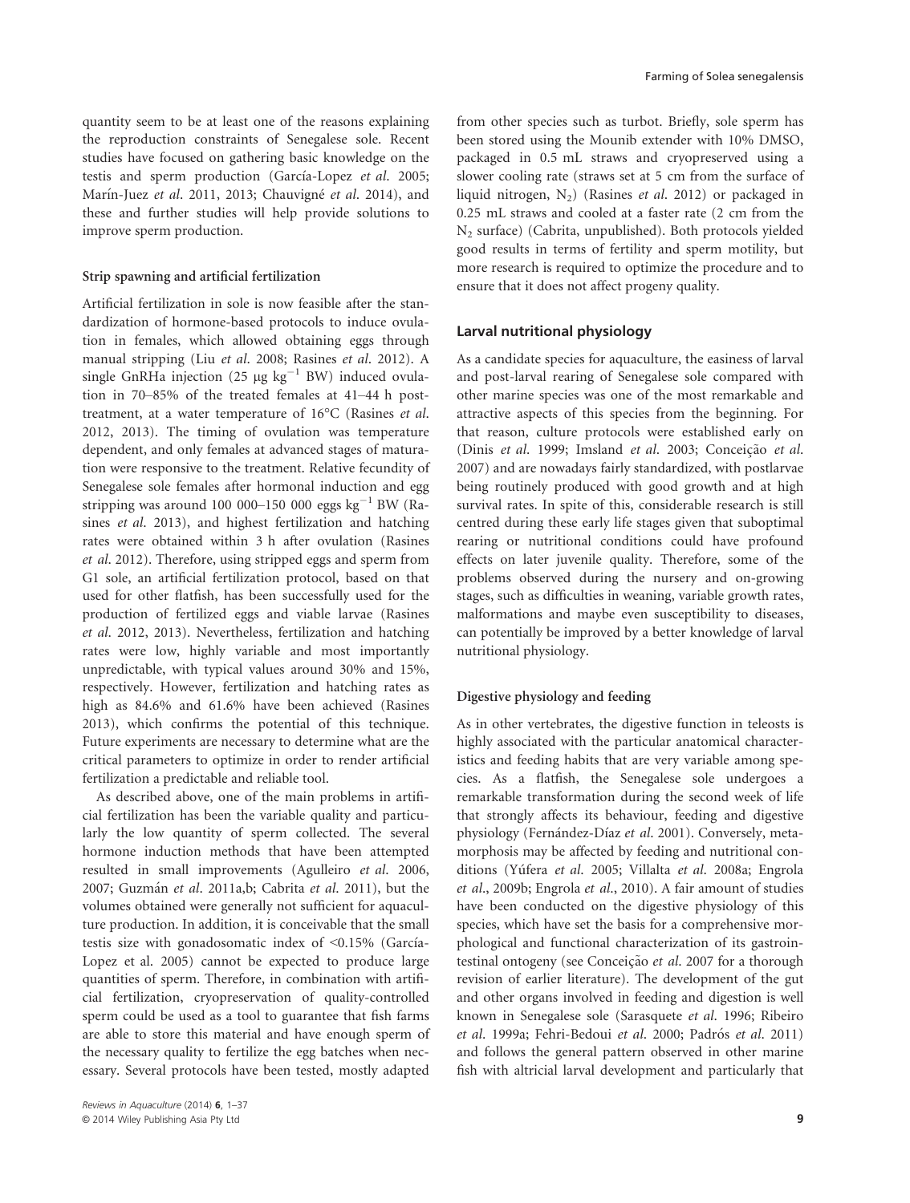quantity seem to be at least one of the reasons explaining the reproduction constraints of Senegalese sole. Recent studies have focused on gathering basic knowledge on the testis and sperm production (García-Lopez *et al.* 2005; Marín-Juez *et al.* 2011, 2013; Chauvigné *et al.* 2014), and these and further studies will help provide solutions to improve sperm production.

### Strip spawning and artificial fertilization

Artificial fertilization in sole is now feasible after the standardization of hormone-based protocols to induce ovulation in females, which allowed obtaining eggs through manual stripping (Liu *et al.* 2008; Rasines *et al.* 2012). A single GnRHa injection (25 μg $kg^{-1}$ BW) induced ovulation in 70–85% of the treated females at 41–44 h post-treatment, at a water temperature of 16°C (Rasines *et al.* 2012, 2013). The timing of ovulation was temperature dependent, and only females at advanced stages of maturation were responsive to the treatment. Relative fecundity of Senegalese sole females after hormonal induction and egg stripping was around 100 000–150 000 eggs $kg^{-1}$ BW (Rasines *et al.* 2013), and highest fertilization and hatching rates were obtained within 3 h after ovulation (Rasines *et al.* 2012). Therefore, using stripped eggs and sperm from G1 sole, an artificial fertilization protocol, based on that used for other flatfish, has been successfully used for the production of fertilized eggs and viable larvae (Rasines *et al.* 2012, 2013). Nevertheless, fertilization and hatching rates were low, highly variable and most importantly unpredictable, with typical values around 30% and 15%, respectively. However, fertilization and hatching rates as high as 84.6% and 61.6% have been achieved (Rasines 2013), which confirms the potential of this technique. Future experiments are necessary to determine what are the critical parameters to optimize in order to render artificial fertilization a predictable and reliable tool.

As described above, one of the main problems in artificial fertilization has been the variable quality and particularly the low quantity of sperm collected. The several hormone induction methods that have been attempted resulted in small improvements (Agulleiro *et al.* 2006, 2007; Guzmán *et al.* 2011a,b; Cabrita *et al.* 2011), but the volumes obtained were generally not sufficient for aquaculture production. In addition, it is conceivable that the small testis size with gonadosomatic index of <0.15% (García-Lopez et al. 2005) cannot be expected to produce large quantities of sperm. Therefore, in combination with artificial fertilization, cryopreservation of quality-controlled sperm could be used as a tool to guarantee that fish farms are able to store this material and have enough sperm of the necessary quality to fertilize the egg batches when necessary. Several protocols have been tested, mostly adapted from other species such as turbot. Briefly, sole sperm has been stored using the Mounib extender with 10% DMSO, packaged in 0.5 mL straws and cryopreserved using a slower cooling rate (straws set at 5 cm from the surface of liquid nitrogen, $N_2$) (Rasines *et al.* 2012) or packaged in 0.25 mL straws and cooled at a faster rate (2 cm from the $N_2$ surface) (Cabrita, unpublished). Both protocols yielded good results in terms of fertility and sperm motility, but more research is required to optimize the procedure and to ensure that it does not affect progeny quality.

## Larval nutritional physiology

As a candidate species for aquaculture, the easiness of larval and post-larval rearing of Senegalese sole compared with other marine species was one of the most remarkable and attractive aspects of this species from the beginning. For that reason, culture protocols were established early on (Dinis *et al.* 1999; Imsland *et al.* 2003; Conceição *et al.* 2007) and are nowadays fairly standardized, with postlarvae being routinely produced with good growth and at high survival rates. In spite of this, considerable research is still centred during these early life stages given that suboptimal rearing or nutritional conditions could have profound effects on later juvenile quality. Therefore, some of the problems observed during the nursery and on-growing stages, such as difficulties in weaning, variable growth rates, malformations and maybe even susceptibility to diseases, can potentially be improved by a better knowledge of larval nutritional physiology.

### Digestive physiology and feeding

As in other vertebrates, the digestive function in teleosts is highly associated with the particular anatomical characteristics and feeding habits that are very variable among species. As a flatfish, the Senegalese sole undergoes a remarkable transformation during the second week of life that strongly affects its behaviour, feeding and digestive physiology (Fernández-Díaz *et al.* 2001). Conversely, metamorphosis may be affected by feeding and nutritional conditions (Yúfera *et al.* 2005; Villalta *et al.* 2008a; Engrola *et al.*, 2009b; Engrola *et al.*, 2010). A fair amount of studies have been conducted on the digestive physiology of this species, which have set the basis for a comprehensive morphological and functional characterization of its gastrointestinal ontogeny (see Conceição *et al.* 2007 for a thorough revision of earlier literature). The development of the gut and other organs involved in feeding and digestion is well known in Senegalese sole (Sarasquete *et al.* 1996; Ribeiro *et al.* 1999a; Fehri-Bedoui *et al.* 2000; Padrós *et al.* 2011) and follows the general pattern observed in other marine fish with altricial larval development and particularly that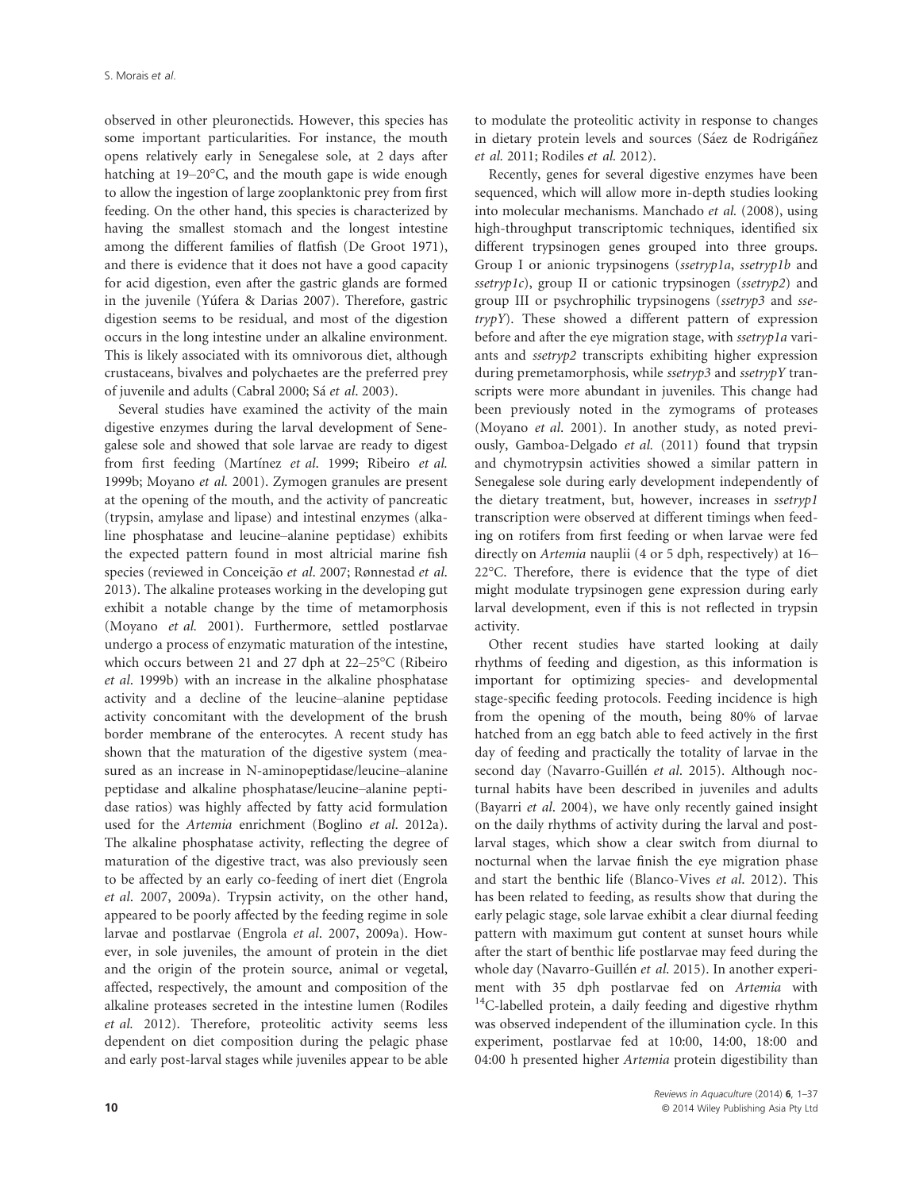observed in other pleuronectids. However, this species has some important particularities. For instance, the mouth opens relatively early in Senegalese sole, at 2 days after hatching at 19–20°C, and the mouth gape is wide enough to allow the ingestion of large zooplanktonic prey from first feeding. On the other hand, this species is characterized by having the smallest stomach and the longest intestine among the different families of flatfish (De Groot 1971), and there is evidence that it does not have a good capacity for acid digestion, even after the gastric glands are formed in the juvenile (Yúfera & Darias 2007). Therefore, gastric digestion seems to be residual, and most of the digestion occurs in the long intestine under an alkaline environment. This is likely associated with its omnivorous diet, although crustaceans, bivalves and polychaetes are the preferred prey of juvenile and adults (Cabral 2000; Sá *et al*. 2003).

Several studies have examined the activity of the main digestive enzymes during the larval development of Senegalese sole and showed that sole larvae are ready to digest from first feeding (Martínez *et al*. 1999; Ribeiro *et al*. 1999b; Moyano *et al*. 2001). Zymogen granules are present at the opening of the mouth, and the activity of pancreatic (trypsin, amylase and lipase) and intestinal enzymes (alkaline phosphatase and leucine–alanine peptidase) exhibits the expected pattern found in most altricial marine fish species (reviewed in Conceição *et al*. 2007; Rønnestad *et al*. 2013). The alkaline proteases working in the developing gut exhibit a notable change by the time of metamorphosis (Moyano *et al*. 2001). Furthermore, settled postlarvae undergo a process of enzymatic maturation of the intestine, which occurs between 21 and 27 dph at 22–25°C (Ribeiro *et al*. 1999b) with an increase in the alkaline phosphatase activity and a decline of the leucine–alanine peptidase activity concomitant with the development of the brush border membrane of the enterocytes. A recent study has shown that the maturation of the digestive system (measured as an increase in N-aminopeptidase/leucine–alanine peptidase and alkaline phosphatase/leucine–alanine peptidase ratios) was highly affected by fatty acid formulation used for the *Artemia* enrichment (Boglino *et al*. 2012a). The alkaline phosphatase activity, reflecting the degree of maturation of the digestive tract, was also previously seen to be affected by an early co-feeding of inert diet (Engrola *et al*. 2007, 2009a). Trypsin activity, on the other hand, appeared to be poorly affected by the feeding regime in sole larvae and postlarvae (Engrola *et al*. 2007, 2009a). However, in sole juveniles, the amount of protein in the diet and the origin of the protein source, animal or vegetal, affected, respectively, the amount and composition of the alkaline proteases secreted in the intestine lumen (Rodiles *et al*. 2012). Therefore, proteolitic activity seems less dependent on diet composition during the pelagic phase and early post-larval stages while juveniles appear to be able to modulate the proteolitic activity in response to changes in dietary protein levels and sources (Sáez de Rodrigáñez *et al*. 2011; Rodiles *et al*. 2012).

Recently, genes for several digestive enzymes have been sequenced, which will allow more in-depth studies looking into molecular mechanisms. Manchado *et al*. (2008), using high-throughput transcriptomic techniques, identified six different trypsinogen genes grouped into three groups. Group I or anionic trypsinogens (*ssetryp1a*, *ssetryp1b* and *ssetryp1c*), group II or cationic trypsinogen (*ssetryp2*) and group III or psychrophilic trypsinogens (*ssetryp3* and *ssetrypY*). These showed a different pattern of expression before and after the eye migration stage, with *ssetryp1a* variants and *ssetryp2* transcripts exhibiting higher expression during premetamorphosis, while *ssetryp3* and *ssetrypY* transcripts were more abundant in juveniles. This change had been previously noted in the zymograms of proteases (Moyano *et al*. 2001). In another study, as noted previously, Gamboa-Delgado *et al*. (2011) found that trypsin and chymotrypsin activities showed a similar pattern in Senegalese sole during early development independently of the dietary treatment, but, however, increases in *ssetryp1* transcription were observed at different timings when feeding on rotifers from first feeding or when larvae were fed directly on *Artemia* nauplii (4 or 5 dph, respectively) at 16–22°C. Therefore, there is evidence that the type of diet might modulate trypsinogen gene expression during early larval development, even if this is not reflected in trypsin activity.

Other recent studies have started looking at daily rhythms of feeding and digestion, as this information is important for optimizing species- and developmental stage-specific feeding protocols. Feeding incidence is high from the opening of the mouth, being 80% of larvae hatched from an egg batch able to feed actively in the first day of feeding and practically the totality of larvae in the second day (Navarro-Guillén *et al*. 2015). Although nocturnal habits have been described in juveniles and adults (Bayarri *et al*. 2004), we have only recently gained insight on the daily rhythms of activity during the larval and postlarval stages, which show a clear switch from diurnal to nocturnal when the larvae finish the eye migration phase and start the benthic life (Blanco-Vives *et al*. 2012). This has been related to feeding, as results show that during the early pelagic stage, sole larvae exhibit a clear diurnal feeding pattern with maximum gut content at sunset hours while after the start of benthic life postlarvae may feed during the whole day (Navarro-Guillén *et al*. 2015). In another experiment with 35 dph postlarvae fed on *Artemia* with $^{14}$C-labelled protein, a daily feeding and digestive rhythm was observed independent of the illumination cycle. In this experiment, postlarvae fed at 10:00, 14:00, 18:00 and 04:00 h presented higher *Artemia* protein digestibility than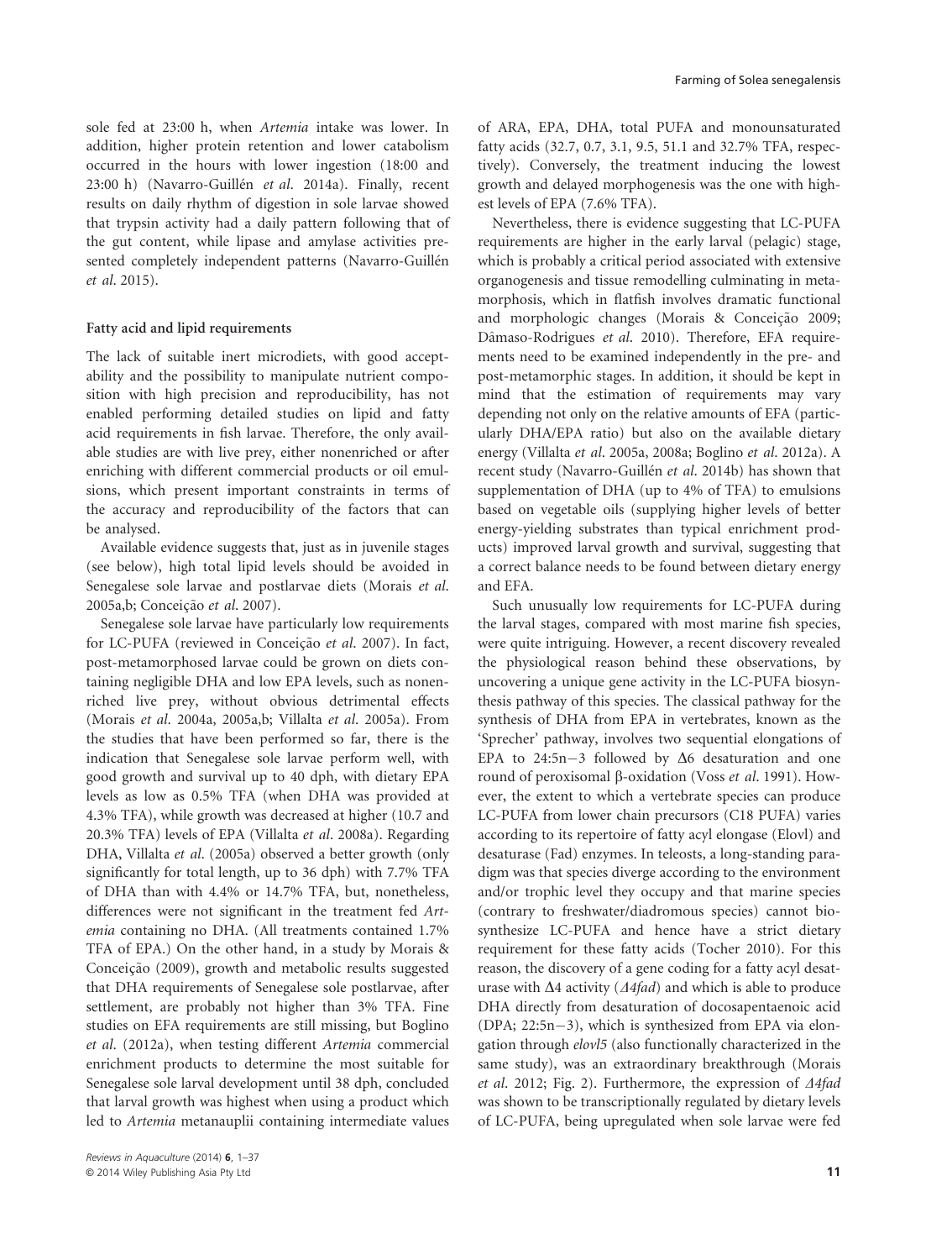sole fed at 23:00 h, when *Artemia* intake was lower. In addition, higher protein retention and lower catabolism occurred in the hours with lower ingestion (18:00 and 23:00 h) (Navarro-Guillén *et al.* 2014a). Finally, recent results on daily rhythm of digestion in sole larvae showed that trypsin activity had a daily pattern following that of the gut content, while lipase and amylase activities presented completely independent patterns (Navarro-Guillén *et al.* 2015).

### Fatty acid and lipid requirements

The lack of suitable inert microdiets, with good acceptability and the possibility to manipulate nutrient composition with high precision and reproducibility, has not enabled performing detailed studies on lipid and fatty acid requirements in fish larvae. Therefore, the only available studies are with live prey, either nonenriched or after enriching with different commercial products or oil emulsions, which present important constraints in terms of the accuracy and reproducibility of the factors that can be analysed.

Available evidence suggests that, just as in juvenile stages (see below), high total lipid levels should be avoided in Senegalese sole larvae and postlarvae diets (Morais *et al.* 2005a,b; Conceição *et al.* 2007).

Senegalese sole larvae have particularly low requirements for LC-PUFA (reviewed in Conceição *et al.* 2007). In fact, post-metamorphosed larvae could be grown on diets containing negligible DHA and low EPA levels, such as nonenriched live prey, without obvious detrimental effects (Morais *et al.* 2004a, 2005a,b; Villalta *et al.* 2005a). From the studies that have been performed so far, there is the indication that Senegalese sole larvae perform well, with good growth and survival up to 40 dph, with dietary EPA levels as low as 0.5% TFA (when DHA was provided at 4.3% TFA), while growth was decreased at higher (10.7 and 20.3% TFA) levels of EPA (Villalta *et al.* 2008a). Regarding DHA, Villalta *et al.* (2005a) observed a better growth (only significantly for total length, up to 36 dph) with 7.7% TFA of DHA than with 4.4% or 14.7% TFA, but, nonetheless, differences were not significant in the treatment fed *Artemia* containing no DHA. (All treatments contained 1.7% TFA of EPA.) On the other hand, in a study by Morais & Conceição (2009), growth and metabolic results suggested that DHA requirements of Senegalese sole postlarvae, after settlement, are probably not higher than 3% TFA. Fine studies on EFA requirements are still missing, but Boglino *et al.* (2012a), when testing different *Artemia* commercial enrichment products to determine the most suitable for Senegalese sole larval development until 38 dph, concluded that larval growth was highest when using a product which led to *Artemia* metanauplii containing intermediate values of ARA, EPA, DHA, total PUFA and monounsaturated fatty acids (32.7, 0.7, 3.1, 9.5, 51.1 and 32.7% TFA, respectively). Conversely, the treatment inducing the lowest growth and delayed morphogenesis was the one with highest levels of EPA (7.6% TFA).

Nevertheless, there is evidence suggesting that LC-PUFA requirements are higher in the early larval (pelagic) stage, which is probably a critical period associated with extensive organogenesis and tissue remodelling culminating in metamorphosis, which in flatfish involves dramatic functional and morphologic changes (Morais & Conceição 2009; Dâmaso-Rodrigues *et al.* 2010). Therefore, EFA requirements need to be examined independently in the pre- and post-metamorphic stages. In addition, it should be kept in mind that the estimation of requirements may vary depending not only on the relative amounts of EFA (particularly DHA/EPA ratio) but also on the available dietary energy (Villalta *et al.* 2005a, 2008a; Boglino *et al.* 2012a). A recent study (Navarro-Guillén *et al.* 2014b) has shown that supplementation of DHA (up to 4% of TFA) to emulsions based on vegetable oils (supplying higher levels of better energy-yielding substrates than typical enrichment products) improved larval growth and survival, suggesting that a correct balance needs to be found between dietary energy and EFA.

Such unusually low requirements for LC-PUFA during the larval stages, compared with most marine fish species, were quite intriguing. However, a recent discovery revealed the physiological reason behind these observations, by uncovering a unique gene activity in the LC-PUFA biosynthesis pathway of this species. The classical pathway for the synthesis of DHA from EPA in vertebrates, known as the 'Sprecher' pathway, involves two sequential elongations of EPA to 24:5n−3 followed by Δ6 desaturation and one round of peroxisomal β-oxidation (Voss *et al.* 1991). However, the extent to which a vertebrate species can produce LC-PUFA from lower chain precursors (C18 PUFA) varies according to its repertoire of fatty acyl elongase (Elovl) and desaturase (Fad) enzymes. In teleosts, a long-standing paradigm was that species diverge according to the environment and/or trophic level they occupy and that marine species (contrary to freshwater/diadromous species) cannot biosynthesize LC-PUFA and hence have a strict dietary requirement for these fatty acids (Tocher 2010). For this reason, the discovery of a gene coding for a fatty acyl desaturase with Δ4 activity (*Δ4fad*) and which is able to produce DHA directly from desaturation of docosapentaenoic acid (DPA; 22:5n−3), which is synthesized from EPA via elongation through *elovl5* (also functionally characterized in the same study), was an extraordinary breakthrough (Morais *et al.* 2012; Fig. 2). Furthermore, the expression of *Δ4fad* was shown to be transcriptionally regulated by dietary levels of LC-PUFA, being upregulated when sole larvae were fed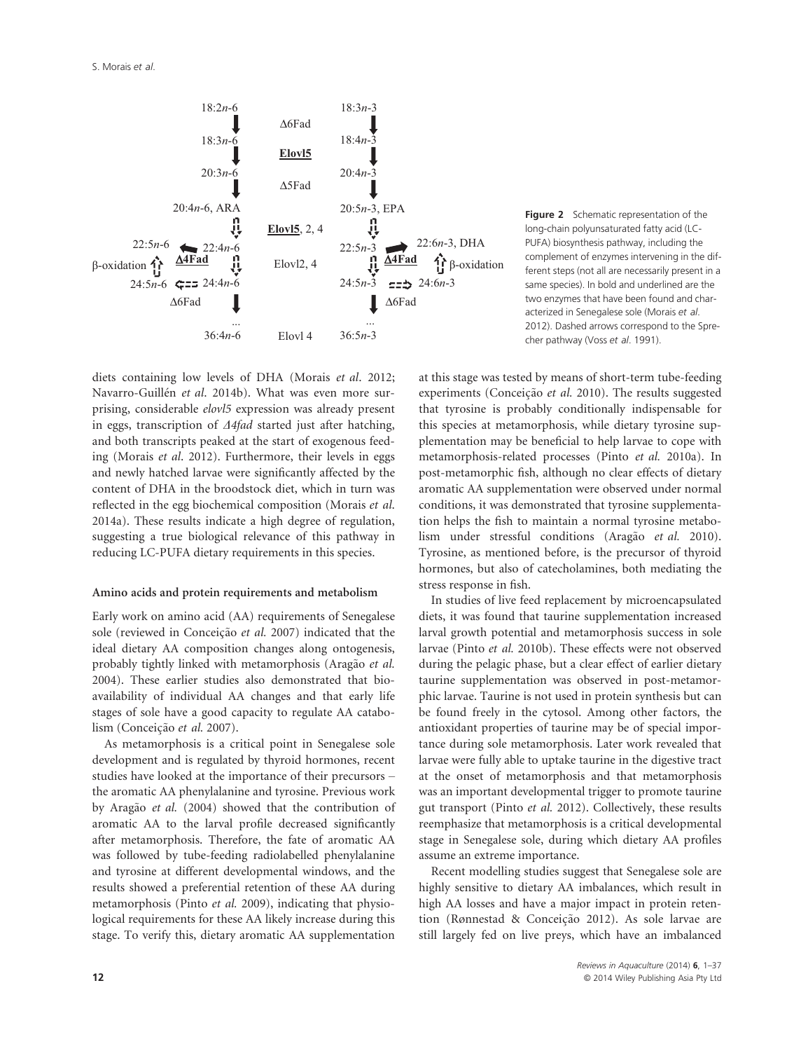**Figure 2** Schematic representation of the long-chain polyunsaturated fatty acid (LC-PUFA) biosynthesis pathway, including the complement of enzymes intervening in the different steps (not all are necessarily present in a same species). In bold and underlined are the two enzymes that have been found and characterized in Senegalese sole (Morais *et al*. 2012). Dashed arrows correspond to the Sprecher pathway (Voss *et al*. 1991).

diets containing low levels of DHA (Morais *et al*. 2012; Navarro-Guillén *et al*. 2014b). What was even more surprising, considerable *elovl5* expression was already present in eggs, transcription of *Δ4fad* started just after hatching, and both transcripts peaked at the start of exogenous feeding (Morais *et al*. 2012). Furthermore, their levels in eggs and newly hatched larvae were significantly affected by the content of DHA in the broodstock diet, which in turn was reflected in the egg biochemical composition (Morais *et al.* 2014a). These results indicate a high degree of regulation, suggesting a true biological relevance of this pathway in reducing LC-PUFA dietary requirements in this species.

### Amino acids and protein requirements and metabolism

Early work on amino acid (AA) requirements of Senegalese sole (reviewed in Conceição *et al.* 2007) indicated that the ideal dietary AA composition changes along ontogenesis, probably tightly linked with metamorphosis (Aragão *et al.* 2004). These earlier studies also demonstrated that bioavailability of individual AA changes and that early life stages of sole have a good capacity to regulate AA catabolism (Conceição *et al.* 2007).

As metamorphosis is a critical point in Senegalese sole development and is regulated by thyroid hormones, recent studies have looked at the importance of their precursors – the aromatic AA phenylalanine and tyrosine. Previous work by Aragão *et al.* (2004) showed that the contribution of aromatic AA to the larval profile decreased significantly after metamorphosis. Therefore, the fate of aromatic AA was followed by tube-feeding radiolabelled phenylalanine and tyrosine at different developmental windows, and the results showed a preferential retention of these AA during metamorphosis (Pinto *et al.* 2009), indicating that physiological requirements for these AA likely increase during this stage. To verify this, dietary aromatic AA supplementation at this stage was tested by means of short-term tube-feeding experiments (Conceição *et al.* 2010). The results suggested that tyrosine is probably conditionally indispensable for this species at metamorphosis, while dietary tyrosine supplementation may be beneficial to help larvae to cope with metamorphosis-related processes (Pinto *et al.* 2010a). In post-metamorphic fish, although no clear effects of dietary aromatic AA supplementation were observed under normal conditions, it was demonstrated that tyrosine supplementation helps the fish to maintain a normal tyrosine metabolism under stressful conditions (Aragão *et al.* 2010). Tyrosine, as mentioned before, is the precursor of thyroid hormones, but also of catecholamines, both mediating the stress response in fish.

In studies of live feed replacement by microencapsulated diets, it was found that taurine supplementation increased larval growth potential and metamorphosis success in sole larvae (Pinto *et al.* 2010b). These effects were not observed during the pelagic phase, but a clear effect of earlier dietary taurine supplementation was observed in post-metamorphic larvae. Taurine is not used in protein synthesis but can be found freely in the cytosol. Among other factors, the antioxidant properties of taurine may be of special importance during sole metamorphosis. Later work revealed that larvae were fully able to uptake taurine in the digestive tract at the onset of metamorphosis and that metamorphosis was an important developmental trigger to promote taurine gut transport (Pinto *et al.* 2012). Collectively, these results reemphasize that metamorphosis is a critical developmental stage in Senegalese sole, during which dietary AA profiles assume an extreme importance.

Recent modelling studies suggest that Senegalese sole are highly sensitive to dietary AA imbalances, which result in high AA losses and have a major impact in protein retention (Rønnestad & Conceição 2012). As sole larvae are still largely fed on live preys, which have an imbalanced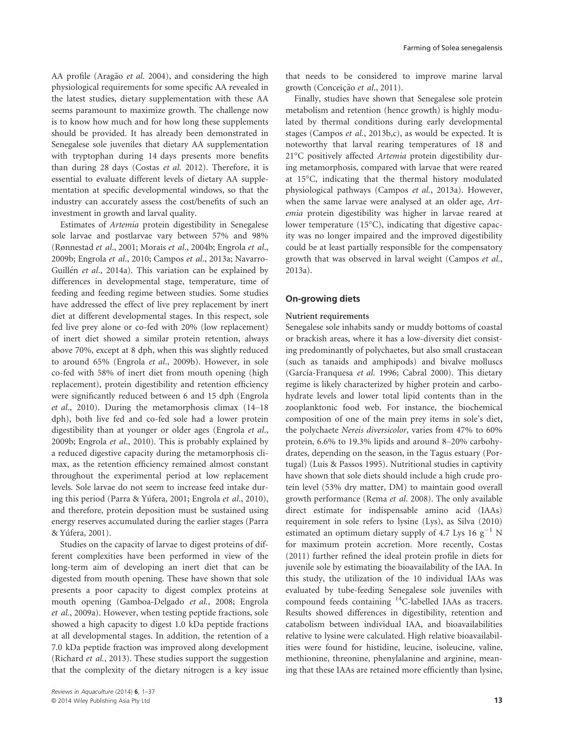AA profile (Aragão *et al.* 2004), and considering the high physiological requirements for some specific AA revealed in the latest studies, dietary supplementation with these AA seems paramount to maximize growth. The challenge now is to know how much and for how long these supplements should be provided. It has already been demonstrated in Senegalese sole juveniles that dietary AA supplementation with tryptophan during 14 days presents more benefits than during 28 days (Costas *et al.* 2012). Therefore, it is essential to evaluate different levels of dietary AA supplementation at specific developmental windows, so that the industry can accurately assess the cost/benefits of such an investment in growth and larval quality.

Estimates of *Artemia* protein digestibility in Senegalese sole larvae and postlarvae vary between 57% and 98% (Rønnestad *et al.*, 2001; Morais *et al.*, 2004b; Engrola *et al.*, 2009b; Engrola *et al.*, 2010; Campos *et al.*, 2013a; Navarro-Guillén *et al.*, 2014a). This variation can be explained by differences in developmental stage, temperature, time of feeding and feeding regime between studies. Some studies have addressed the effect of live prey replacement by inert diet at different developmental stages. In this respect, sole fed live prey alone or co-fed with 20% (low replacement) of inert diet showed a similar protein retention, always above 70%, except at 8 dph, when this was slightly reduced to around 65% (Engrola *et al.*, 2009b). However, in sole co-fed with 58% of inert diet from mouth opening (high replacement), protein digestibility and retention efficiency were significantly reduced between 6 and 15 dph (Engrola *et al.*, 2010). During the metamorphosis climax (14–18 dph), both live fed and co-fed sole had a lower protein digestibility than at younger or older ages (Engrola *et al.*, 2009b; Engrola *et al.*, 2010). This is probably explained by a reduced digestive capacity during the metamorphosis climax, as the retention efficiency remained almost constant throughout the experimental period at low replacement levels. Sole larvae do not seem to increase feed intake during this period (Parra & Yúfera, 2001; Engrola *et al.*, 2010), and therefore, protein deposition must be sustained using energy reserves accumulated during the earlier stages (Parra & Yúfera, 2001).

Studies on the capacity of larvae to digest proteins of different complexities have been performed in view of the long-term aim of developing an inert diet that can be digested from mouth opening. These have shown that sole presents a poor capacity to digest complex proteins at mouth opening (Gamboa-Delgado *et al.*, 2008; Engrola *et al.*, 2009a). However, when testing peptide fractions, sole showed a high capacity to digest 1.0 kDa peptide fractions at all developmental stages. In addition, the retention of a 7.0 kDa peptide fraction was improved along development (Richard *et al.*, 2013). These studies support the suggestion that the complexity of the dietary nitrogen is a key issue that needs to be considered to improve marine larval growth (Conceição *et al.*, 2011).

Finally, studies have shown that Senegalese sole protein metabolism and retention (hence growth) is highly modulated by thermal conditions during early developmental stages (Campos *et al.*, 2013b,c), as would be expected. It is noteworthy that larval rearing temperatures of 18 and 21°C positively affected *Artemia* protein digestibility during metamorphosis, compared with larvae that were reared at 15°C, indicating that the thermal history modulated physiological pathways (Campos *et al.*, 2013a). However, when the same larvae were analysed at an older age, *Artemia* protein digestibility was higher in larvae reared at lower temperature (15°C), indicating that digestive capacity was no longer impaired and the improved digestibility could be at least partially responsible for the compensatory growth that was observed in larval weight (Campos *et al.*, 2013a).

## On-growing diets

### Nutrient requirements

Senegalese sole inhabits sandy or muddy bottoms of coastal or brackish areas, where it has a low-diversity diet consisting predominantly of polychaetes, but also small crustacean (such as tanaids and amphipods) and bivalve molluscs (García-Franquesa *et al.* 1996; Cabral 2000). This dietary regime is likely characterized by higher protein and carbohydrate levels and lower total lipid contents than in the zooplanktonic food web. For instance, the biochemical composition of one of the main prey items in sole's diet, the polychaete *Nereis diversicolor*, varies from 47% to 60% protein, 6.6% to 19.3% lipids and around 8–20% carbohydrates, depending on the season, in the Tagus estuary (Portugal) (Luis & Passos 1995). Nutritional studies in captivity have shown that sole diets should include a high crude protein level (53% dry matter, DM) to maintain good overall growth performance (Rema *et al.* 2008). The only available direct estimate for indispensable amino acid (IAAs) requirement in sole refers to lysine (Lys), as Silva (2010) estimated an optimum dietary supply of 4.7 Lys 16 $g^{-1}$ N for maximum protein accretion. More recently, Costas (2011) further refined the ideal protein profile in diets for juvenile sole by estimating the bioavailability of the IAA. In this study, the utilization of the 10 individual IAAs was evaluated by tube-feeding Senegalese sole juveniles with compound feeds containing $^{14}C$-labelled IAAs as tracers. Results showed differences in digestibility, retention and catabolism between individual IAA, and bioavailabilities relative to lysine were calculated. High relative bioavailabilities were found for histidine, leucine, isoleucine, valine, methionine, threonine, phenylalanine and arginine, meaning that these IAAs are retained more efficiently than lysine,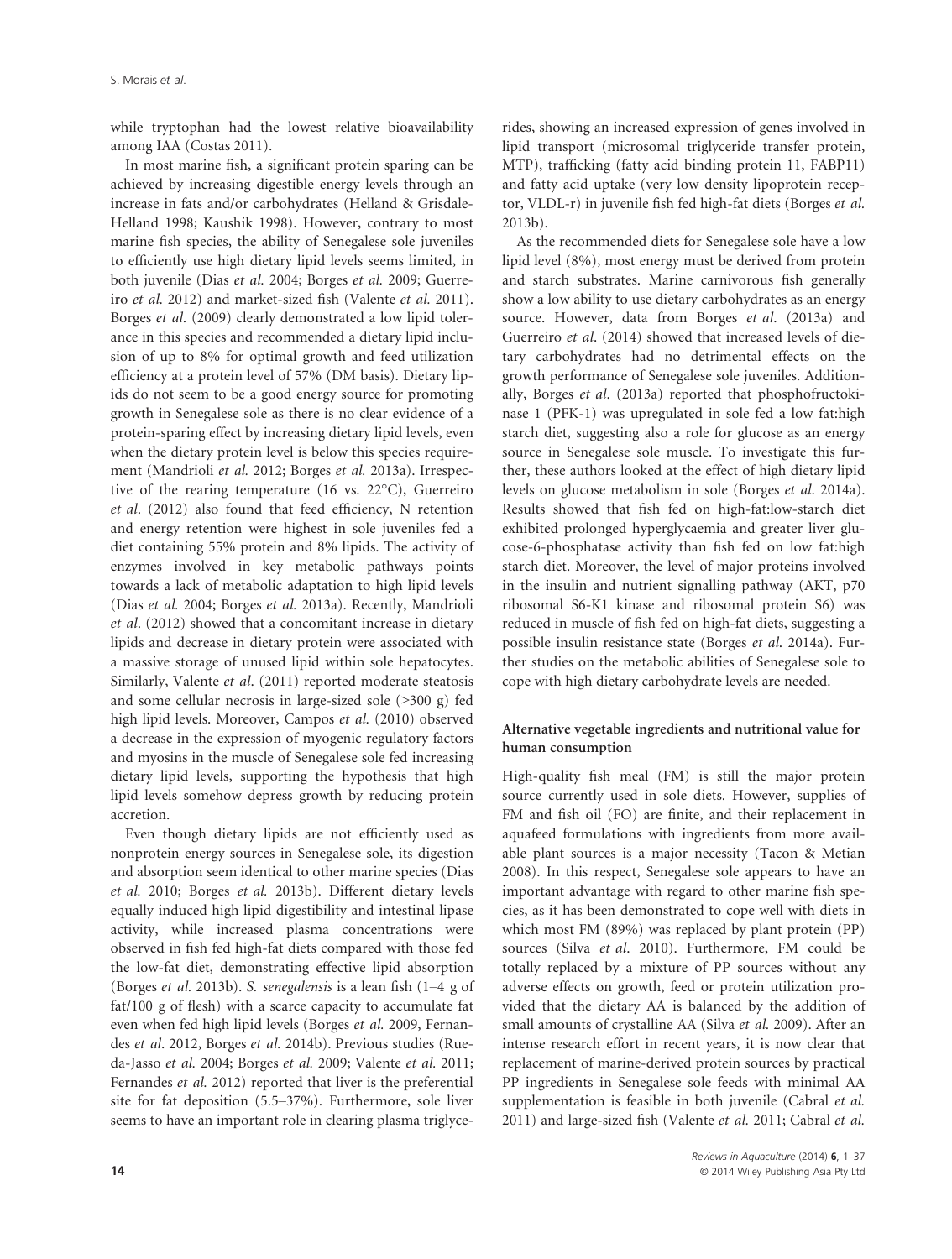while tryptophan had the lowest relative bioavailability among IAA (Costas 2011).

In most marine fish, a significant protein sparing can be achieved by increasing digestible energy levels through an increase in fats and/or carbohydrates (Helland & Grisdale-Helland 1998; Kaushik 1998). However, contrary to most marine fish species, the ability of Senegalese sole juveniles to efficiently use high dietary lipid levels seems limited, in both juvenile (Dias *et al.* 2004; Borges *et al.* 2009; Guerreiro *et al.* 2012) and market-sized fish (Valente *et al.* 2011). Borges *et al*. (2009) clearly demonstrated a low lipid tolerance in this species and recommended a dietary lipid inclusion of up to 8% for optimal growth and feed utilization efficiency at a protein level of 57% (DM basis). Dietary lipids do not seem to be a good energy source for promoting growth in Senegalese sole as there is no clear evidence of a protein-sparing effect by increasing dietary lipid levels, even when the dietary protein level is below this species requirement (Mandrioli *et al.* 2012; Borges *et al.* 2013a). Irrespective of the rearing temperature (16 vs. 22°C), Guerreiro *et al*. (2012) also found that feed efficiency, N retention and energy retention were highest in sole juveniles fed a diet containing 55% protein and 8% lipids. The activity of enzymes involved in key metabolic pathways points towards a lack of metabolic adaptation to high lipid levels (Dias *et al.* 2004; Borges *et al.* 2013a). Recently, Mandrioli *et al*. (2012) showed that a concomitant increase in dietary lipids and decrease in dietary protein were associated with a massive storage of unused lipid within sole hepatocytes. Similarly, Valente *et al*. (2011) reported moderate steatosis and some cellular necrosis in large-sized sole (>300 g) fed high lipid levels. Moreover, Campos *et al.* (2010) observed a decrease in the expression of myogenic regulatory factors and myosins in the muscle of Senegalese sole fed increasing dietary lipid levels, supporting the hypothesis that high lipid levels somehow depress growth by reducing protein accretion.

Even though dietary lipids are not efficiently used as nonprotein energy sources in Senegalese sole, its digestion and absorption seem identical to other marine species (Dias *et al.* 2010; Borges *et al.* 2013b). Different dietary levels equally induced high lipid digestibility and intestinal lipase activity, while increased plasma concentrations were observed in fish fed high-fat diets compared with those fed the low-fat diet, demonstrating effective lipid absorption (Borges *et al.* 2013b). *S. senegalensis* is a lean fish (1–4 g of fat/100 g of flesh) with a scarce capacity to accumulate fat even when fed high lipid levels (Borges *et al.* 2009, Fernandes *et al*. 2012, Borges *et al.* 2014b). Previous studies (Rueda-Jasso *et al.* 2004; Borges *et al.* 2009; Valente *et al.* 2011; Fernandes *et al.* 2012) reported that liver is the preferential site for fat deposition (5.5–37%). Furthermore, sole liver seems to have an important role in clearing plasma triglycerides, showing an increased expression of genes involved in lipid transport (microsomal triglyceride transfer protein, MTP), trafficking (fatty acid binding protein 11, FABP11) and fatty acid uptake (very low density lipoprotein receptor, VLDL-r) in juvenile fish fed high-fat diets (Borges *et al.* 2013b).

As the recommended diets for Senegalese sole have a low lipid level (8%), most energy must be derived from protein and starch substrates. Marine carnivorous fish generally show a low ability to use dietary carbohydrates as an energy source. However, data from Borges *et al*. (2013a) and Guerreiro *et al*. (2014) showed that increased levels of dietary carbohydrates had no detrimental effects on the growth performance of Senegalese sole juveniles. Additionally, Borges *et al*. (2013a) reported that phosphofructokinase 1 (PFK-1) was upregulated in sole fed a low fat:high starch diet, suggesting also a role for glucose as an energy source in Senegalese sole muscle. To investigate this further, these authors looked at the effect of high dietary lipid levels on glucose metabolism in sole (Borges *et al*. 2014a). Results showed that fish fed on high-fat:low-starch diet exhibited prolonged hyperglycaemia and greater liver glucose-6-phosphatase activity than fish fed on low fat:high starch diet. Moreover, the level of major proteins involved in the insulin and nutrient signalling pathway (AKT, p70 ribosomal S6-K1 kinase and ribosomal protein S6) was reduced in muscle of fish fed on high-fat diets, suggesting a possible insulin resistance state (Borges *et al.* 2014a). Further studies on the metabolic abilities of Senegalese sole to cope with high dietary carbohydrate levels are needed.

### Alternative vegetable ingredients and nutritional value for human consumption

High-quality fish meal (FM) is still the major protein source currently used in sole diets. However, supplies of FM and fish oil (FO) are finite, and their replacement in aquafeed formulations with ingredients from more available plant sources is a major necessity (Tacon & Metian 2008). In this respect, Senegalese sole appears to have an important advantage with regard to other marine fish species, as it has been demonstrated to cope well with diets in which most FM (89%) was replaced by plant protein (PP) sources (Silva *et al*. 2010). Furthermore, FM could be totally replaced by a mixture of PP sources without any adverse effects on growth, feed or protein utilization provided that the dietary AA is balanced by the addition of small amounts of crystalline AA (Silva *et al.* 2009). After an intense research effort in recent years, it is now clear that replacement of marine-derived protein sources by practical PP ingredients in Senegalese sole feeds with minimal AA supplementation is feasible in both juvenile (Cabral *et al.* 2011) and large-sized fish (Valente *et al.* 2011; Cabral *et al.*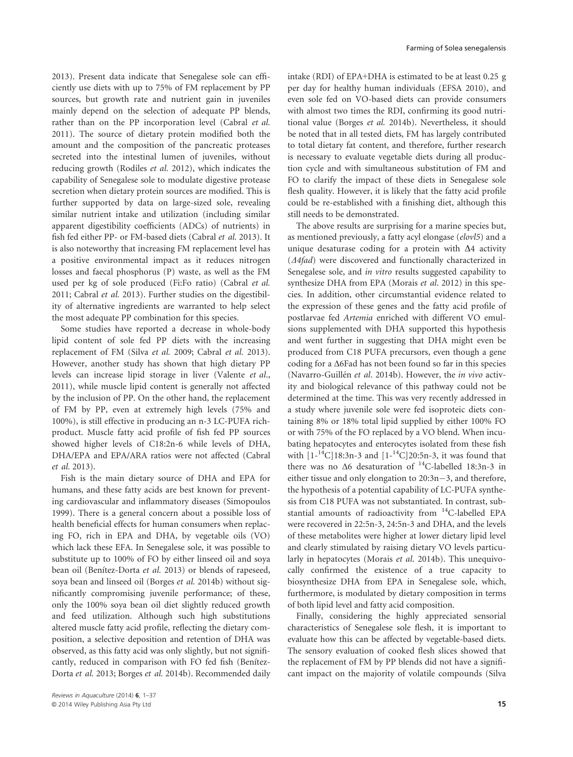2013). Present data indicate that Senegalese sole can efficiently use diets with up to 75% of FM replacement by PP sources, but growth rate and nutrient gain in juveniles mainly depend on the selection of adequate PP blends, rather than on the PP incorporation level (Cabral *et al.* 2011). The source of dietary protein modified both the amount and the composition of the pancreatic proteases secreted into the intestinal lumen of juveniles, without reducing growth (Rodiles *et al.* 2012), which indicates the capability of Senegalese sole to modulate digestive protease secretion when dietary protein sources are modified. This is further supported by data on large-sized sole, revealing similar nutrient intake and utilization (including similar apparent digestibility coefficients (ADCs) of nutrients) in fish fed either PP- or FM-based diets (Cabral *et al.* 2013). It is also noteworthy that increasing FM replacement level has a positive environmental impact as it reduces nitrogen losses and faecal phosphorus (P) waste, as well as the FM used per kg of sole produced (Fi:Fo ratio) (Cabral *et al.* 2011; Cabral *et al.* 2013). Further studies on the digestibility of alternative ingredients are warranted to help select the most adequate PP combination for this species.

Some studies have reported a decrease in whole-body lipid content of sole fed PP diets with the increasing replacement of FM (Silva *et al.* 2009; Cabral *et al.* 2013). However, another study has shown that high dietary PP levels can increase lipid storage in liver (Valente *et al.*, 2011), while muscle lipid content is generally not affected by the inclusion of PP. On the other hand, the replacement of FM by PP, even at extremely high levels (75% and 100%), is still effective in producing an n-3 LC-PUFA rich-product. Muscle fatty acid profile of fish fed PP sources showed higher levels of C18:2n-6 while levels of DHA, DHA/EPA and EPA/ARA ratios were not affected (Cabral *et al.* 2013).

Fish is the main dietary source of DHA and EPA for humans, and these fatty acids are best known for preventing cardiovascular and inflammatory diseases (Simopoulos 1999). There is a general concern about a possible loss of health beneficial effects for human consumers when replacing FO, rich in EPA and DHA, by vegetable oils (VO) which lack these EFA. In Senegalese sole, it was possible to substitute up to 100% of FO by either linseed oil and soya bean oil (Benítez-Dorta *et al.* 2013) or blends of rapeseed, soya bean and linseed oil (Borges *et al.* 2014b) without significantly compromising juvenile performance; of these, only the 100% soya bean oil diet slightly reduced growth and feed utilization. Although such high substitutions altered muscle fatty acid profile, reflecting the dietary composition, a selective deposition and retention of DHA was observed, as this fatty acid was only slightly, but not significantly, reduced in comparison with FO fed fish (Benítez-Dorta *et al.* 2013; Borges *et al.* 2014b). Recommended daily intake (RDI) of EPA+DHA is estimated to be at least 0.25 g per day for healthy human individuals (EFSA 2010), and even sole fed on VO-based diets can provide consumers with almost two times the RDI, confirming its good nutritional value (Borges *et al.* 2014b). Nevertheless, it should be noted that in all tested diets, FM has largely contributed to total dietary fat content, and therefore, further research is necessary to evaluate vegetable diets during all production cycle and with simultaneous substitution of FM and FO to clarify the impact of these diets in Senegalese sole flesh quality. However, it is likely that the fatty acid profile could be re-established with a finishing diet, although this still needs to be demonstrated.

The above results are surprising for a marine species but, as mentioned previously, a fatty acyl elongase (*elovl5*) and a unique desaturase coding for a protein with $\Delta 4$ activity (*$\Delta 4$fad*) were discovered and functionally characterized in Senegalese sole, and *in vitro* results suggested capability to synthesize DHA from EPA (Morais *et al*. 2012) in this species. In addition, other circumstantial evidence related to the expression of these genes and the fatty acid profile of postlarvae fed *Artemia* enriched with different VO emulsions supplemented with DHA supported this hypothesis and went further in suggesting that DHA might even be produced from C18 PUFA precursors, even though a gene coding for a $\Delta 6$Fad has not been found so far in this species (Navarro-Guillén *et al*. 2014b). However, the *in vivo* activity and biological relevance of this pathway could not be determined at the time. This was very recently addressed in a study where juvenile sole were fed isoproteic diets containing 8% or 18% total lipid supplied by either 100% FO or with 75% of the FO replaced by a VO blend. When incubating hepatocytes and enterocytes isolated from these fish with [1-$^{14}$C]18:3n-3 and [1-$^{14}$C]20:5n-3, it was found that there was no $\Delta 6$ desaturation of $^{14}$C-labelled 18:3n-3 in either tissue and only elongation to 20:3n−3, and therefore, the hypothesis of a potential capability of LC-PUFA synthesis from C18 PUFA was not substantiated. In contrast, substantial amounts of radioactivity from $^{14}$C-labelled EPA were recovered in 22:5n-3, 24:5n-3 and DHA, and the levels of these metabolites were higher at lower dietary lipid level and clearly stimulated by raising dietary VO levels particularly in hepatocytes (Morais *et al.* 2014b). This unequivocally confirmed the existence of a true capacity to biosynthesize DHA from EPA in Senegalese sole, which, furthermore, is modulated by dietary composition in terms of both lipid level and fatty acid composition.

Finally, considering the highly appreciated sensorial characteristics of Senegalese sole flesh, it is important to evaluate how this can be affected by vegetable-based diets. The sensory evaluation of cooked flesh slices showed that the replacement of FM by PP blends did not have a significant impact on the majority of volatile compounds (Silva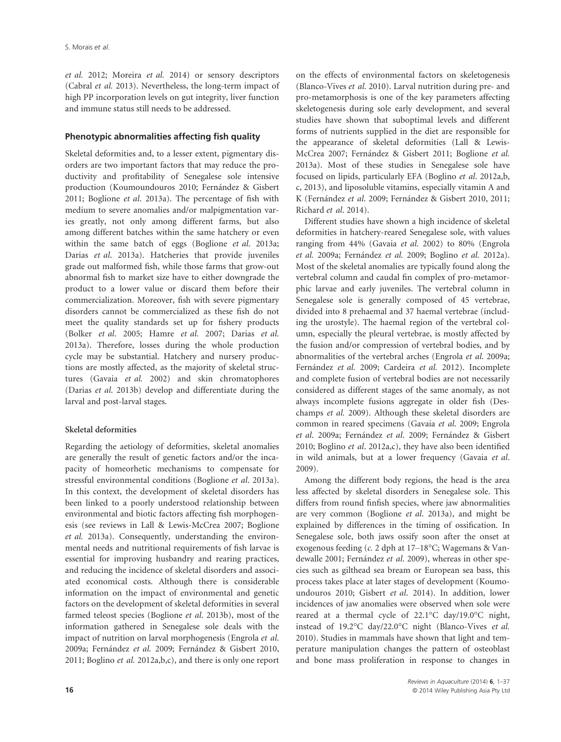*et al.* 2012; Moreira *et al.* 2014) or sensory descriptors (Cabral *et al.* 2013). Nevertheless, the long-term impact of high PP incorporation levels on gut integrity, liver function and immune status still needs to be addressed.

## Phenotypic abnormalities affecting fish quality

Skeletal deformities and, to a lesser extent, pigmentary disorders are two important factors that may reduce the productivity and profitability of Senegalese sole intensive production (Koumoundouros 2010; Fernández & Gisbert 2011; Boglione *et al.* 2013a). The percentage of fish with medium to severe anomalies and/or malpigmentation varies greatly, not only among different farms, but also among different batches within the same hatchery or even within the same batch of eggs (Boglione *et al.* 2013a; Darias *et al.* 2013a). Hatcheries that provide juveniles grade out malformed fish, while those farms that grow-out abnormal fish to market size have to either downgrade the product to a lower value or discard them before their commercialization. Moreover, fish with severe pigmentary disorders cannot be commercialized as these fish do not meet the quality standards set up for fishery products (Bolker *et al.* 2005; Hamre *et al.* 2007; Darias *et al.* 2013a). Therefore, losses during the whole production cycle may be substantial. Hatchery and nursery productions are mostly affected, as the majority of skeletal structures (Gavaia *et al.* 2002) and skin chromatophores (Darias *et al.* 2013b) develop and differentiate during the larval and post-larval stages.

### Skeletal deformities

Regarding the aetiology of deformities, skeletal anomalies are generally the result of genetic factors and/or the incapacity of homeorhetic mechanisms to compensate for stressful environmental conditions (Boglione *et al.* 2013a). In this context, the development of skeletal disorders has been linked to a poorly understood relationship between environmental and biotic factors affecting fish morphogenesis (see reviews in Lall & Lewis-McCrea 2007; Boglione *et al.* 2013a). Consequently, understanding the environmental needs and nutritional requirements of fish larvae is essential for improving husbandry and rearing practices, and reducing the incidence of skeletal disorders and associated economical costs. Although there is considerable information on the impact of environmental and genetic factors on the development of skeletal deformities in several farmed teleost species (Boglione *et al.* 2013b), most of the information gathered in Senegalese sole deals with the impact of nutrition on larval morphogenesis (Engrola *et al.* 2009a; Fernández *et al.* 2009; Fernández & Gisbert 2010, 2011; Boglino *et al.* 2012a,b,c), and there is only one report on the effects of environmental factors on skeletogenesis (Blanco-Vives *et al.* 2010). Larval nutrition during pre- and pro-metamorphosis is one of the key parameters affecting skeletogenesis during sole early development, and several studies have shown that suboptimal levels and different forms of nutrients supplied in the diet are responsible for the appearance of skeletal deformities (Lall & Lewis-McCrea 2007; Fernández & Gisbert 2011; Boglione *et al.* 2013a). Most of these studies in Senegalese sole have focused on lipids, particularly EFA (Boglino *et al.* 2012a,b,c, 2013), and liposoluble vitamins, especially vitamin A and K (Fernández *et al.* 2009; Fernández & Gisbert 2010, 2011; Richard *et al.* 2014).

Different studies have shown a high incidence of skeletal deformities in hatchery-reared Senegalese sole, with values ranging from 44% (Gavaia *et al.* 2002) to 80% (Engrola *et al.* 2009a; Fernández *et al.* 2009; Boglino *et al.* 2012a). Most of the skeletal anomalies are typically found along the vertebral column and caudal fin complex of pro-metamorphic larvae and early juveniles. The vertebral column in Senegalese sole is generally composed of 45 vertebrae, divided into 8 prehaemal and 37 haemal vertebrae (including the urostyle). The haemal region of the vertebral column, especially the pleural vertebrae, is mostly affected by the fusion and/or compression of vertebral bodies, and by abnormalities of the vertebral arches (Engrola *et al.* 2009a; Fernández *et al.* 2009; Cardeira *et al.* 2012). Incomplete and complete fusion of vertebral bodies are not necessarily considered as different stages of the same anomaly, as not always incomplete fusions aggregate in older fish (Deschamps *et al.* 2009). Although these skeletal disorders are common in reared specimens (Gavaia *et al.* 2009; Engrola *et al.* 2009a; Fernández *et al.* 2009; Fernández & Gisbert 2010; Boglino *et al.* 2012a,c), they have also been identified in wild animals, but at a lower frequency (Gavaia *et al.* 2009).

Among the different body regions, the head is the area less affected by skeletal disorders in Senegalese sole. This differs from round finfish species, where jaw abnormalities are very common (Boglione *et al.* 2013a), and might be explained by differences in the timing of ossification. In Senegalese sole, both jaws ossify soon after the onset at exogenous feeding (*c.* 2 dph at 17–18°C; Wagemans & Vandewalle 2001; Fernández *et al.* 2009), whereas in other species such as gilthead sea bream or European sea bass, this process takes place at later stages of development (Koumoundouros 2010; Gisbert *et al.* 2014). In addition, lower incidences of jaw anomalies were observed when sole were reared at a thermal cycle of 22.1°C day/19.0°C night, instead of 19.2°C day/22.0°C night (Blanco-Vives *et al.* 2010). Studies in mammals have shown that light and temperature manipulation changes the pattern of osteoblast and bone mass proliferation in response to changes in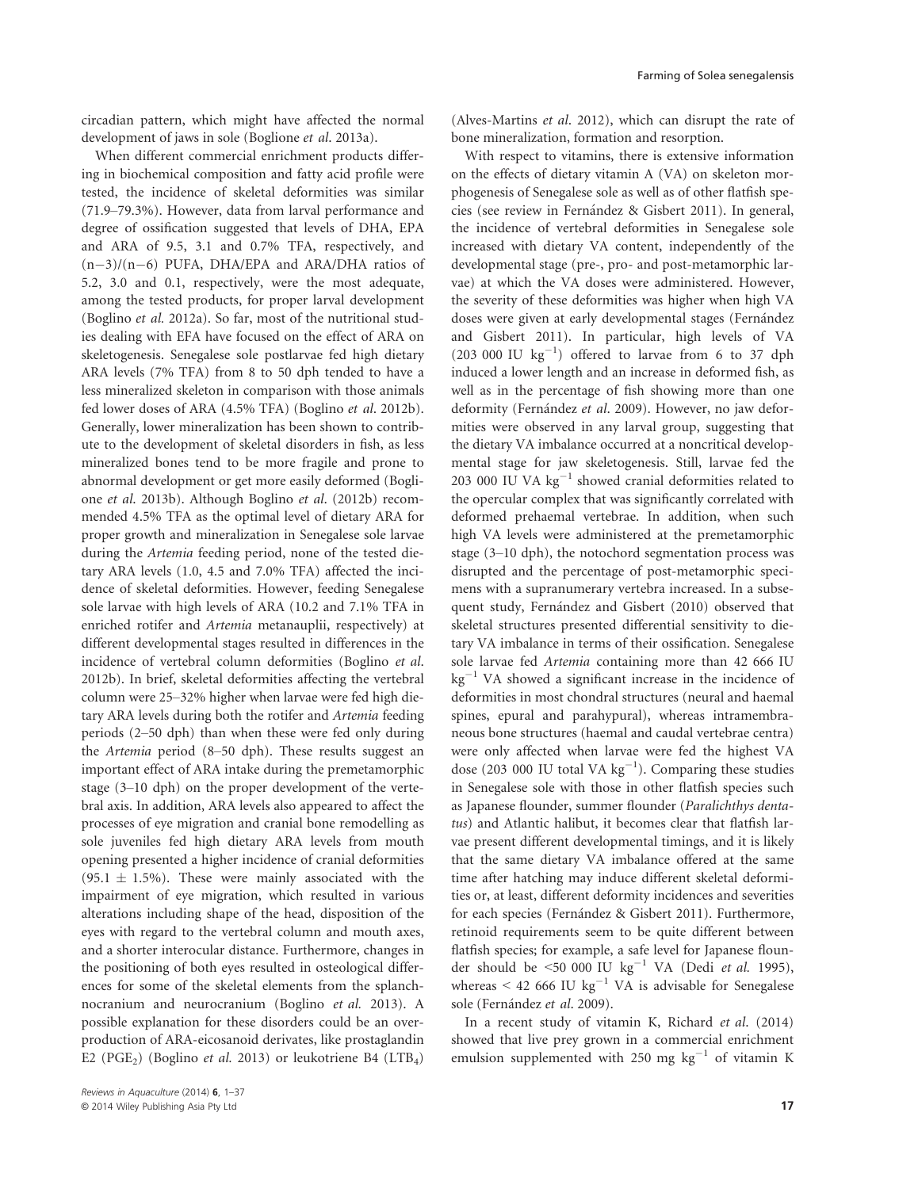circadian pattern, which might have affected the normal development of jaws in sole (Boglione *et al.* 2013a).

When different commercial enrichment products differing in biochemical composition and fatty acid profile were tested, the incidence of skeletal deformities was similar (71.9–79.3%). However, data from larval performance and degree of ossification suggested that levels of DHA, EPA and ARA of 9.5, 3.1 and 0.7% TFA, respectively, and (n−3)/(n−6) PUFA, DHA/EPA and ARA/DHA ratios of 5.2, 3.0 and 0.1, respectively, were the most adequate, among the tested products, for proper larval development (Boglino *et al.* 2012a). So far, most of the nutritional studies dealing with EFA have focused on the effect of ARA on skeletogenesis. Senegalese sole postlarvae fed high dietary ARA levels (7% TFA) from 8 to 50 dph tended to have a less mineralized skeleton in comparison with those animals fed lower doses of ARA (4.5% TFA) (Boglino *et al.* 2012b). Generally, lower mineralization has been shown to contribute to the development of skeletal disorders in fish, as less mineralized bones tend to be more fragile and prone to abnormal development or get more easily deformed (Boglione *et al.* 2013b). Although Boglino *et al.* (2012b) recommended 4.5% TFA as the optimal level of dietary ARA for proper growth and mineralization in Senegalese sole larvae during the *Artemia* feeding period, none of the tested dietary ARA levels (1.0, 4.5 and 7.0% TFA) affected the incidence of skeletal deformities. However, feeding Senegalese sole larvae with high levels of ARA (10.2 and 7.1% TFA in enriched rotifer and *Artemia* metanauplii, respectively) at different developmental stages resulted in differences in the incidence of vertebral column deformities (Boglino *et al.* 2012b). In brief, skeletal deformities affecting the vertebral column were 25–32% higher when larvae were fed high dietary ARA levels during both the rotifer and *Artemia* feeding periods (2–50 dph) than when these were fed only during the *Artemia* period (8–50 dph). These results suggest an important effect of ARA intake during the premetamorphic stage (3–10 dph) on the proper development of the vertebral axis. In addition, ARA levels also appeared to affect the processes of eye migration and cranial bone remodelling as sole juveniles fed high dietary ARA levels from mouth opening presented a higher incidence of cranial deformities (95.1 ± 1.5%). These were mainly associated with the impairment of eye migration, which resulted in various alterations including shape of the head, disposition of the eyes with regard to the vertebral column and mouth axes, and a shorter interocular distance. Furthermore, changes in the positioning of both eyes resulted in osteological differences for some of the skeletal elements from the splanchnocranium and neurocranium (Boglino *et al.* 2013). A possible explanation for these disorders could be an overproduction of ARA-eicosanoid derivates, like prostaglandin E2 ($PGE_2$) (Boglino *et al.* 2013) or leukotriene B4 ($LTB_4$) (Alves-Martins *et al.* 2012), which can disrupt the rate of bone mineralization, formation and resorption.

With respect to vitamins, there is extensive information on the effects of dietary vitamin A (VA) on skeleton morphogenesis of Senegalese sole as well as of other flatfish species (see review in Fernández & Gisbert 2011). In general, the incidence of vertebral deformities in Senegalese sole increased with dietary VA content, independently of the developmental stage (pre-, pro- and post-metamorphic larvae) at which the VA doses were administered. However, the severity of these deformities was higher when high VA doses were given at early developmental stages (Fernández and Gisbert 2011). In particular, high levels of VA (203 000 IU $kg^{-1}$) offered to larvae from 6 to 37 dph induced a lower length and an increase in deformed fish, as well as in the percentage of fish showing more than one deformity (Fernández *et al.* 2009). However, no jaw deformities were observed in any larval group, suggesting that the dietary VA imbalance occurred at a noncritical developmental stage for jaw skeletogenesis. Still, larvae fed the 203 000 IU VA $kg^{-1}$ showed cranial deformities related to the opercular complex that was significantly correlated with deformed prehaemal vertebrae. In addition, when such high VA levels were administered at the premetamorphic stage (3–10 dph), the notochord segmentation process was disrupted and the percentage of post-metamorphic specimens with a supranumerary vertebra increased. In a subsequent study, Fernández and Gisbert (2010) observed that skeletal structures presented differential sensitivity to dietary VA imbalance in terms of their ossification. Senegalese sole larvae fed *Artemia* containing more than 42 666 IU $kg^{-1}$ VA showed a significant increase in the incidence of deformities in most chondral structures (neural and haemal spines, epural and parahypural), whereas intramembraneous bone structures (haemal and caudal vertebrae centra) were only affected when larvae were fed the highest VA dose (203 000 IU total VA $kg^{-1}$). Comparing these studies in Senegalese sole with those in other flatfish species such as Japanese flounder, summer flounder (*Paralichthys dentatus*) and Atlantic halibut, it becomes clear that flatfish larvae present different developmental timings, and it is likely that the same dietary VA imbalance offered at the same time after hatching may induce different skeletal deformities or, at least, different deformity incidences and severities for each species (Fernández & Gisbert 2011). Furthermore, retinoid requirements seem to be quite different between flatfish species; for example, a safe level for Japanese flounder should be <50 000 IU $kg^{-1}$ VA (Dedi *et al.* 1995), whereas < 42 666 IU $kg^{-1}$ VA is advisable for Senegalese sole (Fernández *et al.* 2009).

In a recent study of vitamin K, Richard *et al.* (2014) showed that live prey grown in a commercial enrichment emulsion supplemented with 250 mg $kg^{-1}$ of vitamin K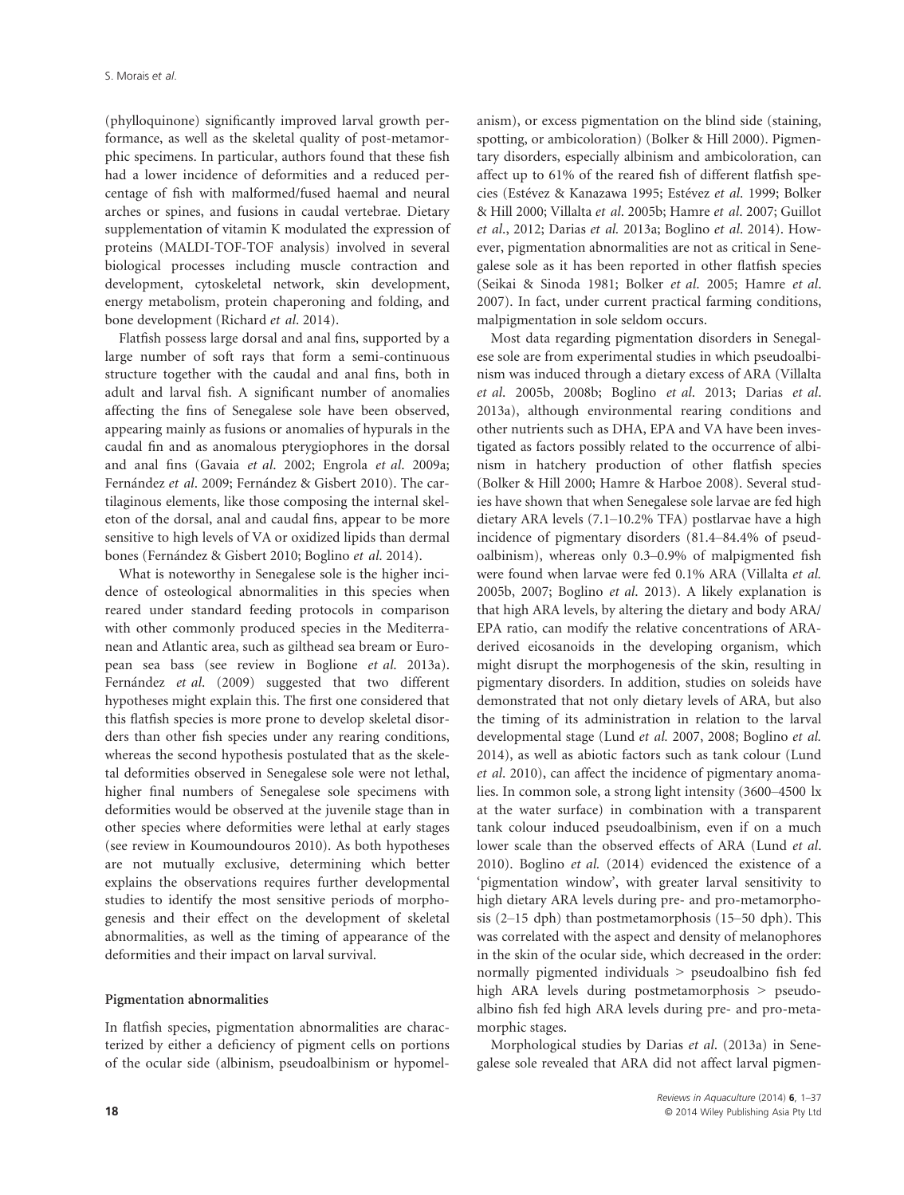(phylloquinone) significantly improved larval growth performance, as well as the skeletal quality of post-metamorphic specimens. In particular, authors found that these fish had a lower incidence of deformities and a reduced percentage of fish with malformed/fused haemal and neural arches or spines, and fusions in caudal vertebrae. Dietary supplementation of vitamin K modulated the expression of proteins (MALDI-TOF-TOF analysis) involved in several biological processes including muscle contraction and development, cytoskeletal network, skin development, energy metabolism, protein chaperoning and folding, and bone development (Richard *et al*. 2014).

Flatfish possess large dorsal and anal fins, supported by a large number of soft rays that form a semi-continuous structure together with the caudal and anal fins, both in adult and larval fish. A significant number of anomalies affecting the fins of Senegalese sole have been observed, appearing mainly as fusions or anomalies of hypurals in the caudal fin and as anomalous pterygiophores in the dorsal and anal fins (Gavaia *et al*. 2002; Engrola *et al*. 2009a; Fernández *et al*. 2009; Fernández & Gisbert 2010). The cartilaginous elements, like those composing the internal skeleton of the dorsal, anal and caudal fins, appear to be more sensitive to high levels of VA or oxidized lipids than dermal bones (Fernández & Gisbert 2010; Boglino *et al*. 2014).

What is noteworthy in Senegalese sole is the higher incidence of osteological abnormalities in this species when reared under standard feeding protocols in comparison with other commonly produced species in the Mediterranean and Atlantic area, such as gilthead sea bream or European sea bass (see review in Boglione *et al.* 2013a). Fernández *et al*. (2009) suggested that two different hypotheses might explain this. The first one considered that this flatfish species is more prone to develop skeletal disorders than other fish species under any rearing conditions, whereas the second hypothesis postulated that as the skeletal deformities observed in Senegalese sole were not lethal, higher final numbers of Senegalese sole specimens with deformities would be observed at the juvenile stage than in other species where deformities were lethal at early stages (see review in Koumoundouros 2010). As both hypotheses are not mutually exclusive, determining which better explains the observations requires further developmental studies to identify the most sensitive periods of morphogenesis and their effect on the development of skeletal abnormalities, as well as the timing of appearance of the deformities and their impact on larval survival.

#### Pigmentation abnormalities

In flatfish species, pigmentation abnormalities are characterized by either a deficiency of pigment cells on portions of the ocular side (albinism, pseudoalbinism or hypomelanism), or excess pigmentation on the blind side (staining, spotting, or ambicoloration) (Bolker & Hill 2000). Pigmentary disorders, especially albinism and ambicoloration, can affect up to 61% of the reared fish of different flatfish species (Estévez & Kanazawa 1995; Estévez *et al*. 1999; Bolker & Hill 2000; Villalta *et al*. 2005b; Hamre *et al*. 2007; Guillot *et al*., 2012; Darias *et al.* 2013a; Boglino *et al*. 2014). However, pigmentation abnormalities are not as critical in Senegalese sole as it has been reported in other flatfish species (Seikai & Sinoda 1981; Bolker *et al*. 2005; Hamre *et al*. 2007). In fact, under current practical farming conditions, malpigmentation in sole seldom occurs.

Most data regarding pigmentation disorders in Senegalese sole are from experimental studies in which pseudoalbinism was induced through a dietary excess of ARA (Villalta *et al*. 2005b, 2008b; Boglino *et al*. 2013; Darias *et al*. 2013a), although environmental rearing conditions and other nutrients such as DHA, EPA and VA have been investigated as factors possibly related to the occurrence of albinism in hatchery production of other flatfish species (Bolker & Hill 2000; Hamre & Harboe 2008). Several studies have shown that when Senegalese sole larvae are fed high dietary ARA levels (7.1–10.2% TFA) postlarvae have a high incidence of pigmentary disorders (81.4–84.4% of pseudoalbinism), whereas only 0.3–0.9% of malpigmented fish were found when larvae were fed 0.1% ARA (Villalta *et al.* 2005b, 2007; Boglino *et al*. 2013). A likely explanation is that high ARA levels, by altering the dietary and body ARA/EPA ratio, can modify the relative concentrations of ARA-derived eicosanoids in the developing organism, which might disrupt the morphogenesis of the skin, resulting in pigmentary disorders. In addition, studies on soleids have demonstrated that not only dietary levels of ARA, but also the timing of its administration in relation to the larval developmental stage (Lund *et al*. 2007, 2008; Boglino *et al*. 2014), as well as abiotic factors such as tank colour (Lund *et al*. 2010), can affect the incidence of pigmentary anomalies. In common sole, a strong light intensity (3600–4500 lx at the water surface) in combination with a transparent tank colour induced pseudoalbinism, even if on a much lower scale than the observed effects of ARA (Lund *et al*. 2010). Boglino *et al.* (2014) evidenced the existence of a 'pigmentation window', with greater larval sensitivity to high dietary ARA levels during pre- and pro-metamorphosis (2–15 dph) than postmetamorphosis (15–50 dph). This was correlated with the aspect and density of melanophores in the skin of the ocular side, which decreased in the order: normally pigmented individuals > pseudoalbino fish fed high ARA levels during postmetamorphosis > pseudoalbino fish fed high ARA levels during pre- and pro-metamorphic stages.

Morphological studies by Darias *et al*. (2013a) in Senegalese sole revealed that ARA did not affect larval pigmen-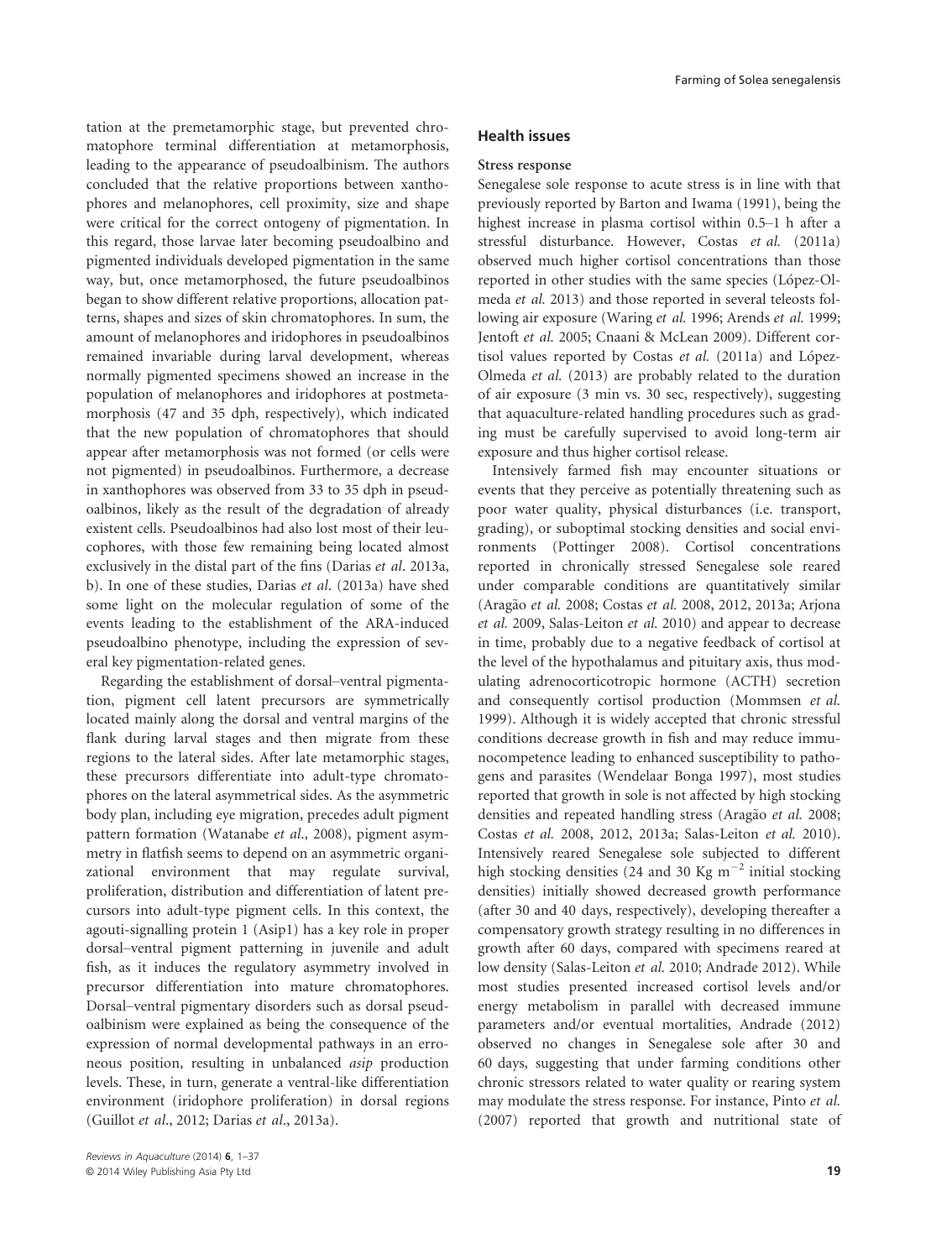tation at the premetamorphic stage, but prevented chromatophore terminal differentiation at metamorphosis, leading to the appearance of pseudoalbinism. The authors concluded that the relative proportions between xanthophores and melanophores, cell proximity, size and shape were critical for the correct ontogeny of pigmentation. In this regard, those larvae later becoming pseudoalbino and pigmented individuals developed pigmentation in the same way, but, once metamorphosed, the future pseudoalbinos began to show different relative proportions, allocation patterns, shapes and sizes of skin chromatophores. In sum, the amount of melanophores and iridophores in pseudoalbinos remained invariable during larval development, whereas normally pigmented specimens showed an increase in the population of melanophores and iridophores at postmetamorphosis (47 and 35 dph, respectively), which indicated that the new population of chromatophores that should appear after metamorphosis was not formed (or cells were not pigmented) in pseudoalbinos. Furthermore, a decrease in xanthophores was observed from 33 to 35 dph in pseudoalbinos, likely as the result of the degradation of already existent cells. Pseudoalbinos had also lost most of their leucophores, with those few remaining being located almost exclusively in the distal part of the fins (Darias *et al*. 2013a, b). In one of these studies, Darias *et al*. (2013a) have shed some light on the molecular regulation of some of the events leading to the establishment of the ARA-induced pseudoalbino phenotype, including the expression of several key pigmentation-related genes.

Regarding the establishment of dorsal–ventral pigmentation, pigment cell latent precursors are symmetrically located mainly along the dorsal and ventral margins of the flank during larval stages and then migrate from these regions to the lateral sides. After late metamorphic stages, these precursors differentiate into adult-type chromatophores on the lateral asymmetrical sides. As the asymmetric body plan, including eye migration, precedes adult pigment pattern formation (Watanabe *et al*., 2008), pigment asymmetry in flatfish seems to depend on an asymmetric organizational environment that may regulate survival, proliferation, distribution and differentiation of latent precursors into adult-type pigment cells. In this context, the agouti-signalling protein 1 (Asip1) has a key role in proper dorsal–ventral pigment patterning in juvenile and adult fish, as it induces the regulatory asymmetry involved in precursor differentiation into mature chromatophores. Dorsal–ventral pigmentary disorders such as dorsal pseudoalbinism were explained as being the consequence of the expression of normal developmental pathways in an erroneous position, resulting in unbalanced *asip* production levels. These, in turn, generate a ventral-like differentiation environment (iridophore proliferation) in dorsal regions (Guillot *et al*., 2012; Darias *et al*., 2013a).

## Health issues

### Stress response

Senegalese sole response to acute stress is in line with that previously reported by Barton and Iwama (1991), being the highest increase in plasma cortisol within 0.5–1 h after a stressful disturbance. However, Costas *et al.* (2011a) observed much higher cortisol concentrations than those reported in other studies with the same species (López-Olmeda *et al.* 2013) and those reported in several teleosts following air exposure (Waring *et al.* 1996; Arends *et al.* 1999; Jentoft *et al.* 2005; Cnaani & McLean 2009). Different cortisol values reported by Costas *et al.* (2011a) and López-Olmeda *et al.* (2013) are probably related to the duration of air exposure (3 min vs. 30 sec, respectively), suggesting that aquaculture-related handling procedures such as grading must be carefully supervised to avoid long-term air exposure and thus higher cortisol release.

Intensively farmed fish may encounter situations or events that they perceive as potentially threatening such as poor water quality, physical disturbances (i.e. transport, grading), or suboptimal stocking densities and social environments (Pottinger 2008). Cortisol concentrations reported in chronically stressed Senegalese sole reared under comparable conditions are quantitatively similar (Aragão *et al.* 2008; Costas *et al.* 2008, 2012, 2013a; Arjona *et al.* 2009, Salas-Leiton *et al.* 2010) and appear to decrease in time, probably due to a negative feedback of cortisol at the level of the hypothalamus and pituitary axis, thus modulating adrenocorticotropic hormone (ACTH) secretion and consequently cortisol production (Mommsen *et al.* 1999). Although it is widely accepted that chronic stressful conditions decrease growth in fish and may reduce immunocompetence leading to enhanced susceptibility to pathogens and parasites (Wendelaar Bonga 1997), most studies reported that growth in sole is not affected by high stocking densities and repeated handling stress (Aragão *et al.* 2008; Costas *et al.* 2008, 2012, 2013a; Salas-Leiton *et al.* 2010). Intensively reared Senegalese sole subjected to different high stocking densities (24 and 30 Kg $m^{-2}$ initial stocking densities) initially showed decreased growth performance (after 30 and 40 days, respectively), developing thereafter a compensatory growth strategy resulting in no differences in growth after 60 days, compared with specimens reared at low density (Salas-Leiton *et al.* 2010; Andrade 2012). While most studies presented increased cortisol levels and/or energy metabolism in parallel with decreased immune parameters and/or eventual mortalities, Andrade (2012) observed no changes in Senegalese sole after 30 and 60 days, suggesting that under farming conditions other chronic stressors related to water quality or rearing system may modulate the stress response. For instance, Pinto *et al.* (2007) reported that growth and nutritional state of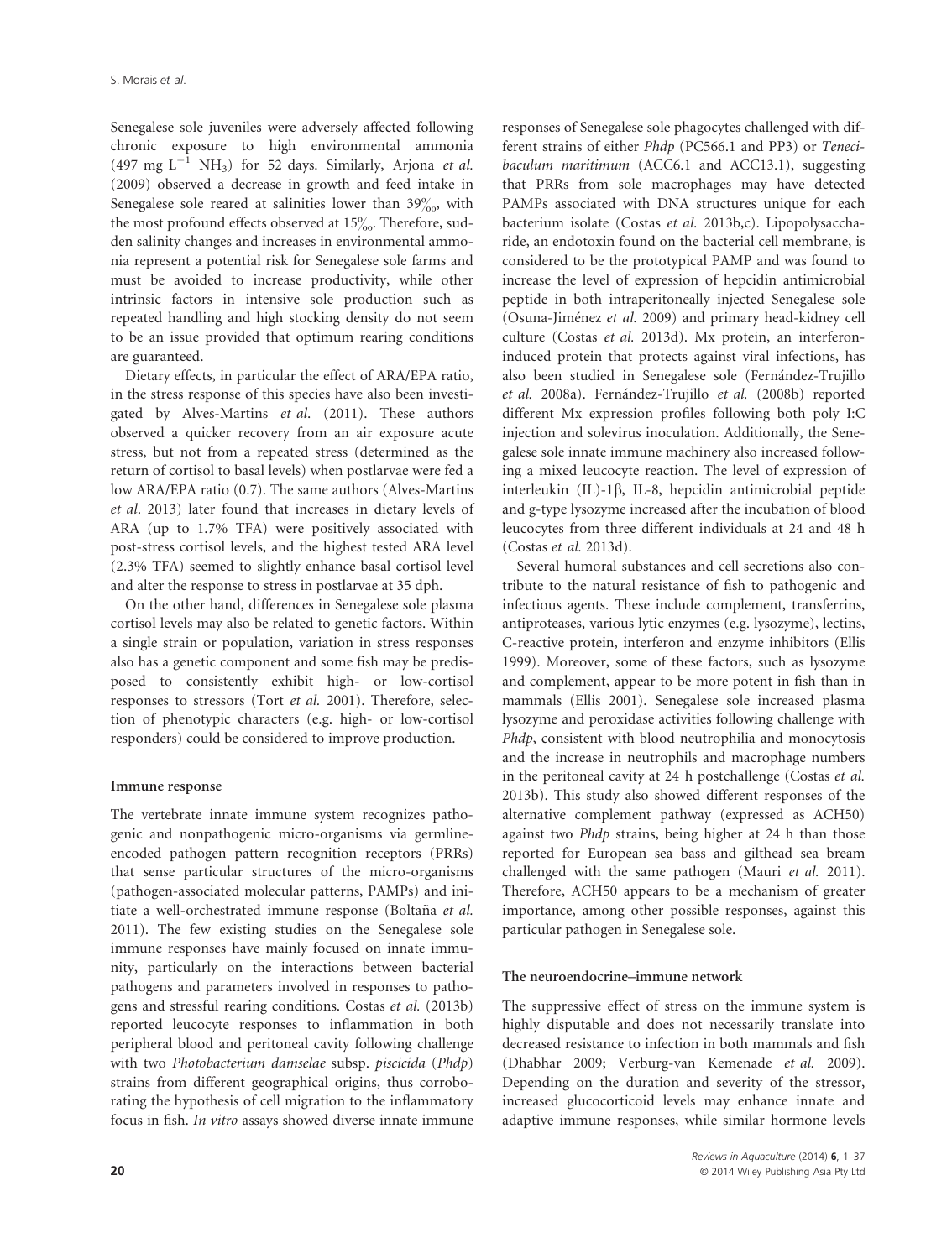Senegalese sole juveniles were adversely affected following chronic exposure to high environmental ammonia (497 mg $L^{-1}$ $NH_3$) for 52 days. Similarly, Arjona *et al.* (2009) observed a decrease in growth and feed intake in Senegalese sole reared at salinities lower than 39‰, with the most profound effects observed at 15‰. Therefore, sudden salinity changes and increases in environmental ammonia represent a potential risk for Senegalese sole farms and must be avoided to increase productivity, while other intrinsic factors in intensive sole production such as repeated handling and high stocking density do not seem to be an issue provided that optimum rearing conditions are guaranteed.

Dietary effects, in particular the effect of ARA/EPA ratio, in the stress response of this species have also been investigated by Alves-Martins *et al*. (2011). These authors observed a quicker recovery from an air exposure acute stress, but not from a repeated stress (determined as the return of cortisol to basal levels) when postlarvae were fed a low ARA/EPA ratio (0.7). The same authors (Alves-Martins *et al*. 2013) later found that increases in dietary levels of ARA (up to 1.7% TFA) were positively associated with post-stress cortisol levels, and the highest tested ARA level (2.3% TFA) seemed to slightly enhance basal cortisol level and alter the response to stress in postlarvae at 35 dph.

On the other hand, differences in Senegalese sole plasma cortisol levels may also be related to genetic factors. Within a single strain or population, variation in stress responses also has a genetic component and some fish may be predisposed to consistently exhibit high- or low-cortisol responses to stressors (Tort *et al.* 2001). Therefore, selection of phenotypic characters (e.g. high- or low-cortisol responders) could be considered to improve production.

### Immune response

The vertebrate innate immune system recognizes pathogenic and nonpathogenic micro-organisms via germline-encoded pathogen pattern recognition receptors (PRRs) that sense particular structures of the micro-organisms (pathogen-associated molecular patterns, PAMPs) and initiate a well-orchestrated immune response (Boltaña *et al.* 2011). The few existing studies on the Senegalese sole immune responses have mainly focused on innate immunity, particularly on the interactions between bacterial pathogens and parameters involved in responses to pathogens and stressful rearing conditions. Costas *et al.* (2013b) reported leucocyte responses to inflammation in both peripheral blood and peritoneal cavity following challenge with two *Photobacterium damselae* subsp. *piscicida* (*Phdp*) strains from different geographical origins, thus corroborating the hypothesis of cell migration to the inflammatory focus in fish. *In vitro* assays showed diverse innate immune responses of Senegalese sole phagocytes challenged with different strains of either *Phdp* (PC566.1 and PP3) or *Tenacibaculum maritimum* (ACC6.1 and ACC13.1), suggesting that PRRs from sole macrophages may have detected PAMPs associated with DNA structures unique for each bacterium isolate (Costas *et al.* 2013b,c). Lipopolysaccharide, an endotoxin found on the bacterial cell membrane, is considered to be the prototypical PAMP and was found to increase the level of expression of hepcidin antimicrobial peptide in both intraperitoneally injected Senegalese sole (Osuna-Jiménez *et al.* 2009) and primary head-kidney cell culture (Costas *et al.* 2013d). Mx protein, an interferon-induced protein that protects against viral infections, has also been studied in Senegalese sole (Fernández-Trujillo *et al.* 2008a). Fernández-Trujillo *et al.* (2008b) reported different Mx expression profiles following both poly I:C injection and solevirus inoculation. Additionally, the Senegalese sole innate immune machinery also increased following a mixed leucocyte reaction. The level of expression of interleukin (IL)-1β, IL-8, hepcidin antimicrobial peptide and g-type lysozyme increased after the incubation of blood leucocytes from three different individuals at 24 and 48 h (Costas *et al.* 2013d).

Several humoral substances and cell secretions also contribute to the natural resistance of fish to pathogenic and infectious agents. These include complement, transferrins, antiproteases, various lytic enzymes (e.g. lysozyme), lectins, C-reactive protein, interferon and enzyme inhibitors (Ellis 1999). Moreover, some of these factors, such as lysozyme and complement, appear to be more potent in fish than in mammals (Ellis 2001). Senegalese sole increased plasma lysozyme and peroxidase activities following challenge with *Phdp*, consistent with blood neutrophilia and monocytosis and the increase in neutrophils and macrophage numbers in the peritoneal cavity at 24 h postchallenge (Costas *et al.* 2013b). This study also showed different responses of the alternative complement pathway (expressed as ACH50) against two *Phdp* strains, being higher at 24 h than those reported for European sea bass and gilthead sea bream challenged with the same pathogen (Mauri *et al.* 2011). Therefore, ACH50 appears to be a mechanism of greater importance, among other possible responses, against this particular pathogen in Senegalese sole.

### The neuroendocrine–immune network

The suppressive effect of stress on the immune system is highly disputable and does not necessarily translate into decreased resistance to infection in both mammals and fish (Dhabhar 2009; Verburg-van Kemenade *et al.* 2009). Depending on the duration and severity of the stressor, increased glucocorticoid levels may enhance innate and adaptive immune responses, while similar hormone levels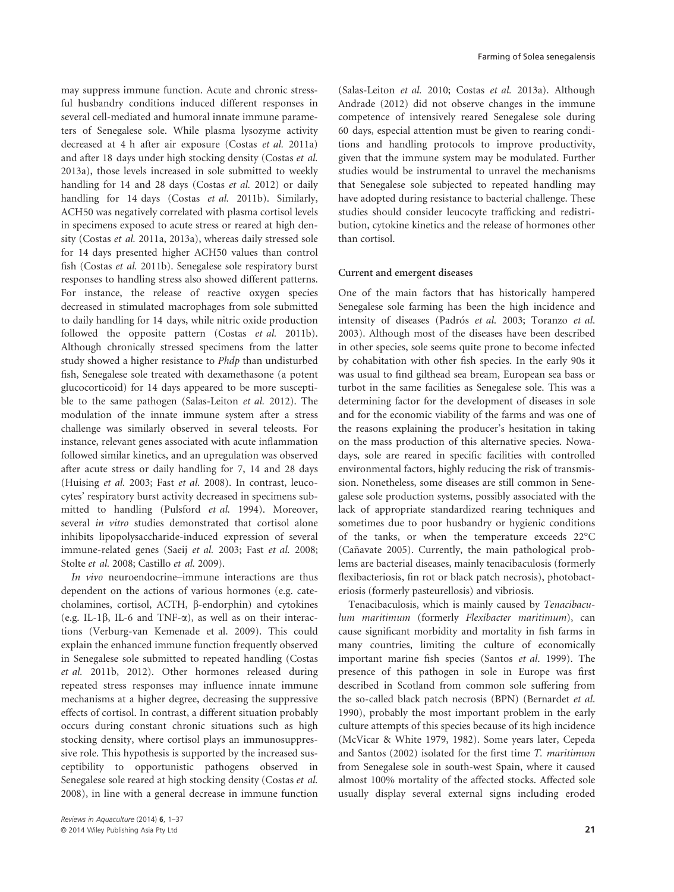may suppress immune function. Acute and chronic stressful husbandry conditions induced different responses in several cell-mediated and humoral innate immune parameters of Senegalese sole. While plasma lysozyme activity decreased at 4 h after air exposure (Costas *et al.* 2011a) and after 18 days under high stocking density (Costas *et al.* 2013a), those levels increased in sole submitted to weekly handling for 14 and 28 days (Costas *et al.* 2012) or daily handling for 14 days (Costas *et al.* 2011b). Similarly, ACH50 was negatively correlated with plasma cortisol levels in specimens exposed to acute stress or reared at high density (Costas *et al.* 2011a, 2013a), whereas daily stressed sole for 14 days presented higher ACH50 values than control fish (Costas *et al.* 2011b). Senegalese sole respiratory burst responses to handling stress also showed different patterns. For instance, the release of reactive oxygen species decreased in stimulated macrophages from sole submitted to daily handling for 14 days, while nitric oxide production followed the opposite pattern (Costas *et al.* 2011b). Although chronically stressed specimens from the latter study showed a higher resistance to *Phdp* than undisturbed fish, Senegalese sole treated with dexamethasone (a potent glucocorticoid) for 14 days appeared to be more susceptible to the same pathogen (Salas-Leiton *et al.* 2012). The modulation of the innate immune system after a stress challenge was similarly observed in several teleosts. For instance, relevant genes associated with acute inflammation followed similar kinetics, and an upregulation was observed after acute stress or daily handling for 7, 14 and 28 days (Huising *et al.* 2003; Fast *et al.* 2008). In contrast, leucocytes' respiratory burst activity decreased in specimens submitted to handling (Pulsford *et al.* 1994). Moreover, several *in vitro* studies demonstrated that cortisol alone inhibits lipopolysaccharide-induced expression of several immune-related genes (Saeij *et al.* 2003; Fast *et al.* 2008; Stolte *et al.* 2008; Castillo *et al.* 2009).

*In vivo* neuroendocrine–immune interactions are thus dependent on the actions of various hormones (e.g. catecholamines, cortisol, ACTH, β-endorphin) and cytokines (e.g. IL-1β, IL-6 and TNF-α), as well as on their interactions (Verburg-van Kemenade et al. 2009). This could explain the enhanced immune function frequently observed in Senegalese sole submitted to repeated handling (Costas *et al.* 2011b, 2012). Other hormones released during repeated stress responses may influence innate immune mechanisms at a higher degree, decreasing the suppressive effects of cortisol. In contrast, a different situation probably occurs during constant chronic situations such as high stocking density, where cortisol plays an immunosuppressive role. This hypothesis is supported by the increased susceptibility to opportunistic pathogens observed in Senegalese sole reared at high stocking density (Costas *et al.* 2008), in line with a general decrease in immune function (Salas-Leiton *et al.* 2010; Costas *et al.* 2013a). Although Andrade (2012) did not observe changes in the immune competence of intensively reared Senegalese sole during 60 days, especial attention must be given to rearing conditions and handling protocols to improve productivity, given that the immune system may be modulated. Further studies would be instrumental to unravel the mechanisms that Senegalese sole subjected to repeated handling may have adopted during resistance to bacterial challenge. These studies should consider leucocyte trafficking and redistribution, cytokine kinetics and the release of hormones other than cortisol.

### Current and emergent diseases

One of the main factors that has historically hampered Senegalese sole farming has been the high incidence and intensity of diseases (Padrós *et al.* 2003; Toranzo *et al.* 2003). Although most of the diseases have been described in other species, sole seems quite prone to become infected by cohabitation with other fish species. In the early 90s it was usual to find gilthead sea bream, European sea bass or turbot in the same facilities as Senegalese sole. This was a determining factor for the development of diseases in sole and for the economic viability of the farms and was one of the reasons explaining the producer's hesitation in taking on the mass production of this alternative species. Nowadays, sole are reared in specific facilities with controlled environmental factors, highly reducing the risk of transmission. Nonetheless, some diseases are still common in Senegalese sole production systems, possibly associated with the lack of appropriate standardized rearing techniques and sometimes due to poor husbandry or hygienic conditions of the tanks, or when the temperature exceeds 22°C (Cañavate 2005). Currently, the main pathological problems are bacterial diseases, mainly tenacibaculosis (formerly flexibacteriosis, fin rot or black patch necrosis), photobacteriosis (formerly pasteurellosis) and vibriosis.

Tenacibaculosis, which is mainly caused by *Tenacibaculum maritimum* (formerly *Flexibacter maritimum*), can cause significant morbidity and mortality in fish farms in many countries, limiting the culture of economically important marine fish species (Santos *et al.* 1999). The presence of this pathogen in sole in Europe was first described in Scotland from common sole suffering from the so-called black patch necrosis (BPN) (Bernardet *et al.* 1990), probably the most important problem in the early culture attempts of this species because of its high incidence (McVicar & White 1979, 1982). Some years later, Cepeda and Santos (2002) isolated for the first time *T. maritimum* from Senegalese sole in south-west Spain, where it caused almost 100% mortality of the affected stocks. Affected sole usually display several external signs including eroded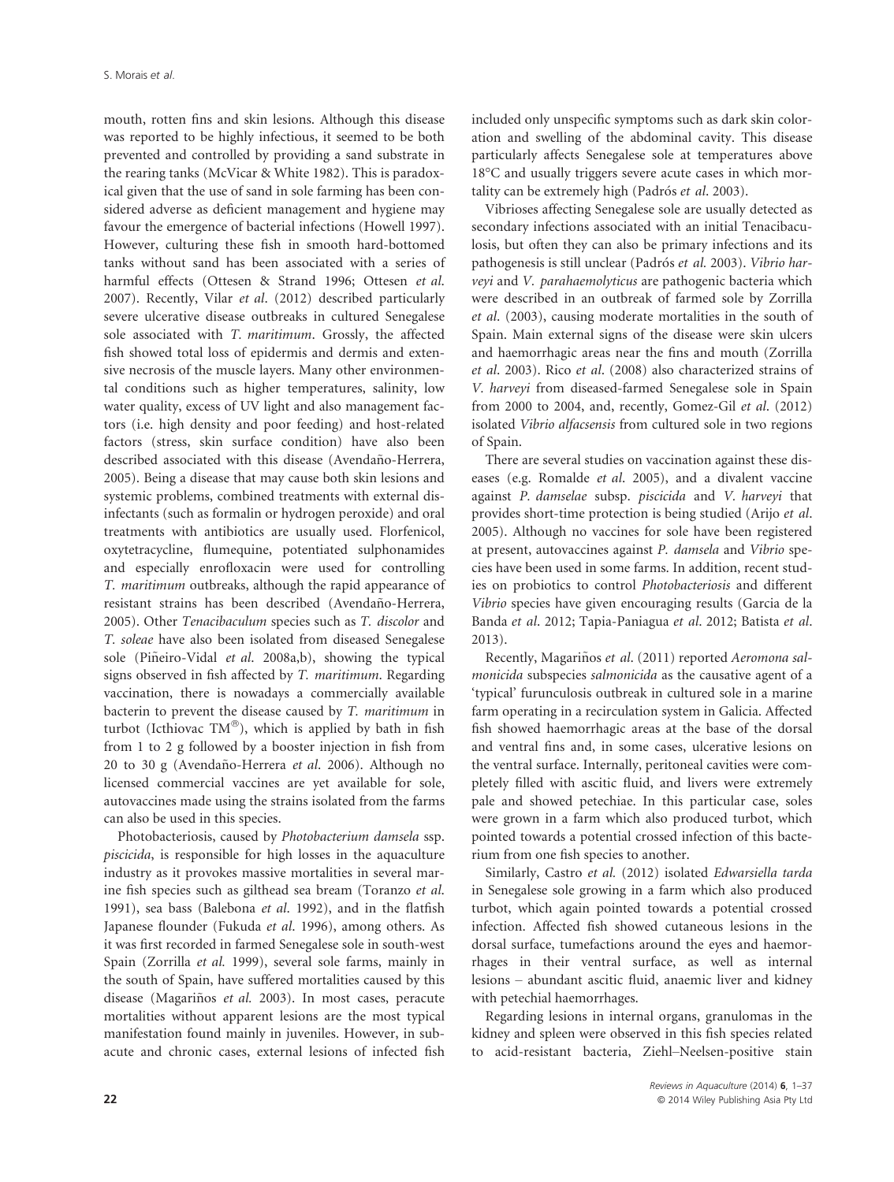mouth, rotten fins and skin lesions. Although this disease was reported to be highly infectious, it seemed to be both prevented and controlled by providing a sand substrate in the rearing tanks (McVicar & White 1982). This is paradoxical given that the use of sand in sole farming has been considered adverse as deficient management and hygiene may favour the emergence of bacterial infections (Howell 1997). However, culturing these fish in smooth hard-bottomed tanks without sand has been associated with a series of harmful effects (Ottesen & Strand 1996; Ottesen *et al.* 2007). Recently, Vilar *et al.* (2012) described particularly severe ulcerative disease outbreaks in cultured Senegalese sole associated with *T. maritimum*. Grossly, the affected fish showed total loss of epidermis and dermis and extensive necrosis of the muscle layers. Many other environmental conditions such as higher temperatures, salinity, low water quality, excess of UV light and also management factors (i.e. high density and poor feeding) and host-related factors (stress, skin surface condition) have also been described associated with this disease (Avendaño-Herrera, 2005). Being a disease that may cause both skin lesions and systemic problems, combined treatments with external disinfectants (such as formalin or hydrogen peroxide) and oral treatments with antibiotics are usually used. Florfenicol, oxytetracycline, flumequine, potentiated sulphonamides and especially enrofloxacin were used for controlling *T. maritimum* outbreaks, although the rapid appearance of resistant strains has been described (Avendaño-Herrera, 2005). Other *Tenacibaculum* species such as *T. discolor* and *T. soleae* have also been isolated from diseased Senegalese sole (Piñeiro-Vidal *et al.* 2008a,b), showing the typical signs observed in fish affected by *T. maritimum*. Regarding vaccination, there is nowadays a commercially available bacterin to prevent the disease caused by *T. maritimum* in turbot (Icthiovac TM®), which is applied by bath in fish from 1 to 2 g followed by a booster injection in fish from 20 to 30 g (Avendaño-Herrera *et al.* 2006). Although no licensed commercial vaccines are yet available for sole, autovaccines made using the strains isolated from the farms can also be used in this species.

Photobacteriosis, caused by *Photobacterium damsela* ssp. *piscicida*, is responsible for high losses in the aquaculture industry as it provokes massive mortalities in several marine fish species such as gilthead sea bream (Toranzo *et al.* 1991), sea bass (Balebona *et al.* 1992), and in the flatfish Japanese flounder (Fukuda *et al.* 1996), among others. As it was first recorded in farmed Senegalese sole in south-west Spain (Zorrilla *et al.* 1999), several sole farms, mainly in the south of Spain, have suffered mortalities caused by this disease (Magariños *et al.* 2003). In most cases, peracute mortalities without apparent lesions are the most typical manifestation found mainly in juveniles. However, in subacute and chronic cases, external lesions of infected fish included only unspecific symptoms such as dark skin coloration and swelling of the abdominal cavity. This disease particularly affects Senegalese sole at temperatures above 18°C and usually triggers severe acute cases in which mortality can be extremely high (Padrós *et al.* 2003).

Vibrioses affecting Senegalese sole are usually detected as secondary infections associated with an initial Tenacibaculosis, but often they can also be primary infections and its pathogenesis is still unclear (Padrós *et al.* 2003). *Vibrio harveyi* and *V. parahaemolyticus* are pathogenic bacteria which were described in an outbreak of farmed sole by Zorrilla *et al.* (2003), causing moderate mortalities in the south of Spain. Main external signs of the disease were skin ulcers and haemorrhagic areas near the fins and mouth (Zorrilla *et al.* 2003). Rico *et al.* (2008) also characterized strains of *V. harveyi* from diseased-farmed Senegalese sole in Spain from 2000 to 2004, and, recently, Gomez-Gil *et al.* (2012) isolated *Vibrio alfacsensis* from cultured sole in two regions of Spain.

There are several studies on vaccination against these diseases (e.g. Romalde *et al.* 2005), and a divalent vaccine against *P. damselae* subsp. *piscicida* and *V. harveyi* that provides short-time protection is being studied (Arijo *et al.* 2005). Although no vaccines for sole have been registered at present, autovaccines against *P. damsela* and *Vibrio* species have been used in some farms. In addition, recent studies on probiotics to control *Photobacteriosis* and different *Vibrio* species have given encouraging results (Garcia de la Banda *et al.* 2012; Tapia-Paniagua *et al.* 2012; Batista *et al.* 2013).

Recently, Magariños *et al.* (2011) reported *Aeromona salmonicida* subspecies *salmonicida* as the causative agent of a 'typical' furunculosis outbreak in cultured sole in a marine farm operating in a recirculation system in Galicia. Affected fish showed haemorrhagic areas at the base of the dorsal and ventral fins and, in some cases, ulcerative lesions on the ventral surface. Internally, peritoneal cavities were completely filled with ascitic fluid, and livers were extremely pale and showed petechiae. In this particular case, soles were grown in a farm which also produced turbot, which pointed towards a potential crossed infection of this bacterium from one fish species to another.

Similarly, Castro *et al.* (2012) isolated *Edwarsiella tarda* in Senegalese sole growing in a farm which also produced turbot, which again pointed towards a potential crossed infection. Affected fish showed cutaneous lesions in the dorsal surface, tumefactions around the eyes and haemorrhages in their ventral surface, as well as internal lesions – abundant ascitic fluid, anaemic liver and kidney with petechial haemorrhages.

Regarding lesions in internal organs, granulomas in the kidney and spleen were observed in this fish species related to acid-resistant bacteria, Ziehl–Neelsen-positive stain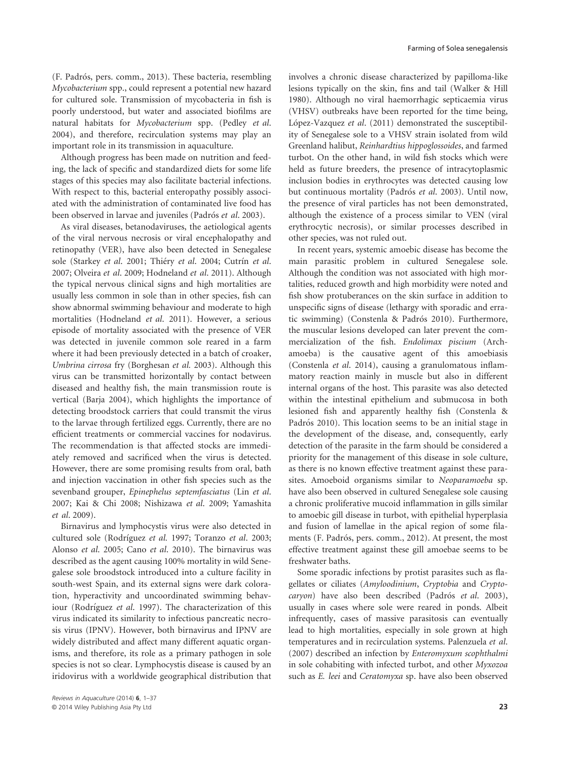(F. Padrós, pers. comm., 2013). These bacteria, resembling *Mycobacterium* spp., could represent a potential new hazard for cultured sole. Transmission of mycobacteria in fish is poorly understood, but water and associated biofilms are natural habitats for *Mycobacterium* spp. (Pedley *et al.* 2004), and therefore, recirculation systems may play an important role in its transmission in aquaculture.

Although progress has been made on nutrition and feeding, the lack of specific and standardized diets for some life stages of this species may also facilitate bacterial infections. With respect to this, bacterial enteropathy possibly associated with the administration of contaminated live food has been observed in larvae and juveniles (Padrós *et al.* 2003).

As viral diseases, betanodaviruses, the aetiological agents of the viral nervous necrosis or viral encephalopathy and retinopathy (VER), have also been detected in Senegalese sole (Starkey *et al.* 2001; Thiéry *et al.* 2004; Cutrín *et al.* 2007; Olveira *et al.* 2009; Hodneland *et al.* 2011). Although the typical nervous clinical signs and high mortalities are usually less common in sole than in other species, fish can show abnormal swimming behaviour and moderate to high mortalities (Hodneland *et al.* 2011). However, a serious episode of mortality associated with the presence of VER was detected in juvenile common sole reared in a farm where it had been previously detected in a batch of croaker, *Umbrina cirrosa* fry (Borghesan *et al.* 2003). Although this virus can be transmitted horizontally by contact between diseased and healthy fish, the main transmission route is vertical (Barja 2004), which highlights the importance of detecting broodstock carriers that could transmit the virus to the larvae through fertilized eggs. Currently, there are no efficient treatments or commercial vaccines for nodavirus. The recommendation is that affected stocks are immediately removed and sacrificed when the virus is detected. However, there are some promising results from oral, bath and injection vaccination in other fish species such as the sevenband grouper, *Epinephelus septemfasciatus* (Lin *et al.* 2007; Kai & Chi 2008; Nishizawa *et al.* 2009; Yamashita *et al.* 2009).

Birnavirus and lymphocystis virus were also detected in cultured sole (Rodríguez *et al.* 1997; Toranzo *et al.* 2003; Alonso *et al.* 2005; Cano *et al.* 2010). The birnavirus was described as the agent causing 100% mortality in wild Senegalese sole broodstock introduced into a culture facility in south-west Spain, and its external signs were dark coloration, hyperactivity and uncoordinated swimming behaviour (Rodríguez *et al.* 1997). The characterization of this virus indicated its similarity to infectious pancreatic necrosis virus (IPNV). However, both birnavirus and IPNV are widely distributed and affect many different aquatic organisms, and therefore, its role as a primary pathogen in sole species is not so clear. Lymphocystis disease is caused by an iridovirus with a worldwide geographical distribution that involves a chronic disease characterized by papilloma-like lesions typically on the skin, fins and tail (Walker & Hill 1980). Although no viral haemorrhagic septicaemia virus (VHSV) outbreaks have been reported for the time being, López-Vazquez *et al.* (2011) demonstrated the susceptibility of Senegalese sole to a VHSV strain isolated from wild Greenland halibut, *Reinhardtius hippoglossoides*, and farmed turbot. On the other hand, in wild fish stocks which were held as future breeders, the presence of intracytoplasmic inclusion bodies in erythrocytes was detected causing low but continuous mortality (Padrós *et al.* 2003). Until now, the presence of viral particles has not been demonstrated, although the existence of a process similar to VEN (viral erythrocytic necrosis), or similar processes described in other species, was not ruled out.

In recent years, systemic amoebic disease has become the main parasitic problem in cultured Senegalese sole. Although the condition was not associated with high mortalities, reduced growth and high morbidity were noted and fish show protuberances on the skin surface in addition to unspecific signs of disease (lethargy with sporadic and erratic swimming) (Constenla & Padrós 2010). Furthermore, the muscular lesions developed can later prevent the commercialization of the fish. *Endolimax piscium* (Archamoeba) is the causative agent of this amoebiasis (Constenla *et al.* 2014), causing a granulomatous inflammatory reaction mainly in muscle but also in different internal organs of the host. This parasite was also detected within the intestinal epithelium and submucosa in both lesioned fish and apparently healthy fish (Constenla & Padrós 2010). This location seems to be an initial stage in the development of the disease, and, consequently, early detection of the parasite in the farm should be considered a priority for the management of this disease in sole culture, as there is no known effective treatment against these parasites. Amoeboid organisms similar to *Neoparamoeba* sp. have also been observed in cultured Senegalese sole causing a chronic proliferative mucoid inflammation in gills similar to amoebic gill disease in turbot, with epithelial hyperplasia and fusion of lamellae in the apical region of some filaments (F. Padrós, pers. comm., 2012). At present, the most effective treatment against these gill amoebae seems to be freshwater baths.

Some sporadic infections by protist parasites such as flagellates or ciliates (*Amyloodinium*, *Cryptobia* and *Cryptocaryon*) have also been described (Padrós *et al.* 2003), usually in cases where sole were reared in ponds. Albeit infrequently, cases of massive parasitosis can eventually lead to high mortalities, especially in sole grown at high temperatures and in recirculation systems. Palenzuela *et al.* (2007) described an infection by *Enteromyxum scophthalmi* in sole cohabiting with infected turbot, and other *Myxozoa* such as *E. leei* and *Ceratomyxa* sp. have also been observed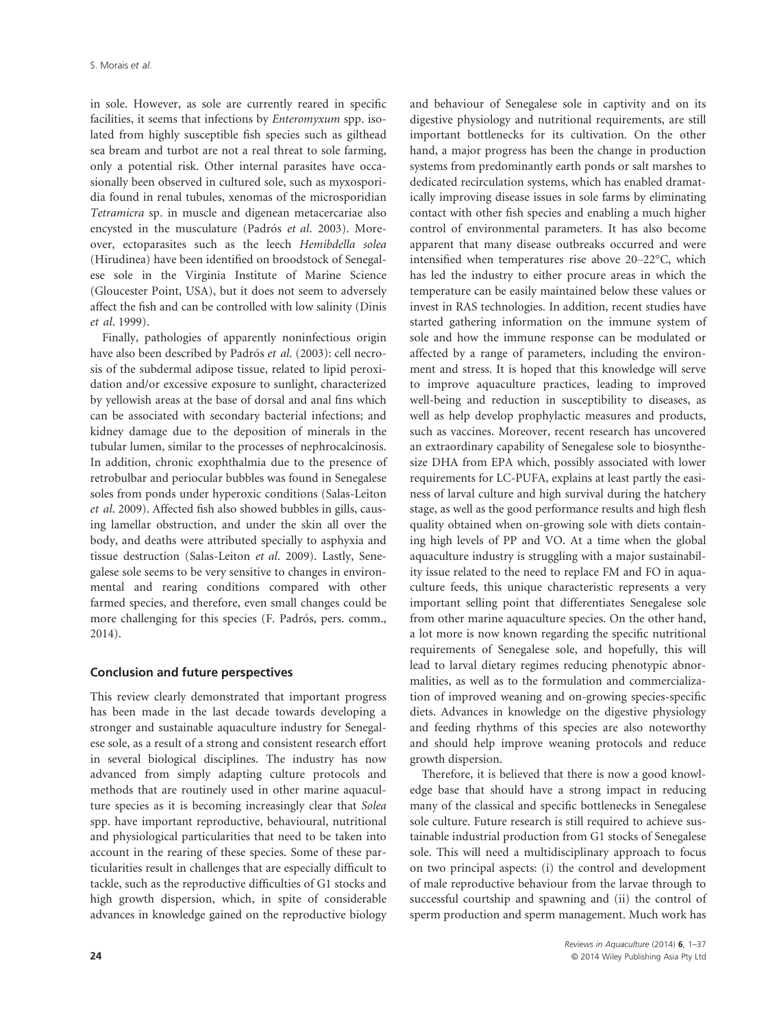in sole. However, as sole are currently reared in specific facilities, it seems that infections by *Enteromyxum* spp. isolated from highly susceptible fish species such as gilthead sea bream and turbot are not a real threat to sole farming, only a potential risk. Other internal parasites have occasionally been observed in cultured sole, such as myxosporidia found in renal tubules, xenomas of the microsporidian *Tetramicra* sp. in muscle and digenean metacercariae also encysted in the musculature (Padrós *et al*. 2003). Moreover, ectoparasites such as the leech *Hemibdella solea* (Hirudinea) have been identified on broodstock of Senegalese sole in the Virginia Institute of Marine Science (Gloucester Point, USA), but it does not seem to adversely affect the fish and can be controlled with low salinity (Dinis *et al*. 1999).

Finally, pathologies of apparently noninfectious origin have also been described by Padrós *et al*. (2003): cell necrosis of the subdermal adipose tissue, related to lipid peroxidation and/or excessive exposure to sunlight, characterized by yellowish areas at the base of dorsal and anal fins which can be associated with secondary bacterial infections; and kidney damage due to the deposition of minerals in the tubular lumen, similar to the processes of nephrocalcinosis. In addition, chronic exophthalmia due to the presence of retrobulbar and periocular bubbles was found in Senegalese soles from ponds under hyperoxic conditions (Salas-Leiton *et al*. 2009). Affected fish also showed bubbles in gills, causing lamellar obstruction, and under the skin all over the body, and deaths were attributed specially to asphyxia and tissue destruction (Salas-Leiton *et al*. 2009). Lastly, Senegalese sole seems to be very sensitive to changes in environmental and rearing conditions compared with other farmed species, and therefore, even small changes could be more challenging for this species (F. Padrós, pers. comm., 2014).

## Conclusion and future perspectives

This review clearly demonstrated that important progress has been made in the last decade towards developing a stronger and sustainable aquaculture industry for Senegalese sole, as a result of a strong and consistent research effort in several biological disciplines. The industry has now advanced from simply adapting culture protocols and methods that are routinely used in other marine aquaculture species as it is becoming increasingly clear that *Solea* spp. have important reproductive, behavioural, nutritional and physiological particularities that need to be taken into account in the rearing of these species. Some of these particularities result in challenges that are especially difficult to tackle, such as the reproductive difficulties of G1 stocks and high growth dispersion, which, in spite of considerable advances in knowledge gained on the reproductive biology and behaviour of Senegalese sole in captivity and on its digestive physiology and nutritional requirements, are still important bottlenecks for its cultivation. On the other hand, a major progress has been the change in production systems from predominantly earth ponds or salt marshes to dedicated recirculation systems, which has enabled dramatically improving disease issues in sole farms by eliminating contact with other fish species and enabling a much higher control of environmental parameters. It has also become apparent that many disease outbreaks occurred and were intensified when temperatures rise above 20–22°C, which has led the industry to either procure areas in which the temperature can be easily maintained below these values or invest in RAS technologies. In addition, recent studies have started gathering information on the immune system of sole and how the immune response can be modulated or affected by a range of parameters, including the environment and stress. It is hoped that this knowledge will serve to improve aquaculture practices, leading to improved well-being and reduction in susceptibility to diseases, as well as help develop prophylactic measures and products, such as vaccines. Moreover, recent research has uncovered an extraordinary capability of Senegalese sole to biosynthesize DHA from EPA which, possibly associated with lower requirements for LC-PUFA, explains at least partly the easiness of larval culture and high survival during the hatchery stage, as well as the good performance results and high flesh quality obtained when on-growing sole with diets containing high levels of PP and VO. At a time when the global aquaculture industry is struggling with a major sustainability issue related to the need to replace FM and FO in aquaculture feeds, this unique characteristic represents a very important selling point that differentiates Senegalese sole from other marine aquaculture species. On the other hand, a lot more is now known regarding the specific nutritional requirements of Senegalese sole, and hopefully, this will lead to larval dietary regimes reducing phenotypic abnormalities, as well as to the formulation and commercialization of improved weaning and on-growing species-specific diets. Advances in knowledge on the digestive physiology and feeding rhythms of this species are also noteworthy and should help improve weaning protocols and reduce growth dispersion.

Therefore, it is believed that there is now a good knowledge base that should have a strong impact in reducing many of the classical and specific bottlenecks in Senegalese sole culture. Future research is still required to achieve sustainable industrial production from G1 stocks of Senegalese sole. This will need a multidisciplinary approach to focus on two principal aspects: (i) the control and development of male reproductive behaviour from the larvae through to successful courtship and spawning and (ii) the control of sperm production and sperm management. Much work has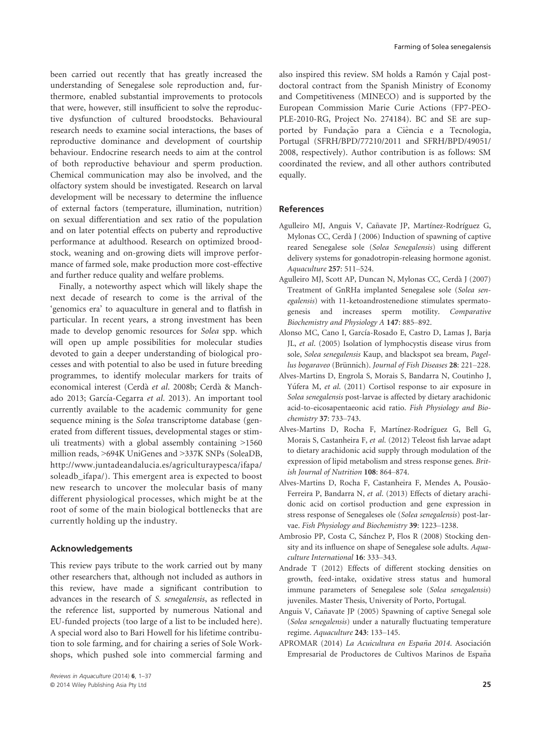been carried out recently that has greatly increased the understanding of Senegalese sole reproduction and, furthermore, enabled substantial improvements to protocols that were, however, still insufficient to solve the reproductive dysfunction of cultured broodstocks. Behavioural research needs to examine social interactions, the bases of reproductive dominance and development of courtship behaviour. Endocrine research needs to aim at the control of both reproductive behaviour and sperm production. Chemical communication may also be involved, and the olfactory system should be investigated. Research on larval development will be necessary to determine the influence of external factors (temperature, illumination, nutrition) on sexual differentiation and sex ratio of the population and on later potential effects on puberty and reproductive performance at adulthood. Research on optimized broodstock, weaning and on-growing diets will improve performance of farmed sole, make production more cost-effective and further reduce quality and welfare problems.

Finally, a noteworthy aspect which will likely shape the next decade of research to come is the arrival of the 'genomics era' to aquaculture in general and to flatfish in particular. In recent years, a strong investment has been made to develop genomic resources for *Solea* spp. which will open up ample possibilities for molecular studies devoted to gain a deeper understanding of biological processes and with potential to also be used in future breeding programmes, to identify molecular markers for traits of economical interest (Cerdà *et al*. 2008b; Cerdà & Manchado 2013; García-Cegarra *et al*. 2013). An important tool currently available to the academic community for gene sequence mining is the *Solea* transcriptome database (generated from different tissues, developmental stages or stimuli treatments) with a global assembly containing >1560 million reads, >694K UniGenes and >337K SNPs (SoleaDB, http://www.juntadeandalucia.es/agriculturaypesca/ifapa/soleadb_ifapa/). This emergent area is expected to boost new research to uncover the molecular basis of many different physiological processes, which might be at the root of some of the main biological bottlenecks that are currently holding up the industry.

## Acknowledgements

This review pays tribute to the work carried out by many other researchers that, although not included as authors in this review, have made a significant contribution to advances in the research of *S. senegalensis*, as reflected in the reference list, supported by numerous National and EU-funded projects (too large of a list to be included here). A special word also to Bari Howell for his lifetime contribution to sole farming, and for chairing a series of Sole Workshops, which pushed sole into commercial farming and also inspired this review. SM holds a Ramón y Cajal postdoctoral contract from the Spanish Ministry of Economy and Competitiveness (MINECO) and is supported by the European Commission Marie Curie Actions (FP7-PEOPLE-2010-RG, Project No. 274184). BC and SE are supported by Fundação para a Ciência e a Tecnologia, Portugal (SFRH/BPD/77210/2011 and SFRH/BPD/49051/2008, respectively). Author contribution is as follows: SM coordinated the review, and all other authors contributed equally.

## References

Agulleiro MJ, Anguis V, Cañavate JP, Martínez-Rodríguez G, Mylonas CC, Cerdà J (2006) Induction of spawning of captive reared Senegalese sole (*Solea Senegalensis*) using different delivery systems for gonadotropin-releasing hormone agonist. *Aquaculture* **257**: 511–524.

Agulleiro MJ, Scott AP, Duncan N, Mylonas CC, Cerdà J (2007) Treatment of GnRHa implanted Senegalese sole (*Solea senegalensis*) with 11-ketoandrostenedione stimulates spermatogenesis and increases sperm motility. *Comparative Biochemistry and Physiology A* **147**: 885–892.

Alonso MC, Cano I, García-Rosado E, Castro D, Lamas J, Barja JL, *et al*. (2005) Isolation of lymphocystis disease virus from sole, *Solea senegalensis* Kaup, and blackspot sea bream, *Pagellus bogaraveo* (Brünnich). *Journal of Fish Diseases* **28**: 221–228.

Alves-Martins D, Engrola S, Morais S, Bandarra N, Coutinho J, Yúfera M, *et al*. (2011) Cortisol response to air exposure in *Solea senegalensis* post-larvae is affected by dietary arachidonic acid-to-eicosapentaeonic acid ratio. *Fish Physiology and Biochemistry* **37**: 733–743.

Alves-Martins D, Rocha F, Martínez-Rodríguez G, Bell G, Morais S, Castanheira F, *et al*. (2012) Teleost fish larvae adapt to dietary arachidonic acid supply through modulation of the expression of lipid metabolism and stress response genes. *British Journal of Nutrition* **108**: 864–874.

Alves-Martins D, Rocha F, Castanheira F, Mendes A, Pousão-Ferreira P, Bandarra N, *et al*. (2013) Effects of dietary arachidonic acid on cortisol production and gene expression in stress response of Senegaleses ole (*Solea senegalensis*) post-larvae. *Fish Physiology and Biochemistry* **39**: 1223–1238.

Ambrosio PP, Costa C, Sánchez P, Flos R (2008) Stocking density and its influence on shape of Senegalese sole adults. *Aquaculture International* **16**: 333–343.

Andrade T (2012) Effects of different stocking densities on growth, feed-intake, oxidative stress status and humoral immune parameters of Senegalese sole (*Solea senegalensis*) juveniles. Master Thesis, University of Porto, Portugal.

Anguis V, Cañavate JP (2005) Spawning of captive Senegal sole (*Solea senegalensis*) under a naturally fluctuating temperature regime. *Aquaculture* **243**: 133–145.

APROMAR (2014) *La Acuicultura en España 2014*. Asociación Empresarial de Productores de Cultivos Marinos de España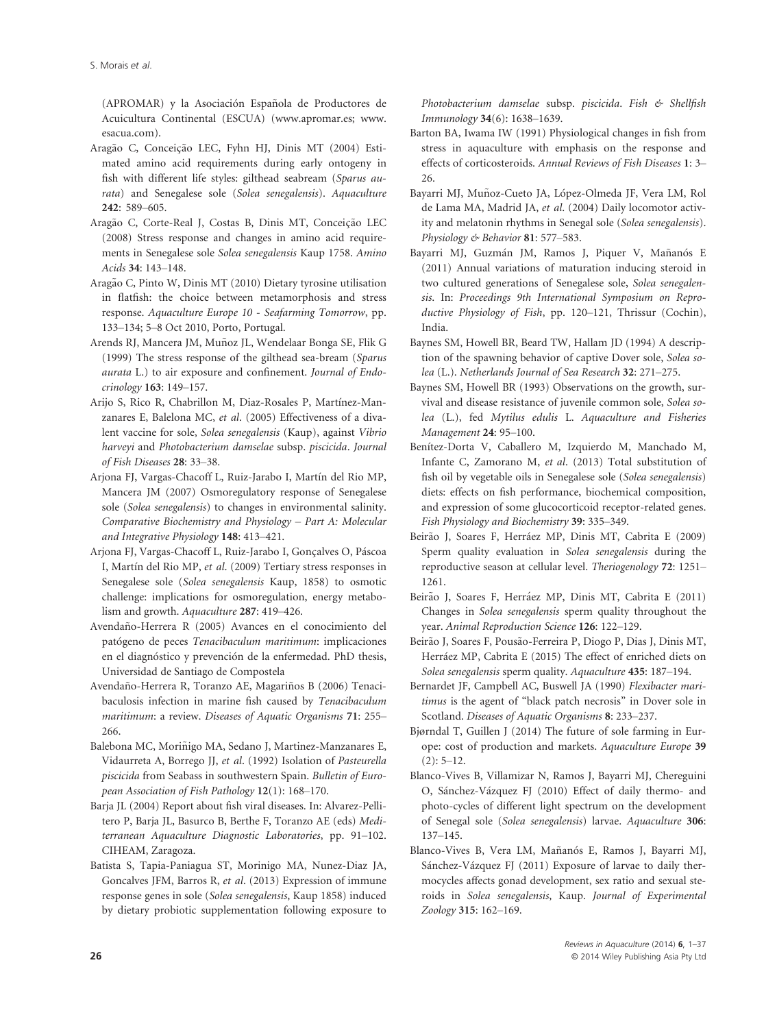(APROMAR) y la Asociación Española de Productores de Acuicultura Continental (ESCUA) (www.apromar.es; www.esacua.com).

Aragão C, Conceição LEC, Fyhn HJ, Dinis MT (2004) Estimated amino acid requirements during early ontogeny in fish with different life styles: gilthead seabream (*Sparus aurata*) and Senegalese sole (*Solea senegalensis*). *Aquaculture* **242**: 589–605.

Aragão C, Corte-Real J, Costas B, Dinis MT, Conceição LEC (2008) Stress response and changes in amino acid requirements in Senegalese sole *Solea senegalensis* Kaup 1758. *Amino Acids* **34**: 143–148.

Aragão C, Pinto W, Dinis MT (2010) Dietary tyrosine utilisation in flatfish: the choice between metamorphosis and stress response. *Aquaculture Europe 10 - Seafarming Tomorrow*, pp. 133–134; 5–8 Oct 2010, Porto, Portugal.

Arends RJ, Mancera JM, Muñoz JL, Wendelaar Bonga SE, Flik G (1999) The stress response of the gilthead sea-bream (*Sparus aurata* L.) to air exposure and confinement. *Journal of Endocrinology* **163**: 149–157.

Arijo S, Rico R, Chabrillon M, Diaz-Rosales P, Martínez-Manzanares E, Balelona MC, *et al*. (2005) Effectiveness of a divalent vaccine for sole, *Solea senegalensis* (Kaup), against *Vibrio harveyi* and *Photobacterium damselae* subsp. *piscicida*. *Journal of Fish Diseases* **28**: 33–38.

Arjona FJ, Vargas-Chacoff L, Ruiz-Jarabo I, Martín del Rio MP, Mancera JM (2007) Osmoregulatory response of Senegalese sole (*Solea senegalensis*) to changes in environmental salinity. *Comparative Biochemistry and Physiology – Part A: Molecular and Integrative Physiology* **148**: 413–421.

Arjona FJ, Vargas-Chacoff L, Ruiz-Jarabo I, Gonçalves O, Páscoa I, Martín del Rio MP, *et al*. (2009) Tertiary stress responses in Senegalese sole (*Solea senegalensis* Kaup, 1858) to osmotic challenge: implications for osmoregulation, energy metabolism and growth. *Aquaculture* **287**: 419–426.

Avendaño-Herrera R (2005) Avances en el conocimiento del patógeno de peces *Tenacibaculum maritimum*: implicaciones en el diagnóstico y prevención de la enfermedad. PhD thesis, Universidad de Santiago de Compostela

Avendaño-Herrera R, Toranzo AE, Magariños B (2006) Tenacibaculosis infection in marine fish caused by *Tenacibaculum maritimum*: a review. *Diseases of Aquatic Organisms* **71**: 255–266.

Balebona MC, Moriñigo MA, Sedano J, Martinez-Manzanares E, Vidaurreta A, Borrego JJ, *et al*. (1992) Isolation of *Pasteurella piscicida* from Seabass in southwestern Spain. *Bulletin of European Association of Fish Pathology* **12**(1): 168–170.

Barja JL (2004) Report about fish viral diseases. In: Alvarez-Pellitero P, Barja JL, Basurco B, Berthe F, Toranzo AE (eds) *Mediterranean Aquaculture Diagnostic Laboratories*, pp. 91–102. CIHEAM, Zaragoza.

Batista S, Tapia-Paniagua ST, Morinigo MA, Nunez-Diaz JA, Goncalves JFM, Barros R, *et al*. (2013) Expression of immune response genes in sole (*Solea senegalensis*, Kaup 1858) induced by dietary probiotic supplementation following exposure to *Photobacterium damselae* subsp. *piscicida*. *Fish & Shellfish Immunology* **34**(6): 1638–1639.

Barton BA, Iwama IW (1991) Physiological changes in fish from stress in aquaculture with emphasis on the response and effects of corticosteroids. *Annual Reviews of Fish Diseases* **1**: 3–26.

Bayarri MJ, Muñoz-Cueto JA, López-Olmeda JF, Vera LM, Rol de Lama MA, Madrid JA, *et al*. (2004) Daily locomotor activity and melatonin rhythms in Senegal sole (*Solea senegalensis*). *Physiology & Behavior* **81**: 577–583.

Bayarri MJ, Guzmán JM, Ramos J, Piquer V, Mañanós E (2011) Annual variations of maturation inducing steroid in two cultured generations of Senegalese sole, *Solea senegalensis*. In: *Proceedings 9th International Symposium on Reproductive Physiology of Fish*, pp. 120–121, Thrissur (Cochin), India.

Baynes SM, Howell BR, Beard TW, Hallam JD (1994) A description of the spawning behavior of captive Dover sole, *Solea solea* (L.). *Netherlands Journal of Sea Research* **32**: 271–275.

Baynes SM, Howell BR (1993) Observations on the growth, survival and disease resistance of juvenile common sole, *Solea solea* (L.), fed *Mytilus edulis* L. *Aquaculture and Fisheries Management* **24**: 95–100.

Benítez-Dorta V, Caballero M, Izquierdo M, Manchado M, Infante C, Zamorano M, *et al*. (2013) Total substitution of fish oil by vegetable oils in Senegalese sole (*Solea senegalensis*) diets: effects on fish performance, biochemical composition, and expression of some glucocorticoid receptor-related genes. *Fish Physiology and Biochemistry* **39**: 335–349.

Beirão J, Soares F, Herráez MP, Dinis MT, Cabrita E (2009) Sperm quality evaluation in *Solea senegalensis* during the reproductive season at cellular level. *Theriogenology* **72**: 1251–1261.

Beirão J, Soares F, Herráez MP, Dinis MT, Cabrita E (2011) Changes in *Solea senegalensis* sperm quality throughout the year. *Animal Reproduction Science* **126**: 122–129.

Beirão J, Soares F, Pousão-Ferreira P, Diogo P, Dias J, Dinis MT, Herráez MP, Cabrita E (2015) The effect of enriched diets on *Solea senegalensis* sperm quality. *Aquaculture* **435**: 187–194.

Bernardet JF, Campbell AC, Buswell JA (1990) *Flexibacter maritimus* is the agent of "black patch necrosis" in Dover sole in Scotland. *Diseases of Aquatic Organisms* **8**: 233–237.

Bjørndal T, Guillen J (2014) The future of sole farming in Europe: cost of production and markets. *Aquaculture Europe* **39** (2): 5–12.

Blanco-Vives B, Villamizar N, Ramos J, Bayarri MJ, Chereguini O, Sánchez-Vázquez FJ (2010) Effect of daily thermo- and photo-cycles of different light spectrum on the development of Senegal sole (*Solea senegalensis*) larvae. *Aquaculture* **306**: 137–145.

Blanco-Vives B, Vera LM, Mañanós E, Ramos J, Bayarri MJ, Sánchez-Vázquez FJ (2011) Exposure of larvae to daily thermocycles affects gonad development, sex ratio and sexual steroids in *Solea senegalensis*, Kaup. *Journal of Experimental Zoology* **315**: 162–169.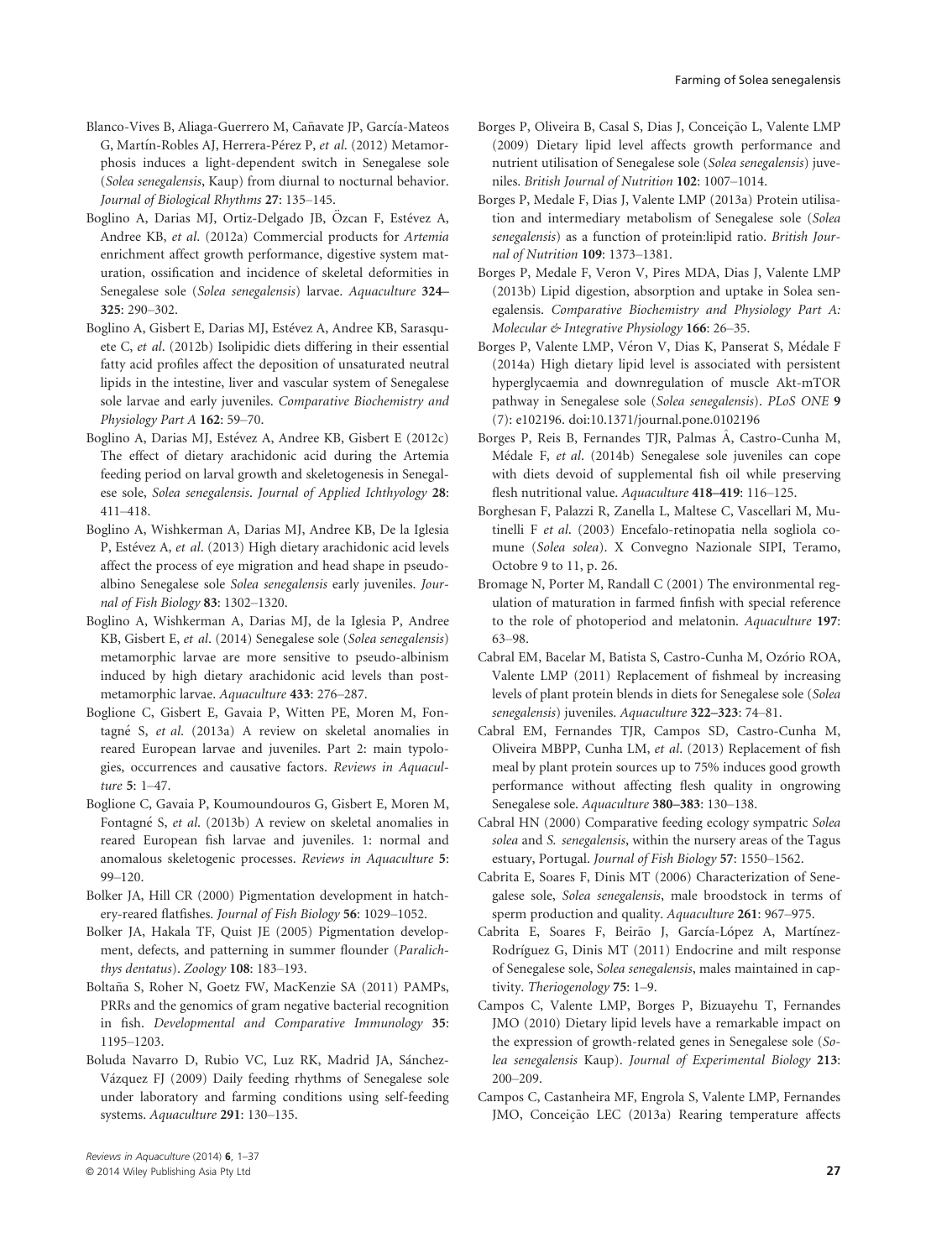Blanco-Vives B, Aliaga-Guerrero M, Cañavate JP, García-Mateos G, Martín-Robles AJ, Herrera-Pérez P, *et al*. (2012) Metamorphosis induces a light-dependent switch in Senegalese sole (*Solea senegalensis*, Kaup) from diurnal to nocturnal behavior. *Journal of Biological Rhythms* **27**: 135–145.

Boglino A, Darias MJ, Ortiz-Delgado JB, Özcan F, Estévez A, Andree KB, *et al*. (2012a) Commercial products for *Artemia* enrichment affect growth performance, digestive system maturation, ossification and incidence of skeletal deformities in Senegalese sole (*Solea senegalensis*) larvae. *Aquaculture* **324–325**: 290–302.

Boglino A, Gisbert E, Darias MJ, Estévez A, Andree KB, Sarasquete C, *et al*. (2012b) Isolipidic diets differing in their essential fatty acid profiles affect the deposition of unsaturated neutral lipids in the intestine, liver and vascular system of Senegalese sole larvae and early juveniles. *Comparative Biochemistry and Physiology Part A* **162**: 59–70.

Boglino A, Darias MJ, Estévez A, Andree KB, Gisbert E (2012c) The effect of dietary arachidonic acid during the Artemia feeding period on larval growth and skeletogenesis in Senegalese sole, *Solea senegalensis*. *Journal of Applied Ichthyology* **28**: 411–418.

Boglino A, Wishkerman A, Darias MJ, Andree KB, De la Iglesia P, Estévez A, *et al*. (2013) High dietary arachidonic acid levels affect the process of eye migration and head shape in pseudoalbino Senegalese sole *Solea senegalensis* early juveniles. *Journal of Fish Biology* **83**: 1302–1320.

Boglino A, Wishkerman A, Darias MJ, de la Iglesia P, Andree KB, Gisbert E, *et al*. (2014) Senegalese sole (*Solea senegalensis*) metamorphic larvae are more sensitive to pseudo-albinism induced by high dietary arachidonic acid levels than post-metamorphic larvae. *Aquaculture* **433**: 276–287.

Boglione C, Gisbert E, Gavaia P, Witten PE, Moren M, Fontagné S, *et al*. (2013a) A review on skeletal anomalies in reared European larvae and juveniles. Part 2: main typologies, occurrences and causative factors. *Reviews in Aquaculture* **5**: 1–47.

Boglione C, Gavaia P, Koumoundouros G, Gisbert E, Moren M, Fontagné S, *et al*. (2013b) A review on skeletal anomalies in reared European fish larvae and juveniles. 1: normal and anomalous skeletogenic processes. *Reviews in Aquaculture* **5**: 99–120.

Bolker JA, Hill CR (2000) Pigmentation development in hatchery-reared flatfishes. *Journal of Fish Biology* **56**: 1029–1052.

Bolker JA, Hakala TF, Quist JE (2005) Pigmentation development, defects, and patterning in summer flounder (*Paralichthys dentatus*). *Zoology* **108**: 183–193.

Boltaña S, Roher N, Goetz FW, MacKenzie SA (2011) PAMPs, PRRs and the genomics of gram negative bacterial recognition in fish. *Developmental and Comparative Immunology* **35**: 1195–1203.

Boluda Navarro D, Rubio VC, Luz RK, Madrid JA, Sánchez-Vázquez FJ (2009) Daily feeding rhythms of Senegalese sole under laboratory and farming conditions using self-feeding systems. *Aquaculture* **291**: 130–135.

Borges P, Oliveira B, Casal S, Dias J, Conceição L, Valente LMP (2009) Dietary lipid level affects growth performance and nutrient utilisation of Senegalese sole (*Solea senegalensis*) juveniles. *British Journal of Nutrition* **102**: 1007–1014.

Borges P, Medale F, Dias J, Valente LMP (2013a) Protein utilisation and intermediary metabolism of Senegalese sole (*Solea senegalensis*) as a function of protein:lipid ratio. *British Journal of Nutrition* **109**: 1373–1381.

Borges P, Medale F, Veron V, Pires MDA, Dias J, Valente LMP (2013b) Lipid digestion, absorption and uptake in Solea senegalensis. *Comparative Biochemistry and Physiology Part A: Molecular & Integrative Physiology* **166**: 26–35.

Borges P, Valente LMP, Véron V, Dias K, Panserat S, Médale F (2014a) High dietary lipid level is associated with persistent hyperglycaemia and downregulation of muscle Akt-mTOR pathway in Senegalese sole (*Solea senegalensis*). *PLoS ONE* **9** (7): e102196. doi:10.1371/journal.pone.0102196

Borges P, Reis B, Fernandes TJR, Palmas Â, Castro-Cunha M, Médale F, *et al*. (2014b) Senegalese sole juveniles can cope with diets devoid of supplemental fish oil while preserving flesh nutritional value. *Aquaculture* **418–419**: 116–125.

Borghesan F, Palazzi R, Zanella L, Maltese C, Vascellari M, Mutinelli F *et al*. (2003) Encefalo-retinopatia nella sogliola comune (*Solea solea*). X Convegno Nazionale SIPI, Teramo, Octobre 9 to 11, p. 26.

Bromage N, Porter M, Randall C (2001) The environmental regulation of maturation in farmed finfish with special reference to the role of photoperiod and melatonin. *Aquaculture* **197**: 63–98.

Cabral EM, Bacelar M, Batista S, Castro-Cunha M, Ozório ROA, Valente LMP (2011) Replacement of fishmeal by increasing levels of plant protein blends in diets for Senegalese sole (*Solea senegalensis*) juveniles. *Aquaculture* **322–323**: 74–81.

Cabral EM, Fernandes TJR, Campos SD, Castro-Cunha M, Oliveira MBPP, Cunha LM, *et al*. (2013) Replacement of fish meal by plant protein sources up to 75% induces good growth performance without affecting flesh quality in ongrowing Senegalese sole. *Aquaculture* **380–383**: 130–138.

Cabral HN (2000) Comparative feeding ecology sympatric *Solea solea* and *S. senegalensis*, within the nursery areas of the Tagus estuary, Portugal. *Journal of Fish Biology* **57**: 1550–1562.

Cabrita E, Soares F, Dinis MT (2006) Characterization of Senegalese sole, *Solea senegalensis*, male broodstock in terms of sperm production and quality. *Aquaculture* **261**: 967–975.

Cabrita E, Soares F, Beirão J, García-López A, Martínez-Rodríguez G, Dinis MT (2011) Endocrine and milt response of Senegalese sole, *Solea senegalensis*, males maintained in captivity. *Theriogenology* **75**: 1–9.

Campos C, Valente LMP, Borges P, Bizuayehu T, Fernandes JMO (2010) Dietary lipid levels have a remarkable impact on the expression of growth-related genes in Senegalese sole (*Solea senegalensis* Kaup). *Journal of Experimental Biology* **213**: 200–209.

Campos C, Castanheira MF, Engrola S, Valente LMP, Fernandes JMO, Conceição LEC (2013a) Rearing temperature affects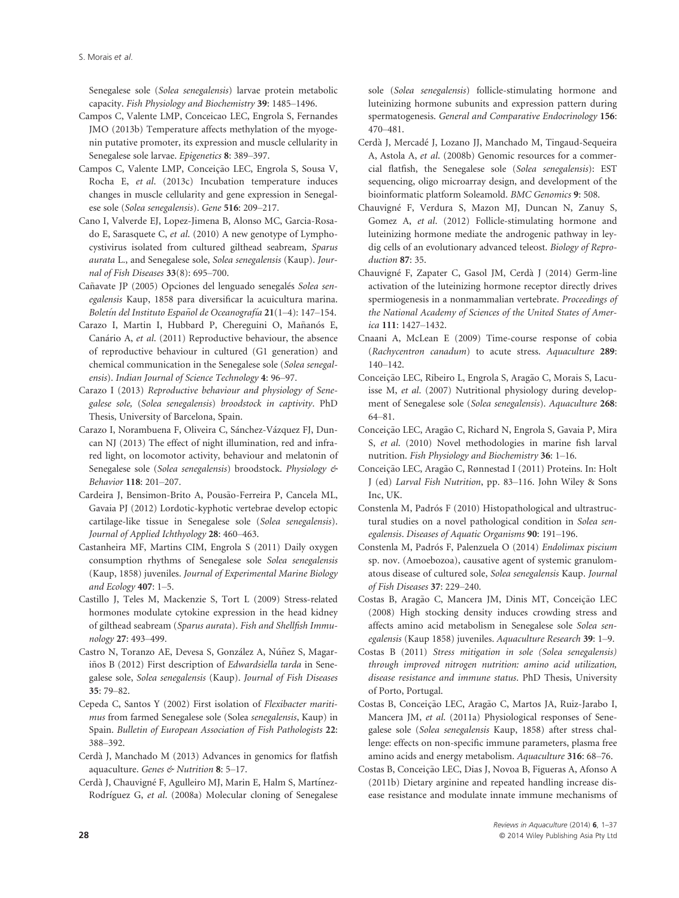Senegalese sole (*Solea senegalensis*) larvae protein metabolic capacity. *Fish Physiology and Biochemistry* **39**: 1485–1496.

Campos C, Valente LMP, Conceicao LEC, Engrola S, Fernandes JMO (2013b) Temperature affects methylation of the myogenin putative promoter, its expression and muscle cellularity in Senegalese sole larvae. *Epigenetics* **8**: 389–397.

Campos C, Valente LMP, Conceição LEC, Engrola S, Sousa V, Rocha E, *et al*. (2013c) Incubation temperature induces changes in muscle cellularity and gene expression in Senegalese sole (*Solea senegalensis*). *Gene* **516**: 209–217.

Cano I, Valverde EJ, Lopez-Jimena B, Alonso MC, Garcia-Rosado E, Sarasquete C, *et al*. (2010) A new genotype of Lymphocystivirus isolated from cultured gilthead seabream, *Sparus aurata* L., and Senegalese sole, *Solea senegalensis* (Kaup). *Journal of Fish Diseases* **33**(8): 695–700.

Cañavate JP (2005) Opciones del lenguado senegalés *Solea senegalensis* Kaup, 1858 para diversificar la acuicultura marina. *Boletín del Instituto Español de Oceanografía* **21**(1–4): 147–154.

Carazo I, Martin I, Hubbard P, Chereguini O, Mañanós E, Canário A, *et al*. (2011) Reproductive behaviour, the absence of reproductive behaviour in cultured (G1 generation) and chemical communication in the Senegalese sole (*Solea senegalensis*). *Indian Journal of Science Technology* **4**: 96–97.

Carazo I (2013) *Reproductive behaviour and physiology of Senegalese sole, (Solea senegalensis) broodstock in captivity*. PhD Thesis, University of Barcelona, Spain.

Carazo I, Norambuena F, Oliveira C, Sánchez-Vázquez FJ, Duncan NJ (2013) The effect of night illumination, red and infrared light, on locomotor activity, behaviour and melatonin of Senegalese sole (*Solea senegalensis*) broodstock. *Physiology & Behavior* **118**: 201–207.

Cardeira J, Bensimon-Brito A, Pousão-Ferreira P, Cancela ML, Gavaia PJ (2012) Lordotic-kyphotic vertebrae develop ectopic cartilage-like tissue in Senegalese sole (*Solea senegalensis*). *Journal of Applied Ichthyology* **28**: 460–463.

Castanheira MF, Martins CIM, Engrola S (2011) Daily oxygen consumption rhythms of Senegalese sole *Solea senegalensis* (Kaup, 1858) juveniles. *Journal of Experimental Marine Biology and Ecology* **407**: 1–5.

Castillo J, Teles M, Mackenzie S, Tort L (2009) Stress-related hormones modulate cytokine expression in the head kidney of gilthead seabream (*Sparus aurata*). *Fish and Shellfish Immunology* **27**: 493–499.

Castro N, Toranzo AE, Devesa S, González A, Núñez S, Magariños B (2012) First description of *Edwardsiella tarda* in Senegalese sole, *Solea senegalensis* (Kaup). *Journal of Fish Diseases* **35**: 79–82.

Cepeda C, Santos Y (2002) First isolation of *Flexibacter maritimus* from farmed Senegalese sole (Solea *senegalensis*, Kaup) in Spain. *Bulletin of European Association of Fish Pathologists* **22**: 388–392.

Cerdà J, Manchado M (2013) Advances in genomics for flatfish aquaculture. *Genes & Nutrition* **8**: 5–17.

Cerdà J, Chauvigné F, Agulleiro MJ, Marin E, Halm S, Martínez-Rodríguez G, *et al*. (2008a) Molecular cloning of Senegalese sole (*Solea senegalensis*) follicle-stimulating hormone and luteinizing hormone subunits and expression pattern during spermatogenesis. *General and Comparative Endocrinology* **156**: 470–481.

Cerdà J, Mercadé J, Lozano JJ, Manchado M, Tingaud-Sequeira A, Astola A, *et al*. (2008b) Genomic resources for a commercial flatfish, the Senegalese sole (*Solea senegalensis*): EST sequencing, oligo microarray design, and development of the bioinformatic platform Soleamold. *BMC Genomics* **9**: 508.

Chauvigné F, Verdura S, Mazon MJ, Duncan N, Zanuy S, Gomez A, *et al*. (2012) Follicle-stimulating hormone and luteinizing hormone mediate the androgenic pathway in leydig cells of an evolutionary advanced teleost. *Biology of Reproduction* **87**: 35.

Chauvigné F, Zapater C, Gasol JM, Cerdà J (2014) Germ-line activation of the luteinizing hormone receptor directly drives spermiogenesis in a nonmammalian vertebrate. *Proceedings of the National Academy of Sciences of the United States of America* **111**: 1427–1432.

Cnaani A, McLean E (2009) Time-course response of cobia (*Rachycentron canadum*) to acute stress. *Aquaculture* **289**: 140–142.

Conceição LEC, Ribeiro L, Engrola S, Aragão C, Morais S, Lacuisse M, *et al*. (2007) Nutritional physiology during development of Senegalese sole (*Solea senegalensis*). *Aquaculture* **268**: 64–81.

Conceição LEC, Aragão C, Richard N, Engrola S, Gavaia P, Mira S, *et al*. (2010) Novel methodologies in marine fish larval nutrition. *Fish Physiology and Biochemistry* **36**: 1–16.

Conceição LEC, Aragão C, Rønnestad I (2011) Proteins. In: Holt J (ed) *Larval Fish Nutrition*, pp. 83–116. John Wiley & Sons Inc, UK.

Constenla M, Padrós F (2010) Histopathological and ultrastructural studies on a novel pathological condition in *Solea senegalensis*. *Diseases of Aquatic Organisms* **90**: 191–196.

Constenla M, Padrós F, Palenzuela O (2014) *Endolimax piscium* sp. nov. (Amoebozoa), causative agent of systemic granulomatous disease of cultured sole, *Solea senegalensis* Kaup. *Journal of Fish Diseases* **37**: 229–240.

Costas B, Aragão C, Mancera JM, Dinis MT, Conceição LEC (2008) High stocking density induces crowding stress and affects amino acid metabolism in Senegalese sole *Solea senegalensis* (Kaup 1858) juveniles. *Aquaculture Research* **39**: 1–9.

Costas B (2011) *Stress mitigation in sole (Solea senegalensis) through improved nitrogen nutrition: amino acid utilization, disease resistance and immune status*. PhD Thesis, University of Porto, Portugal.

Costas B, Conceição LEC, Aragão C, Martos JA, Ruiz-Jarabo I, Mancera JM, *et al*. (2011a) Physiological responses of Senegalese sole (*Solea senegalensis* Kaup, 1858) after stress challenge: effects on non-specific immune parameters, plasma free amino acids and energy metabolism. *Aquaculture* **316**: 68–76.

Costas B, Conceição LEC, Dias J, Novoa B, Figueras A, Afonso A (2011b) Dietary arginine and repeated handling increase disease resistance and modulate innate immune mechanisms of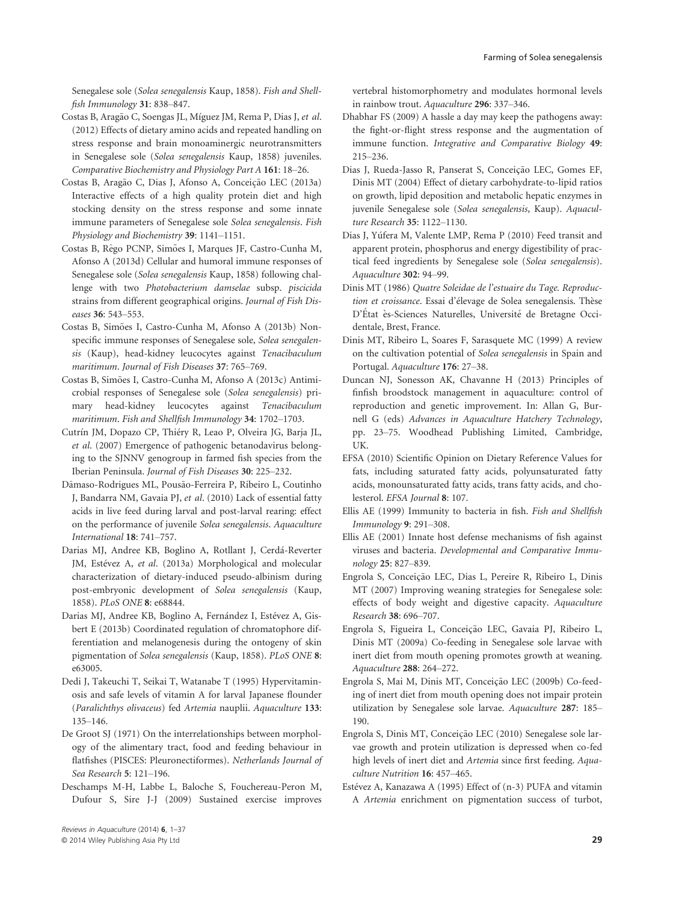Senegalese sole (*Solea senegalensis* Kaup, 1858). *Fish and Shellfish Immunology* **31**: 838–847.

Costas B, Aragão C, Soengas JL, Míguez JM, Rema P, Dias J, *et al.* (2012) Effects of dietary amino acids and repeated handling on stress response and brain monoaminergic neurotransmitters in Senegalese sole (*Solea senegalensis* Kaup, 1858) juveniles. *Comparative Biochemistry and Physiology Part A* **161**: 18–26.

Costas B, Aragão C, Dias J, Afonso A, Conceição LEC (2013a) Interactive effects of a high quality protein diet and high stocking density on the stress response and some innate immune parameters of Senegalese sole *Solea senegalensis*. *Fish Physiology and Biochemistry* **39**: 1141–1151.

Costas B, Rêgo PCNP, Simões I, Marques JF, Castro-Cunha M, Afonso A (2013d) Cellular and humoral immune responses of Senegalese sole (*Solea senegalensis* Kaup, 1858) following challenge with two *Photobacterium damselae* subsp. *piscicida* strains from different geographical origins. *Journal of Fish Diseases* **36**: 543–553.

Costas B, Simões I, Castro-Cunha M, Afonso A (2013b) Non-specific immune responses of Senegalese sole, *Solea senegalensis* (Kaup), head-kidney leucocytes against *Tenacibaculum maritimum*. *Journal of Fish Diseases* **37**: 765–769.

Costas B, Simões I, Castro-Cunha M, Afonso A (2013c) Antimicrobial responses of Senegalese sole (*Solea senegalensis*) primary head-kidney leucocytes against *Tenacibaculum maritimum*. *Fish and Shellfish Immunology* **34**: 1702–1703.

Cutrín JM, Dopazo CP, Thiéry R, Leao P, Olveira JG, Barja JL, *et al.* (2007) Emergence of pathogenic betanodavirus belonging to the SJNNV genogroup in farmed fish species from the Iberian Peninsula. *Journal of Fish Diseases* **30**: 225–232.

Dâmaso-Rodrigues ML, Pousão-Ferreira P, Ribeiro L, Coutinho J, Bandarra NM, Gavaia PJ, *et al.* (2010) Lack of essential fatty acids in live feed during larval and post-larval rearing: effect on the performance of juvenile *Solea senegalensis*. *Aquaculture International* **18**: 741–757.

Darias MJ, Andree KB, Boglino A, Rotllant J, Cerdá-Reverter JM, Estévez A, *et al.* (2013a) Morphological and molecular characterization of dietary-induced pseudo-albinism during post-embryonic development of *Solea senegalensis* (Kaup, 1858). *PLoS ONE* **8**: e68844.

Darias MJ, Andree KB, Boglino A, Fernández I, Estévez A, Gisbert E (2013b) Coordinated regulation of chromatophore differentiation and melanogenesis during the ontogeny of skin pigmentation of *Solea senegalensis* (Kaup, 1858). *PLoS ONE* **8**: e63005.

Dedi J, Takeuchi T, Seikai T, Watanabe T (1995) Hypervitaminosis and safe levels of vitamin A for larval Japanese flounder (*Paralichthys olivaceus*) fed *Artemia* nauplii. *Aquaculture* **133**: 135–146.

De Groot SJ (1971) On the interrelationships between morphology of the alimentary tract, food and feeding behaviour in flatfishes (PISCES: Pleuronectiformes). *Netherlands Journal of Sea Research* **5**: 121–196.

Deschamps M-H, Labbe L, Baloche S, Fouchereau-Peron M, Dufour S, Sire J-J (2009) Sustained exercise improves vertebral histomorphometry and modulates hormonal levels in rainbow trout. *Aquaculture* **296**: 337–346.

Dhabhar FS (2009) A hassle a day may keep the pathogens away: the fight-or-flight stress response and the augmentation of immune function. *Integrative and Comparative Biology* **49**: 215–236.

Dias J, Rueda-Jasso R, Panserat S, Conceição LEC, Gomes EF, Dinis MT (2004) Effect of dietary carbohydrate-to-lipid ratios on growth, lipid deposition and metabolic hepatic enzymes in juvenile Senegalese sole (*Solea senegalensis*, Kaup). *Aquaculture Research* **35**: 1122–1130.

Dias J, Yúfera M, Valente LMP, Rema P (2010) Feed transit and apparent protein, phosphorus and energy digestibility of practical feed ingredients by Senegalese sole (*Solea senegalensis*). *Aquaculture* **302**: 94–99.

Dinis MT (1986) *Quatre Soleidae de l'estuaire du Tage. Reproduction et croissance*. Essai d'élevage de Solea senegalensis. Thèse D'État ès-Sciences Naturelles, Université de Bretagne Occidentale, Brest, France.

Dinis MT, Ribeiro L, Soares F, Sarasquete MC (1999) A review on the cultivation potential of *Solea senegalensis* in Spain and Portugal. *Aquaculture* **176**: 27–38.

Duncan NJ, Sonesson AK, Chavanne H (2013) Principles of finfish broodstock management in aquaculture: control of reproduction and genetic improvement. In: Allan G, Burnell G (eds) *Advances in Aquaculture Hatchery Technology*, pp. 23–75. Woodhead Publishing Limited, Cambridge, UK.

EFSA (2010) Scientific Opinion on Dietary Reference Values for fats, including saturated fatty acids, polyunsaturated fatty acids, monounsaturated fatty acids, trans fatty acids, and cholesterol. *EFSA Journal* **8**: 107.

Ellis AE (1999) Immunity to bacteria in fish. *Fish and Shellfish Immunology* **9**: 291–308.

Ellis AE (2001) Innate host defense mechanisms of fish against viruses and bacteria. *Developmental and Comparative Immunology* **25**: 827–839.

Engrola S, Conceição LEC, Dias L, Pereire R, Ribeiro L, Dinis MT (2007) Improving weaning strategies for Senegalese sole: effects of body weight and digestive capacity. *Aquaculture Research* **38**: 696–707.

Engrola S, Figueira L, Conceição LEC, Gavaia PJ, Ribeiro L, Dinis MT (2009a) Co-feeding in Senegalese sole larvae with inert diet from mouth opening promotes growth at weaning. *Aquaculture* **288**: 264–272.

Engrola S, Mai M, Dinis MT, Conceição LEC (2009b) Co-feeding of inert diet from mouth opening does not impair protein utilization by Senegalese sole larvae. *Aquaculture* **287**: 185–190.

Engrola S, Dinis MT, Conceição LEC (2010) Senegalese sole larvae growth and protein utilization is depressed when co-fed high levels of inert diet and *Artemia* since first feeding. *Aquaculture Nutrition* **16**: 457–465.

Estévez A, Kanazawa A (1995) Effect of (n-3) PUFA and vitamin A *Artemia* enrichment on pigmentation success of turbot,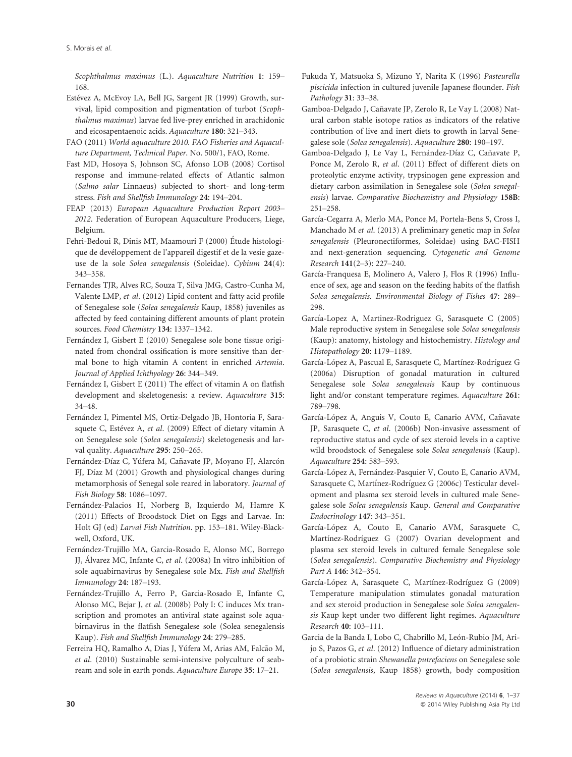*Scophthalmus maximus* (L.). *Aquaculture Nutrition* **1**: 159–168.

Estévez A, McEvoy LA, Bell JG, Sargent JR (1999) Growth, survival, lipid composition and pigmentation of turbot (*Scophthalmus maximus*) larvae fed live-prey enriched in arachidonic and eicosapentaenoic acids. *Aquaculture* **180**: 321–343.

FAO (2011) *World aquaculture 2010. FAO Fisheries and Aquaculture Department, Technical Paper*. No. 500/1, FAO, Rome.

Fast MD, Hosoya S, Johnson SC, Afonso LOB (2008) Cortisol response and immune-related effects of Atlantic salmon (*Salmo salar* Linnaeus) subjected to short- and long-term stress. *Fish and Shellfish Immunology* **24**: 194–204.

FEAP (2013) *European Aquaculture Production Report 2003–2012*. Federation of European Aquaculture Producers, Liege, Belgium.

Fehri-Bedoui R, Dinis MT, Maamouri F (2000) Étude histologique de devéloppement de l'appareil digestif et de la vesie gazeuse de la sole *Solea senegalensis* (Soleidae). *Cybium* **24**(4): 343–358.

Fernandes TJR, Alves RC, Souza T, Silva JMG, Castro-Cunha M, Valente LMP, *et al*. (2012) Lipid content and fatty acid profile of Senegalese sole (*Solea senegalensis* Kaup, 1858) juveniles as affected by feed containing different amounts of plant protein sources. *Food Chemistry* **134**: 1337–1342.

Fernández I, Gisbert E (2010) Senegalese sole bone tissue originated from chondral ossification is more sensitive than dermal bone to high vitamin A content in enriched *Artemia*. *Journal of Applied Ichthyology* **26**: 344–349.

Fernández I, Gisbert E (2011) The effect of vitamin A on flatfish development and skeletogenesis: a review. *Aquaculture* **315**: 34–48.

Fernández I, Pimentel MS, Ortiz-Delgado JB, Hontoria F, Sarasquete C, Estévez A, *et al*. (2009) Effect of dietary vitamin A on Senegalese sole (*Solea senegalensis*) skeletogenesis and larval quality. *Aquaculture* **295**: 250–265.

Fernández-Díaz C, Yúfera M, Cañavate JP, Moyano FJ, Alarcón FJ, Díaz M (2001) Growth and physiological changes during metamorphosis of Senegal sole reared in laboratory. *Journal of Fish Biology* **58**: 1086–1097.

Fernández-Palacios H, Norberg B, Izquierdo M, Hamre K (2011) Effects of Broodstock Diet on Eggs and Larvae. In: Holt GJ (ed) *Larval Fish Nutrition*. pp. 153–181. Wiley-Blackwell, Oxford, UK.

Fernández-Trujillo MA, Garcia-Rosado E, Alonso MC, Borrego JJ, Álvarez MC, Infante C, *et al*. (2008a) In vitro inhibition of sole aquabirnavirus by Senegalese sole Mx. *Fish and Shellfish Immunology* **24**: 187–193.

Fernández-Trujillo A, Ferro P, Garcia-Rosado E, Infante C, Alonso MC, Bejar J, *et al*. (2008b) Poly I: C induces Mx transcription and promotes an antiviral state against sole aquabirnavirus in the flatfish Senegalese sole (Solea senegalensis Kaup). *Fish and Shellfish Immunology* **24**: 279–285.

Ferreira HQ, Ramalho A, Dias J, Yúfera M, Arias AM, Falcão M, *et al*. (2010) Sustainable semi-intensive polyculture of seabream and sole in earth ponds. *Aquaculture Europe* **35**: 17–21.

Fukuda Y, Matsuoka S, Mizuno Y, Narita K (1996) *Pasteurella piscicida* infection in cultured juvenile Japanese flounder. *Fish Pathology* **31**: 33–38.

Gamboa-Delgado J, Cañavate JP, Zerolo R, Le Vay L (2008) Natural carbon stable isotope ratios as indicators of the relative contribution of live and inert diets to growth in larval Senegalese sole (*Solea senegalensis*). *Aquaculture* **280**: 190–197.

Gamboa-Delgado J, Le Vay L, Fernández-Díaz C, Cañavate P, Ponce M, Zerolo R, *et al*. (2011) Effect of different diets on proteolytic enzyme activity, trypsinogen gene expression and dietary carbon assimilation in Senegalese sole (*Solea senegalensis*) larvae. *Comparative Biochemistry and Physiology* **158B**: 251–258.

García-Cegarra A, Merlo MA, Ponce M, Portela-Bens S, Cross I, Manchado M *et al*. (2013) A preliminary genetic map in *Solea senegalensis* (Pleuronectiformes, Soleidae) using BAC-FISH and next-generation sequencing. *Cytogenetic and Genome Research* **141**(2–3): 227–240.

García-Franquesa E, Molinero A, Valero J, Flos R (1996) Influence of sex, age and season on the feeding habits of the flatfish *Solea senegalensis*. *Environmental Biology of Fishes* **47**: 289–298.

García-Lopez A, Martinez-Rodriguez G, Sarasquete C (2005) Male reproductive system in Senegalese sole *Solea senegalensis* (Kaup): anatomy, histology and histochemistry. *Histology and Histopathology* **20**: 1179–1189.

García-López A, Pascual E, Sarasquete C, Martínez-Rodríguez G (2006a) Disruption of gonadal maturation in cultured Senegalese sole *Solea senegalensis* Kaup by continuous light and/or constant temperature regimes. *Aquaculture* **261**: 789–798.

García-López A, Anguis V, Couto E, Canario AVM, Cañavate JP, Sarasquete C, *et al*. (2006b) Non-invasive assessment of reproductive status and cycle of sex steroid levels in a captive wild broodstock of Senegalese sole *Solea senegalensis* (Kaup). *Aquaculture* **254**: 583–593.

García-López A, Fernández-Pasquier V, Couto E, Canario AVM, Sarasquete C, Martínez-Rodríguez G (2006c) Testicular development and plasma sex steroid levels in cultured male Senegalese sole *Solea senegalensis* Kaup. *General and Comparative Endocrinology* **147**: 343–351.

García-López A, Couto E, Canario AVM, Sarasquete C, Martínez-Rodríguez G (2007) Ovarian development and plasma sex steroid levels in cultured female Senegalese sole (*Solea senegalensis*). *Comparative Biochemistry and Physiology Part A* **146**: 342–354.

García-López A, Sarasquete C, Martínez-Rodríguez G (2009) Temperature manipulation stimulates gonadal maturation and sex steroid production in Senegalese sole *Solea senegalensis* Kaup kept under two different light regimes. *Aquaculture Research* **40**: 103–111.

Garcia de la Banda I, Lobo C, Chabrillo M, León-Rubio JM, Arijo S, Pazos G, *et al*. (2012) Influence of dietary administration of a probiotic strain *Shewanella putrefaciens* on Senegalese sole (*Solea senegalensis*, Kaup 1858) growth, body composition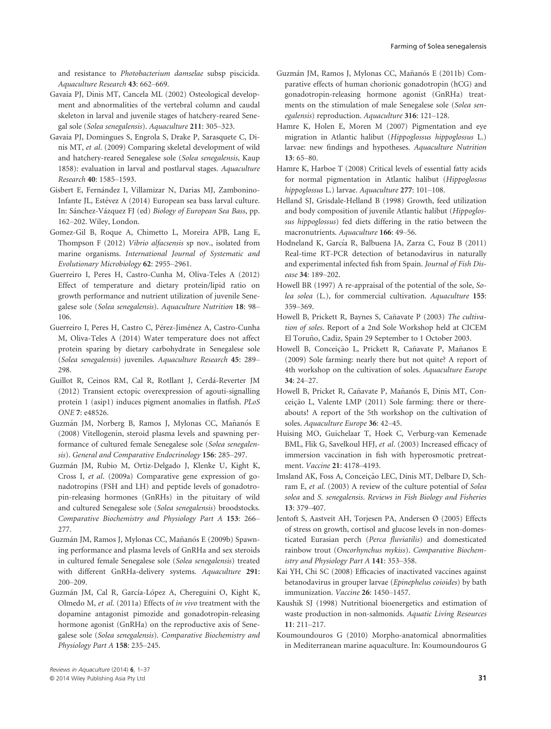and resistance to *Photobacterium damselae* subsp piscicida. *Aquaculture Research* **43**: 662–669.

Gavaia PJ, Dinis MT, Cancela ML (2002) Osteological development and abnormalities of the vertebral column and caudal skeleton in larval and juvenile stages of hatchery-reared Senegal sole (*Solea senegalensis*). *Aquaculture* **211**: 305–323.

Gavaia PJ, Domingues S, Engrola S, Drake P, Sarasquete C, Dinis MT, *et al*. (2009) Comparing skeletal development of wild and hatchery-reared Senegalese sole (*Solea senegalensis*, Kaup 1858): evaluation in larval and postlarval stages. *Aquaculture Research* **40**: 1585–1593.

Gisbert E, Fernández I, Villamizar N, Darias MJ, Zambonino-Infante JL, Estévez A (2014) European sea bass larval culture. In: Sánchez-Vázquez FJ (ed) *Biology of European Sea Bass*, pp. 162–202. Wiley, London.

Gomez-Gil B, Roque A, Chimetto L, Moreira APB, Lang E, Thompson F (2012) *Vibrio alfacsensis* sp nov., isolated from marine organisms. *International Journal of Systematic and Evolutionary Microbiology* **62**: 2955–2961.

Guerreiro I, Peres H, Castro-Cunha M, Oliva-Teles A (2012) Effect of temperature and dietary protein/lipid ratio on growth performance and nutrient utilization of juvenile Senegalese sole (*Solea senegalensis*). *Aquaculture Nutrition* **18**: 98–106.

Guerreiro I, Peres H, Castro C, Pérez-Jiménez A, Castro-Cunha M, Oliva-Teles A (2014) Water temperature does not affect protein sparing by dietary carbohydrate in Senegalese sole (*Solea senegalensis*) juveniles. *Aquaculture Research* **45**: 289–298.

Guillot R, Ceinos RM, Cal R, Rotllant J, Cerdá-Reverter JM (2012) Transient ectopic overexpression of agouti-signalling protein 1 (asip1) induces pigment anomalies in flatfish. *PLoS ONE* **7**: e48526.

Guzmán JM, Norberg B, Ramos J, Mylonas CC, Mañanós E (2008) Vitellogenin, steroid plasma levels and spawning performance of cultured female Senegalese sole (*Solea senegalensis*). *General and Comparative Endocrinology* **156**: 285–297.

Guzmán JM, Rubio M, Ortiz-Delgado J, Klenke U, Kight K, Cross I, *et al*. (2009a) Comparative gene expression of gonadotropins (FSH and LH) and peptide levels of gonadotropin-releasing hormones (GnRHs) in the pituitary of wild and cultured Senegalese sole (*Solea senegalensis*) broodstocks. *Comparative Biochemistry and Physiology Part A* **153**: 266–277.

Guzmán JM, Ramos J, Mylonas CC, Mañanós E (2009b) Spawning performance and plasma levels of GnRHa and sex steroids in cultured female Senegalese sole (*Solea senegalensis*) treated with different GnRHa-delivery systems. *Aquaculture* **291**: 200–209.

Guzmán JM, Cal R, García-López A, Chereguini O, Kight K, Olmedo M, *et al*. (2011a) Effects of *in vivo* treatment with the dopamine antagonist pimozide and gonadotropin-releasing hormone agonist (GnRHa) on the reproductive axis of Senegalese sole (*Solea senegalensis*). *Comparative Biochemistry and Physiology Part A* **158**: 235–245.

Guzmán JM, Ramos J, Mylonas CC, Mañanós E (2011b) Comparative effects of human chorionic gonadotropin (hCG) and gonadotropin-releasing hormone agonist (GnRHa) treatments on the stimulation of male Senegalese sole (*Solea senegalensis*) reproduction. *Aquaculture* **316**: 121–128.

Hamre K, Holen E, Moren M (2007) Pigmentation and eye migration in Atlantic halibut (*Hippoglossus hippoglossus* L.) larvae: new findings and hypotheses. *Aquaculture Nutrition* **13**: 65–80.

Hamre K, Harboe T (2008) Critical levels of essential fatty acids for normal pigmentation in Atlantic halibut (*Hippoglossus hippoglossus* L.) larvae. *Aquaculture* **277**: 101–108.

Helland SJ, Grisdale-Helland B (1998) Growth, feed utilization and body composition of juvenile Atlantic halibut (*Hippoglossus hippoglossus*) fed diets differing in the ratio between the macronutrients. *Aquaculture* **166**: 49–56.

Hodneland K, García R, Balbuena JA, Zarza C, Fouz B (2011) Real-time RT-PCR detection of betanodavirus in naturally and experimental infected fish from Spain. *Journal of Fish Disease* **34**: 189–202.

Howell BR (1997) A re-appraisal of the potential of the sole, *Solea solea* (L.), for commercial cultivation. *Aquaculture* **155**: 359–369.

Howell B, Prickett R, Baynes S, Cañavate P (2003) *The cultivation of soles*. Report of a 2nd Sole Workshop held at CICEM El Toruño, Cadiz, Spain 29 September to 1 October 2003.

Howell B, Conceição L, Prickett R, Cañavate P, Mañanos E (2009) Sole farming: nearly there but not quite? A report of 4th workshop on the cultivation of soles. *Aquaculture Europe* **34**: 24–27.

Howell B, Pricket R, Cañavate P, Mañanós E, Dinis MT, Conceição L, Valente LMP (2011) Sole farming: there or thereabouts! A report of the 5th workshop on the cultivation of soles. *Aquaculture Europe* **36**: 42–45.

Huising MO, Guichelaar T, Hoek C, Verburg-van Kemenade BML, Flik G, Savelkoul HFJ, *et al*. (2003) Increased efficacy of immersion vaccination in fish with hyperosmotic pretreatment. *Vaccine* **21**: 4178–4193.

Imsland AK, Foss A, Conceição LEC, Dinis MT, Delbare D, Schram E, *et al*. (2003) A review of the culture potential of *Solea solea* and *S. senegalensis*. *Reviews in Fish Biology and Fisheries* **13**: 379–407.

Jentoft S, Aastveit AH, Torjesen PA, Andersen Ø (2005) Effects of stress on growth, cortisol and glucose levels in non-domesticated Eurasian perch (*Perca fluviatilis*) and domesticated rainbow trout (*Oncorhynchus mykiss*). *Comparative Biochemistry and Physiology Part A* **141**: 353–358.

Kai YH, Chi SC (2008) Efficacies of inactivated vaccines against betanodavirus in grouper larvae (*Epinephelus coioides*) by bath immunization. *Vaccine* **26**: 1450–1457.

Kaushik SJ (1998) Nutritional bioenergetics and estimation of waste production in non-salmonids. *Aquatic Living Resources* **11**: 211–217.

Koumoundouros G (2010) Morpho-anatomical abnormalities in Mediterranean marine aquaculture. In: Koumoundouros G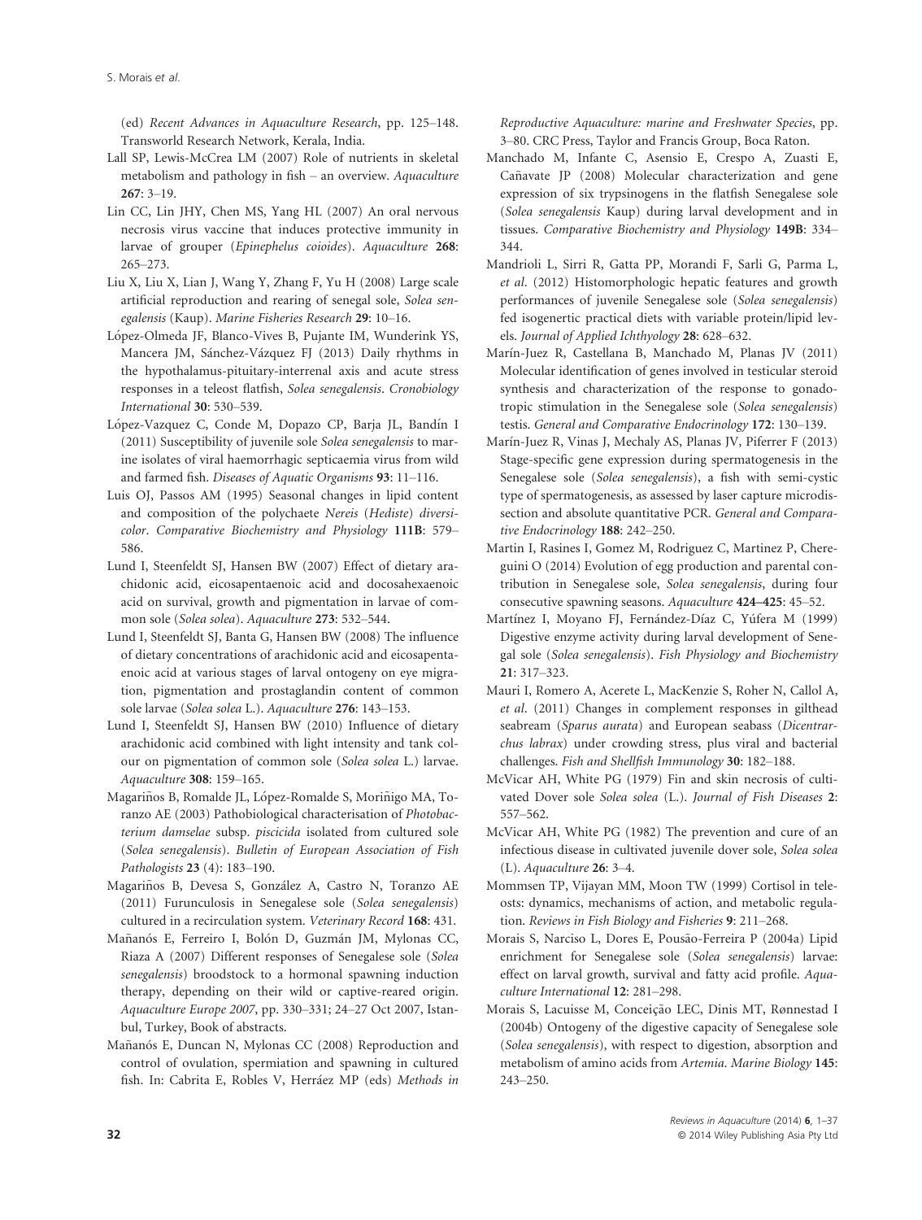(ed) *Recent Advances in Aquaculture Research*, pp. 125–148. Transworld Research Network, Kerala, India.

Lall SP, Lewis-McCrea LM (2007) Role of nutrients in skeletal metabolism and pathology in fish – an overview. *Aquaculture* **267**: 3–19.

Lin CC, Lin JHY, Chen MS, Yang HL (2007) An oral nervous necrosis virus vaccine that induces protective immunity in larvae of grouper (*Epinephelus coioides*). *Aquaculture* **268**: 265–273.

Liu X, Liu X, Lian J, Wang Y, Zhang F, Yu H (2008) Large scale artificial reproduction and rearing of senegal sole, *Solea senegalensis* (Kaup). *Marine Fisheries Research* **29**: 10–16.

López-Olmeda JF, Blanco-Vives B, Pujante IM, Wunderink YS, Mancera JM, Sánchez-Vázquez FJ (2013) Daily rhythms in the hypothalamus-pituitary-interrenal axis and acute stress responses in a teleost flatfish, *Solea senegalensis*. *Cronobiology International* **30**: 530–539.

López-Vazquez C, Conde M, Dopazo CP, Barja JL, Bandín I (2011) Susceptibility of juvenile sole *Solea senegalensis* to marine isolates of viral haemorrhagic septicaemia virus from wild and farmed fish. *Diseases of Aquatic Organisms* **93**: 11–116.

Luis OJ, Passos AM (1995) Seasonal changes in lipid content and composition of the polychaete *Nereis* (*Hediste*) *diversicolor*. *Comparative Biochemistry and Physiology* **111B**: 579–586.

Lund I, Steenfeldt SJ, Hansen BW (2007) Effect of dietary arachidonic acid, eicosapentaenoic acid and docosahexaenoic acid on survival, growth and pigmentation in larvae of common sole (*Solea solea*). *Aquaculture* **273**: 532–544.

Lund I, Steenfeldt SJ, Banta G, Hansen BW (2008) The influence of dietary concentrations of arachidonic acid and eicosapentaenoic acid at various stages of larval ontogeny on eye migration, pigmentation and prostaglandin content of common sole larvae (*Solea solea* L.). *Aquaculture* **276**: 143–153.

Lund I, Steenfeldt SJ, Hansen BW (2010) Influence of dietary arachidonic acid combined with light intensity and tank colour on pigmentation of common sole (*Solea solea* L.) larvae. *Aquaculture* **308**: 159–165.

Magariños B, Romalde JL, López-Romalde S, Moriñigo MA, Toranzo AE (2003) Pathobiological characterisation of *Photobacterium damselae* subsp. *piscicida* isolated from cultured sole (*Solea senegalensis*). *Bulletin of European Association of Fish Pathologists* **23** (4): 183–190.

Magariños B, Devesa S, González A, Castro N, Toranzo AE (2011) Furunculosis in Senegalese sole (*Solea senegalensis*) cultured in a recirculation system. *Veterinary Record* **168**: 431.

Mañanós E, Ferreiro I, Bolón D, Guzmán JM, Mylonas CC, Riaza A (2007) Different responses of Senegalese sole (*Solea senegalensis*) broodstock to a hormonal spawning induction therapy, depending on their wild or captive-reared origin. *Aquaculture Europe 2007*, pp. 330–331; 24–27 Oct 2007, Istanbul, Turkey, Book of abstracts.

Mañanós E, Duncan N, Mylonas CC (2008) Reproduction and control of ovulation, spermiation and spawning in cultured fish. In: Cabrita E, Robles V, Herráez MP (eds) *Methods in Reproductive Aquaculture: marine and Freshwater Species*, pp. 3–80. CRC Press, Taylor and Francis Group, Boca Raton.

Manchado M, Infante C, Asensio E, Crespo A, Zuasti E, Cañavate JP (2008) Molecular characterization and gene expression of six trypsinogens in the flatfish Senegalese sole (*Solea senegalensis* Kaup) during larval development and in tissues. *Comparative Biochemistry and Physiology* **149B**: 334–344.

Mandrioli L, Sirri R, Gatta PP, Morandi F, Sarli G, Parma L, *et al*. (2012) Histomorphologic hepatic features and growth performances of juvenile Senegalese sole (*Solea senegalensis*) fed isogenertic practical diets with variable protein/lipid levels. *Journal of Applied Ichthyology* **28**: 628–632.

Marín-Juez R, Castellana B, Manchado M, Planas JV (2011) Molecular identification of genes involved in testicular steroid synthesis and characterization of the response to gonadotropic stimulation in the Senegalese sole (*Solea senegalensis*) testis. *General and Comparative Endocrinology* **172**: 130–139.

Marín-Juez R, Vinas J, Mechaly AS, Planas JV, Piferrer F (2013) Stage-specific gene expression during spermatogenesis in the Senegalese sole (*Solea senegalensis*), a fish with semi-cystic type of spermatogenesis, as assessed by laser capture microdissection and absolute quantitative PCR. *General and Comparative Endocrinology* **188**: 242–250.

Martin I, Rasines I, Gomez M, Rodriguez C, Martinez P, Chereguini O (2014) Evolution of egg production and parental contribution in Senegalese sole, *Solea senegalensis*, during four consecutive spawning seasons. *Aquaculture* **424–425**: 45–52.

Martínez I, Moyano FJ, Fernández-Díaz C, Yúfera M (1999) Digestive enzyme activity during larval development of Senegal sole (*Solea senegalensis*). *Fish Physiology and Biochemistry* **21**: 317–323.

Mauri I, Romero A, Acerete L, MacKenzie S, Roher N, Callol A, *et al*. (2011) Changes in complement responses in gilthead seabream (*Sparus aurata*) and European seabass (*Dicentrarchus labrax*) under crowding stress, plus viral and bacterial challenges. *Fish and Shellfish Immunology* **30**: 182–188.

McVicar AH, White PG (1979) Fin and skin necrosis of cultivated Dover sole *Solea solea* (L.). *Journal of Fish Diseases* **2**: 557–562.

McVicar AH, White PG (1982) The prevention and cure of an infectious disease in cultivated juvenile dover sole, *Solea solea* (L). *Aquaculture* **26**: 3–4.

Mommsen TP, Vijayan MM, Moon TW (1999) Cortisol in teleosts: dynamics, mechanisms of action, and metabolic regulation. *Reviews in Fish Biology and Fisheries* **9**: 211–268.

Morais S, Narciso L, Dores E, Pousão-Ferreira P (2004a) Lipid enrichment for Senegalese sole (*Solea senegalensis*) larvae: effect on larval growth, survival and fatty acid profile. *Aquaculture International* **12**: 281–298.

Morais S, Lacuisse M, Conceição LEC, Dinis MT, Rønnestad I (2004b) Ontogeny of the digestive capacity of Senegalese sole (*Solea senegalensis*), with respect to digestion, absorption and metabolism of amino acids from *Artemia*. *Marine Biology* **145**: 243–250.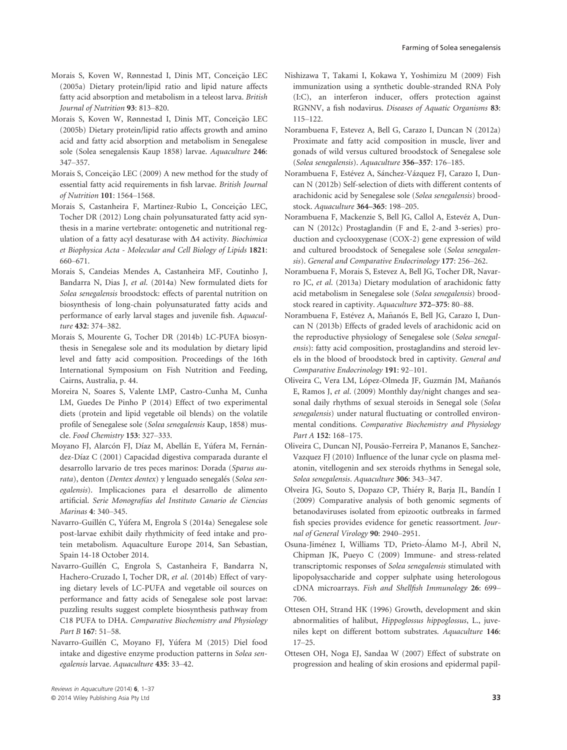Morais S, Koven W, Rønnestad I, Dinis MT, Conceição LEC (2005a) Dietary protein/lipid ratio and lipid nature affects fatty acid absorption and metabolism in a teleost larva. *British Journal of Nutrition* **93**: 813–820.

Morais S, Koven W, Rønnestad I, Dinis MT, Conceição LEC (2005b) Dietary protein/lipid ratio affects growth and amino acid and fatty acid absorption and metabolism in Senegalese sole (Solea senegalensis Kaup 1858) larvae. *Aquaculture* **246**: 347–357.

Morais S, Conceição LEC (2009) A new method for the study of essential fatty acid requirements in fish larvae. *British Journal of Nutrition* **101**: 1564–1568.

Morais S, Castanheira F, Martinez-Rubio L, Conceição LEC, Tocher DR (2012) Long chain polyunsaturated fatty acid synthesis in a marine vertebrate: ontogenetic and nutritional regulation of a fatty acyl desaturase with Δ4 activity. *Biochimica et Biophysica Acta - Molecular and Cell Biology of Lipids* **1821**: 660–671.

Morais S, Candeias Mendes A, Castanheira MF, Coutinho J, Bandarra N, Dias J, *et al*. (2014a) New formulated diets for *Solea senegalensis* broodstock: effects of parental nutrition on biosynthesis of long-chain polyunsaturated fatty acids and performance of early larval stages and juvenile fish. *Aquaculture* **432**: 374–382.

Morais S, Mourente G, Tocher DR (2014b) LC-PUFA biosynthesis in Senegalese sole and its modulation by dietary lipid level and fatty acid composition. Proceedings of the 16th International Symposium on Fish Nutrition and Feeding, Cairns, Australia, p. 44.

Moreira N, Soares S, Valente LMP, Castro-Cunha M, Cunha LM, Guedes De Pinho P (2014) Effect of two experimental diets (protein and lipid vegetable oil blends) on the volatile profile of Senegalese sole (*Solea senegalensis* Kaup, 1858) muscle. *Food Chemistry* **153**: 327–333.

Moyano FJ, Alarcón FJ, Díaz M, Abellán E, Yúfera M, Fernández-Díaz C (2001) Capacidad digestiva comparada durante el desarrollo larvario de tres peces marinos: Dorada (*Sparus aurata*), denton (*Dentex dentex*) y lenguado senegalés (*Solea senegalensis*). Implicaciones para el desarrollo de alimento artificial. *Serie Monografías del Instituto Canario de Ciencias Marinas* **4**: 340–345.

Navarro-Guillén C, Yúfera M, Engrola S (2014a) Senegalese sole post-larvae exhibit daily rhythmicity of feed intake and protein metabolism. Aquaculture Europe 2014, San Sebastian, Spain 14-18 October 2014.

Navarro-Guillén C, Engrola S, Castanheira F, Bandarra N, Hachero-Cruzado I, Tocher DR, *et al*. (2014b) Effect of varying dietary levels of LC-PUFA and vegetable oil sources on performance and fatty acids of Senegalese sole post larvae: puzzling results suggest complete biosynthesis pathway from C18 PUFA to DHA. *Comparative Biochemistry and Physiology Part B* **167**: 51–58.

Navarro-Guillén C, Moyano FJ, Yúfera M (2015) Diel food intake and digestive enzyme production patterns in *Solea senegalensis* larvae. *Aquaculture* **435**: 33–42.

Nishizawa T, Takami I, Kokawa Y, Yoshimizu M (2009) Fish immunization using a synthetic double-stranded RNA Poly (I:C), an interferon inducer, offers protection against RGNNV, a fish nodavirus. *Diseases of Aquatic Organisms* **83**: 115–122.

Norambuena F, Estevez A, Bell G, Carazo I, Duncan N (2012a) Proximate and fatty acid composition in muscle, liver and gonads of wild versus cultured broodstock of Senegalese sole (*Solea senegalensis*). *Aquaculture* **356–357**: 176–185.

Norambuena F, Estévez A, Sánchez-Vázquez FJ, Carazo I, Duncan N (2012b) Self-selection of diets with different contents of arachidonic acid by Senegalese sole (*Solea senegalensis*) broodstock. *Aquaculture* **364–365**: 198–205.

Norambuena F, Mackenzie S, Bell JG, Callol A, Estevéz A, Duncan N (2012c) Prostaglandin (F and E, 2-and 3-series) production and cyclooxygenase (COX-2) gene expression of wild and cultured broodstock of Senegalese sole (*Solea senegalensis*). *General and Comparative Endocrinology* **177**: 256–262.

Norambuena F, Morais S, Estevez A, Bell JG, Tocher DR, Navarro JC, *et al*. (2013a) Dietary modulation of arachidonic fatty acid metabolism in Senegalese sole (*Solea senegalensis*) broodstock reared in captivity. *Aquaculture* **372–375**: 80–88.

Norambuena F, Estévez A, Mañanós E, Bell JG, Carazo I, Duncan N (2013b) Effects of graded levels of arachidonic acid on the reproductive physiology of Senegalese sole (*Solea senegalensis*): fatty acid composition, prostaglandins and steroid levels in the blood of broodstock bred in captivity. *General and Comparative Endocrinology* **191**: 92–101.

Oliveira C, Vera LM, López-Olmeda JF, Guzmán JM, Mañanós E, Ramos J, *et al*. (2009) Monthly day/night changes and seasonal daily rhythms of sexual steroids in Senegal sole (*Solea senegalensis*) under natural fluctuating or controlled environmental conditions. *Comparative Biochemistry and Physiology Part A* **152**: 168–175.

Oliveira C, Duncan NJ, Pousão-Ferreira P, Mananos E, Sanchez-Vazquez FJ (2010) Influence of the lunar cycle on plasma melatonin, vitellogenin and sex steroids rhythms in Senegal sole, *Solea senegalensis*. *Aquaculture* **306**: 343–347.

Olveira JG, Souto S, Dopazo CP, Thiéry R, Barja JL, Bandín I (2009) Comparative analysis of both genomic segments of betanodaviruses isolated from epizootic outbreaks in farmed fish species provides evidence for genetic reassortment. *Journal of General Virology* **90**: 2940–2951.

Osuna-Jiménez I, Williams TD, Prieto-Álamo M-J, Abril N, Chipman JK, Pueyo C (2009) Immune- and stress-related transcriptomic responses of *Solea senegalensis* stimulated with lipopolysaccharide and copper sulphate using heterologous cDNA microarrays. *Fish and Shellfish Immunology* **26**: 699–706.

Ottesen OH, Strand HK (1996) Growth, development and skin abnormalities of halibut, *Hippoglossus hippoglossus*, L., juveniles kept on different bottom substrates. *Aquaculture* **146**: 17–25.

Ottesen OH, Noga EJ, Sandaa W (2007) Effect of substrate on progression and healing of skin erosions and epidermal papil-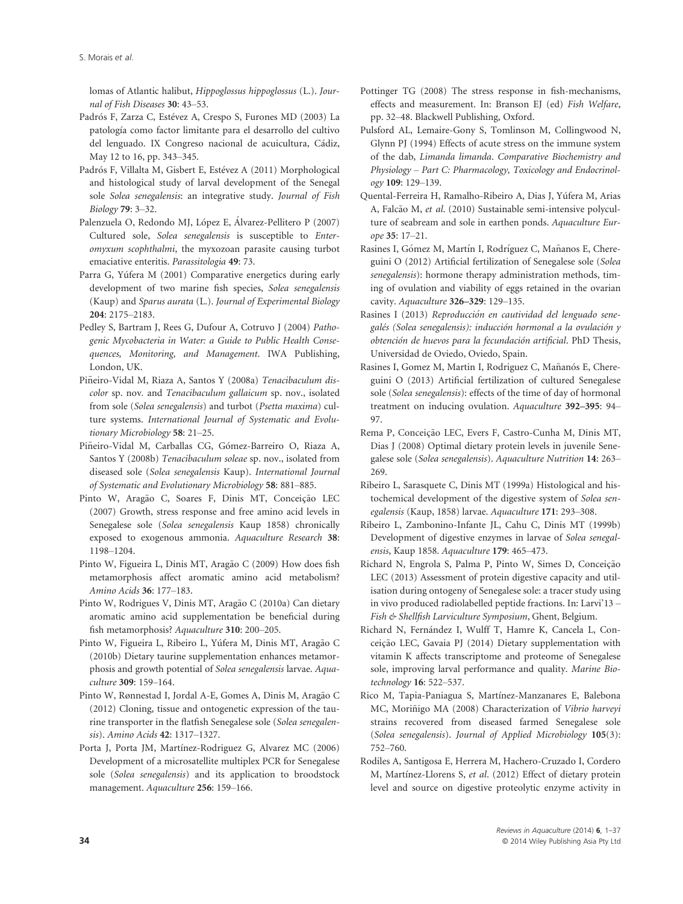lomas of Atlantic halibut, *Hippoglossus hippoglossus* (L.). *Journal of Fish Diseases* **30**: 43–53.

Padrós F, Zarza C, Estévez A, Crespo S, Furones MD (2003) La patología como factor limitante para el desarrollo del cultivo del lenguado. IX Congreso nacional de acuicultura, Cádiz, May 12 to 16, pp. 343–345.

Padrós F, Villalta M, Gisbert E, Estévez A (2011) Morphological and histological study of larval development of the Senegal sole *Solea senegalensis*: an integrative study. *Journal of Fish Biology* **79**: 3–32.

Palenzuela O, Redondo MJ, López E, Álvarez-Pellitero P (2007) Cultured sole, *Solea senegalensis* is susceptible to *Enteromyxum scophthalmi*, the myxozoan parasite causing turbot emaciative enteritis. *Parassitologia* **49**: 73.

Parra G, Yúfera M (2001) Comparative energetics during early development of two marine fish species, *Solea senegalensis* (Kaup) and *Sparus aurata* (L.). *Journal of Experimental Biology* **204**: 2175–2183.

Pedley S, Bartram J, Rees G, Dufour A, Cotruvo J (2004) *Pathogenic Mycobacteria in Water: a Guide to Public Health Consequences, Monitoring, and Management*. IWA Publishing, London, UK.

Piñeiro-Vidal M, Riaza A, Santos Y (2008a) *Tenacibaculum discolor* sp. nov. and *Tenacibaculum gallaicum* sp. nov., isolated from sole (*Solea senegalensis*) and turbot (*Psetta maxima*) culture systems. *International Journal of Systematic and Evolutionary Microbiology* **58**: 21–25.

Piñeiro-Vidal M, Carballas CG, Gómez-Barreiro O, Riaza A, Santos Y (2008b) *Tenacibaculum soleae* sp. nov., isolated from diseased sole (*Solea senegalensis* Kaup). *International Journal of Systematic and Evolutionary Microbiology* **58**: 881–885.

Pinto W, Aragão C, Soares F, Dinis MT, Conceição LEC (2007) Growth, stress response and free amino acid levels in Senegalese sole (*Solea senegalensis* Kaup 1858) chronically exposed to exogenous ammonia. *Aquaculture Research* **38**: 1198–1204.

Pinto W, Figueira L, Dinis MT, Aragão C (2009) How does fish metamorphosis affect aromatic amino acid metabolism? *Amino Acids* **36**: 177–183.

Pinto W, Rodrigues V, Dinis MT, Aragão C (2010a) Can dietary aromatic amino acid supplementation be beneficial during fish metamorphosis? *Aquaculture* **310**: 200–205.

Pinto W, Figueira L, Ribeiro L, Yúfera M, Dinis MT, Aragão C (2010b) Dietary taurine supplementation enhances metamorphosis and growth potential of *Solea senegalensis* larvae. *Aquaculture* **309**: 159–164.

Pinto W, Rønnestad I, Jordal A-E, Gomes A, Dinis M, Aragão C (2012) Cloning, tissue and ontogenetic expression of the taurine transporter in the flatfish Senegalese sole (*Solea senegalensis*). *Amino Acids* **42**: 1317–1327.

Porta J, Porta JM, Martínez-Rodriguez G, Alvarez MC (2006) Development of a microsatellite multiplex PCR for Senegalese sole (*Solea senegalensis*) and its application to broodstock management. *Aquaculture* **256**: 159–166.

Pottinger TG (2008) The stress response in fish-mechanisms, effects and measurement. In: Branson EJ (ed) *Fish Welfare*, pp. 32–48. Blackwell Publishing, Oxford.

Pulsford AL, Lemaire-Gony S, Tomlinson M, Collingwood N, Glynn PJ (1994) Effects of acute stress on the immune system of the dab, *Limanda limanda*. *Comparative Biochemistry and Physiology – Part C: Pharmacology, Toxicology and Endocrinology* **109**: 129–139.

Quental-Ferreira H, Ramalho-Ribeiro A, Dias J, Yúfera M, Arias A, Falcão M, *et al*. (2010) Sustainable semi-intensive polyculture of seabream and sole in earthen ponds. *Aquaculture Europe* **35**: 17–21.

Rasines I, Gómez M, Martín I, Rodríguez C, Mañanos E, Chereguini O (2012) Artificial fertilization of Senegalese sole (*Solea senegalensis*): hormone therapy administration methods, timing of ovulation and viability of eggs retained in the ovarian cavity. *Aquaculture* **326–329**: 129–135.

Rasines I (2013) *Reproducción en cautividad del lenguado senegalés (Solea senegalensis): inducción hormonal a la ovulación y obtención de huevos para la fecundación artificial*. PhD Thesis, Universidad de Oviedo, Oviedo, Spain.

Rasines I, Gomez M, Martin I, Rodriguez C, Mañanós E, Chereguini O (2013) Artificial fertilization of cultured Senegalese sole (*Solea senegalensis*): effects of the time of day of hormonal treatment on inducing ovulation. *Aquaculture* **392–395**: 94–97.

Rema P, Conceição LEC, Evers F, Castro-Cunha M, Dinis MT, Dias J (2008) Optimal dietary protein levels in juvenile Senegalese sole (*Solea senegalensis*). *Aquaculture Nutrition* **14**: 263–269.

Ribeiro L, Sarasquete C, Dinis MT (1999a) Histological and histochemical development of the digestive system of *Solea senegalensis* (Kaup, 1858) larvae. *Aquaculture* **171**: 293–308.

Ribeiro L, Zambonino-Infante JL, Cahu C, Dinis MT (1999b) Development of digestive enzymes in larvae of *Solea senegalensis*, Kaup 1858. *Aquaculture* **179**: 465–473.

Richard N, Engrola S, Palma P, Pinto W, Simes D, Conceição LEC (2013) Assessment of protein digestive capacity and utilisation during ontogeny of Senegalese sole: a tracer study using in vivo produced radiolabelled peptide fractions. In: Larvi'13 – *Fish & Shellfish Larviculture Symposium*, Ghent, Belgium.

Richard N, Fernández I, Wulff T, Hamre K, Cancela L, Conceição LEC, Gavaia PJ (2014) Dietary supplementation with vitamin K affects transcriptome and proteome of Senegalese sole, improving larval performance and quality. *Marine Biotechnology* **16**: 522–537.

Rico M, Tapia-Paniagua S, Martínez-Manzanares E, Balebona MC, Moriñigo MA (2008) Characterization of *Vibrio harveyi* strains recovered from diseased farmed Senegalese sole (*Solea senegalensis*). *Journal of Applied Microbiology* **105**(3): 752–760.

Rodiles A, Santigosa E, Herrera M, Hachero-Cruzado I, Cordero M, Martínez-Llorens S, *et al*. (2012) Effect of dietary protein level and source on digestive proteolytic enzyme activity in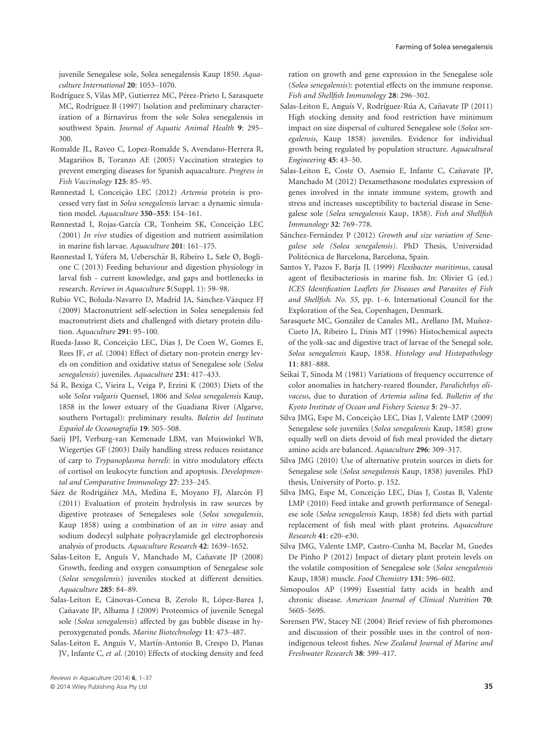juvenile Senegalese sole, Solea senegalensis Kaup 1850. *Aquaculture International* **20**: 1053–1070.

Rodríguez S, Vilas MP, Gutierrez MC, Pérez-Prieto I, Sarasquete MC, Rodríguez B (1997) Isolation and preliminary characterization of a Birnavirus from the sole Solea senegalensis in southwest Spain. *Journal of Aquatic Animal Health* **9**: 295–300.

Romalde JL, Raveo C, Lopez-Romalde S, Avendano-Herrera R, Magariños B, Toranzo AE (2005) Vaccination strategies to prevent emerging diseases for Spanish aquaculture. *Progress in Fish Vaccinology* **125**: 85–95.

Rønnestad I, Conceição LEC (2012) *Artemia* protein is processed very fast in *Solea senegalensis* larvae: a dynamic simulation model. *Aquaculture* **350–353**: 154–161.

Rønnestad I, Rojas-García CR, Tonheim SK, Conceição LEC (2001) *In vivo* studies of digestion and nutrient assimilation in marine fish larvae. *Aquaculture* **201**: 161–175.

Rønnestad I, Yúfera M, Ueberschär B, Ribeiro L, Sæle Ø, Boglione C (2013) Feeding behaviour and digestion physiology in larval fish - current knowledge, and gaps and bottlenecks in research. *Reviews in Aquaculture* **5**(Suppl. 1): 59–98.

Rubio VC, Boluda-Navarro D, Madrid JA, Sánchez-Vázquez FJ (2009) Macronutrient self-selection in Solea senegalensis fed macronutrient diets and challenged with dietary protein dilution. *Aquaculture* **291**: 95–100.

Rueda-Jasso R, Conceição LEC, Dias J, De Coen W, Gomes E, Rees JF, *et al*. (2004) Effect of dietary non-protein energy levels on condition and oxidative status of Senegalese sole (*Solea senegalensis*) juveniles. *Aquaculture* **231**: 417–433.

Sá R, Bexiga C, Vieira L, Veiga P, Erzini K (2003) Diets of the sole *Solea vulgaris* Quensel, 1806 and *Solea senegalensis* Kaup, 1858 in the lower estuary of the Guadiana River (Algarve, southern Portugal): preliminary results. *Boletin del Instituto Español de Oceanografía* **19**: 505–508.

Saeij JPJ, Verburg-van Kemenade LBM, van Muiswinkel WB, Wiegertjes GF (2003) Daily handling stress reduces resistance of carp to *Trypanoplasma borreli*: in vitro modulatory effects of cortisol on leukocyte function and apoptosis. *Developmental and Comparative Immunology* **27**: 233–245.

Sáez de Rodrigáñez MA, Medina E, Moyano FJ, Alarcón FJ (2011) Evaluation of protein hydrolysis in raw sources by digestive proteases of Senegaleses sole (*Solea senegalensis*, Kaup 1858) using a combination of an *in vitro* assay and sodium dodecyl sulphate polyacrylamide gel electrophoresis analysis of products. *Aquaculture Research* **42**: 1639–1652.

Salas-Leiton E, Anguís V, Manchado M, Cañavate JP (2008) Growth, feeding and oxygen consumption of Senegalese sole (*Solea senegalensis*) juveniles stocked at different densities. *Aquaculture* **285**: 84–89.

Salas-Leiton E, Cánovas-Conesa B, Zerolo R, López-Barea J, Cañavate JP, Alhama J (2009) Proteomics of juvenile Senegal sole (*Solea senegalensis*) affected by gas bubble disease in hyperoxygenated ponds. *Marine Biotechnology* **11**: 473–487.

Salas-Leiton E, Anguis V, Martín-Antonio B, Crespo D, Planas JV, Infante C, *et al*. (2010) Effects of stocking density and feed ration on growth and gene expression in the Senegalese sole (*Solea senegalensis*): potential effects on the immune response. *Fish and Shellfish Immunology* **28**: 296–302.

Salas-Leiton E, Anguís V, Rodríguez-Rúa A, Cañavate JP (2011) High stocking density and food restriction have minimum impact on size dispersal of cultured Senegalese sole (*Solea senegalensis*, Kaup 1858) juveniles. Evidence for individual growth being regulated by population structure. *Aquacultural Engineering* **45**: 43–50.

Salas-Leiton E, Coste O, Asensio E, Infante C, Cañavate JP, Manchado M (2012) Dexamethasone modulates expression of genes involved in the innate immune system, growth and stress and increases susceptibility to bacterial disease in Senegalese sole (*Solea senegalensis* Kaup, 1858). *Fish and Shellfish Immunology* **32**: 769–778.

Sánchez-Fernández P (2012) *Growth and size variation of Senegalese sole (Solea senegalensis)*. PhD Thesis, Universidad Politécnica de Barcelona, Barcelona, Spain.

Santos Y, Pazos F, Barja JL (1999) *Flexibacter maritimus*, causal agent of flexibacteriosis in marine fish. In: Olivier G (ed.) *ICES Identification Leaflets for Diseases and Parasites of Fish and Shellfish. No. 55*, pp. 1–6. International Council for the Exploration of the Sea, Copenhagen, Denmark.

Sarasquete MC, González de Canales ML, Arellano JM, Muñoz-Cueto JA, Ribeiro L, Dinis MT (1996) Histochemical aspects of the yolk-sac and digestive tract of larvae of the Senegal sole, *Solea senegalensis* Kaup, 1858. *Histology and Histopathology* **11**: 881–888.

Seikai T, Sinoda M (1981) Variations of frequency occurrence of color anomalies in hatchery-reared flounder, *Paralichthys olivaceus*, due to duration of *Artemia salina* fed. *Bulletin of the Kyoto Institute of Ocean and Fishery Science* **5**: 29–37.

Silva JMG, Espe M, Conceição LEC, Dias J, Valente LMP (2009) Senegalese sole juveniles (*Solea senegalensis* Kaup, 1858) grow equally well on diets devoid of fish meal provided the dietary amino acids are balanced. *Aquaculture* **296**: 309–317.

Silva JMG (2010) Use of alternative protein sources in diets for Senegalese sole (*Solea senegalensis* Kaup, 1858) juveniles. PhD thesis, University of Porto. p. 152.

Silva JMG, Espe M, Conceição LEC, Dias J, Costas B, Valente LMP (2010) Feed intake and growth performance of Senegalese sole (*Solea senegalensis* Kaup, 1858) fed diets with partial replacement of fish meal with plant proteins. *Aquaculture Research* **41**: e20–e30.

Silva JMG, Valente LMP, Castro-Cunha M, Bacelar M, Guedes De Pinho P (2012) Impact of dietary plant protein levels on the volatile composition of Senegalese sole (*Solea senegalensis* Kaup, 1858) muscle. *Food Chemistry* **131**: 596–602.

Simopoulos AP (1999) Essential fatty acids in health and chronic disease. *American Journal of Clinical Nutrition* **70**: 560S–569S.

Sorensen PW, Stacey NE (2004) Brief review of fish pheromones and discussion of their possible uses in the control of non-indigenous teleost fishes. *New Zealand Journal of Marine and Freshwater Research* **38**: 399–417.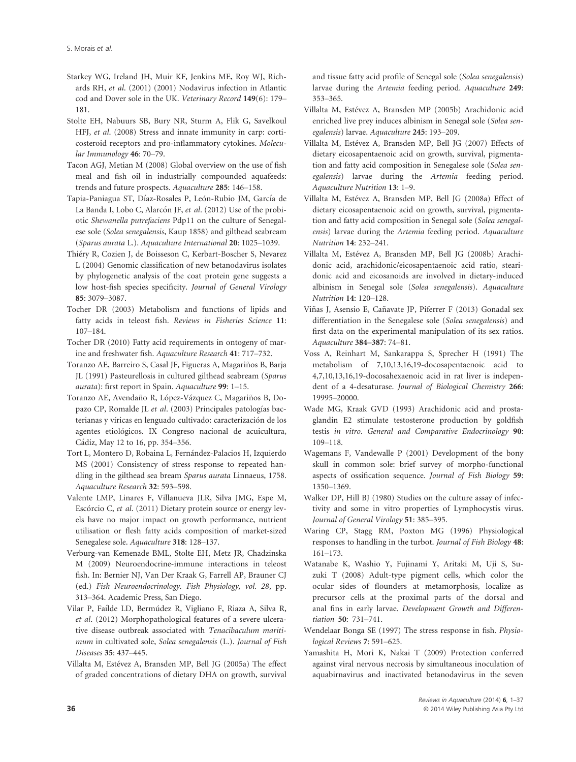Starkey WG, Ireland JH, Muir KF, Jenkins ME, Roy WJ, Richards RH, *et al*. (2001) (2001) Nodavirus infection in Atlantic cod and Dover sole in the UK. *Veterinary Record* **149**(6): 179–181.

Stolte EH, Nabuurs SB, Bury NR, Sturm A, Flik G, Savelkoul HFJ, *et al*. (2008) Stress and innate immunity in carp: corticosteroid receptors and pro-inflammatory cytokines. *Molecular Immunology* **46**: 70–79.

Tacon AGJ, Metian M (2008) Global overview on the use of fish meal and fish oil in industrially compounded aquafeeds: trends and future prospects. *Aquaculture* **285**: 146–158.

Tapia-Paniagua ST, Díaz-Rosales P, León-Rubio JM, García de La Banda I, Lobo C, Alarcón JF, *et al*. (2012) Use of the probiotic *Shewanella putrefaciens* Pdp11 on the culture of Senegalese sole (*Solea senegalensis*, Kaup 1858) and gilthead seabream (*Sparus aurata* L.). *Aquaculture International* **20**: 1025–1039.

Thiéry R, Cozien J, de Boisseson C, Kerbart-Boscher S, Nevarez L (2004) Genomic classification of new betanodavirus isolates by phylogenetic analysis of the coat protein gene suggests a low host-fish species specificity. *Journal of General Virology* **85**: 3079–3087.

Tocher DR (2003) Metabolism and functions of lipids and fatty acids in teleost fish. *Reviews in Fisheries Science* **11**: 107–184.

Tocher DR (2010) Fatty acid requirements in ontogeny of marine and freshwater fish. *Aquaculture Research* **41**: 717–732.

Toranzo AE, Barreiro S, Casal JF, Figueras A, Magariños B, Barja JL (1991) Pasteurellosis in cultured gilthead seabream (*Sparus aurata*): first report in Spain. *Aquaculture* **99**: 1–15.

Toranzo AE, Avendaño R, López-Vázquez C, Magariños B, Dopazo CP, Romalde JL *et al*. (2003) Principales patologías bacterianas y víricas en lenguado cultivado: caracterización de los agentes etiológicos. IX Congreso nacional de acuicultura, Cádiz, May 12 to 16, pp. 354–356.

Tort L, Montero D, Robaina L, Fernández-Palacios H, Izquierdo MS (2001) Consistency of stress response to repeated handling in the gilthead sea bream *Sparus aurata* Linnaeus, 1758. *Aquaculture Research* **32**: 593–598.

Valente LMP, Linares F, Villanueva JLR, Silva JMG, Espe M, Escórcio C, *et al*. (2011) Dietary protein source or energy levels have no major impact on growth performance, nutrient utilisation or flesh fatty acids composition of market-sized Senegalese sole. *Aquaculture* **318**: 128–137.

Verburg-van Kemenade BML, Stolte EH, Metz JR, Chadzinska M (2009) Neuroendocrine-immune interactions in teleost fish. In: Bernier NJ, Van Der Kraak G, Farrell AP, Brauner CJ (ed.) *Fish Neuroendocrinology. Fish Physiology, vol. 28*, pp. 313–364. Academic Press, San Diego.

Vilar P, Faílde LD, Bermúdez R, Vigliano F, Riaza A, Silva R, *et al*. (2012) Morphopathological features of a severe ulcerative disease outbreak associated with *Tenacibaculum maritimum* in cultivated sole, *Solea senegalensis* (L.). *Journal of Fish Diseases* **35**: 437–445.

Villalta M, Estévez A, Bransden MP, Bell JG (2005a) The effect of graded concentrations of dietary DHA on growth, survival and tissue fatty acid profile of Senegal sole (*Solea senegalensis*) larvae during the *Artemia* feeding period. *Aquaculture* **249**: 353–365.

Villalta M, Estévez A, Bransden MP (2005b) Arachidonic acid enriched live prey induces albinism in Senegal sole (*Solea senegalensis*) larvae. *Aquaculture* **245**: 193–209.

Villalta M, Estévez A, Bransden MP, Bell JG (2007) Effects of dietary eicosapentaenoic acid on growth, survival, pigmentation and fatty acid composition in Senegalese sole (*Solea senegalensis*) larvae during the *Artemia* feeding period. *Aquaculture Nutrition* **13**: 1–9.

Villalta M, Estévez A, Bransden MP, Bell JG (2008a) Effect of dietary eicosapentaenoic acid on growth, survival, pigmentation and fatty acid composition in Senegal sole (*Solea senegalensis*) larvae during the *Artemia* feeding period. *Aquaculture Nutrition* **14**: 232–241.

Villalta M, Estévez A, Bransden MP, Bell JG (2008b) Arachidonic acid, arachidonic/eicosapentaenoic acid ratio, stearidonic acid and eicosanoids are involved in dietary-induced albinism in Senegal sole (*Solea senegalensis*). *Aquaculture Nutrition* **14**: 120–128.

Viñas J, Asensio E, Cañavate JP, Piferrer F (2013) Gonadal sex differentiation in the Senegalese sole (*Solea senegalensis*) and first data on the experimental manipulation of its sex ratios. *Aquaculture* **384–387**: 74–81.

Voss A, Reinhart M, Sankarappa S, Sprecher H (1991) The metabolism of 7,10,13,16,19-docosapentaenoic acid to 4,7,10,13,16,19-docosahexaenoic acid in rat liver is independent of a 4-desaturase. *Journal of Biological Chemistry* **266**: 19995–20000.

Wade MG, Kraak GVD (1993) Arachidonic acid and prostaglandin E2 stimulate testosterone production by goldfish testis *in vitro*. *General and Comparative Endocrinology* **90**: 109–118.

Wagemans F, Vandewalle P (2001) Development of the bony skull in common sole: brief survey of morpho-functional aspects of ossification sequence. *Journal of Fish Biology* **59**: 1350–1369.

Walker DP, Hill BJ (1980) Studies on the culture assay of infectivity and some in vitro properties of Lymphocystis virus. *Journal of General Virology* **51**: 385–395.

Waring CP, Stagg RM, Poxton MG (1996) Physiological responses to handling in the turbot. *Journal of Fish Biology* **48**: 161–173.

Watanabe K, Washio Y, Fujinami Y, Aritaki M, Uji S, Suzuki T (2008) Adult-type pigment cells, which color the ocular sides of flounders at metamorphosis, localize as precursor cells at the proximal parts of the dorsal and anal fins in early larvae. *Development Growth and Differentiation* **50**: 731–741.

Wendelaar Bonga SE (1997) The stress response in fish. *Physiological Reviews* **7**: 591–625.

Yamashita H, Mori K, Nakai T (2009) Protection conferred against viral nervous necrosis by simultaneous inoculation of aquabirnavirus and inactivated betanodavirus in the seven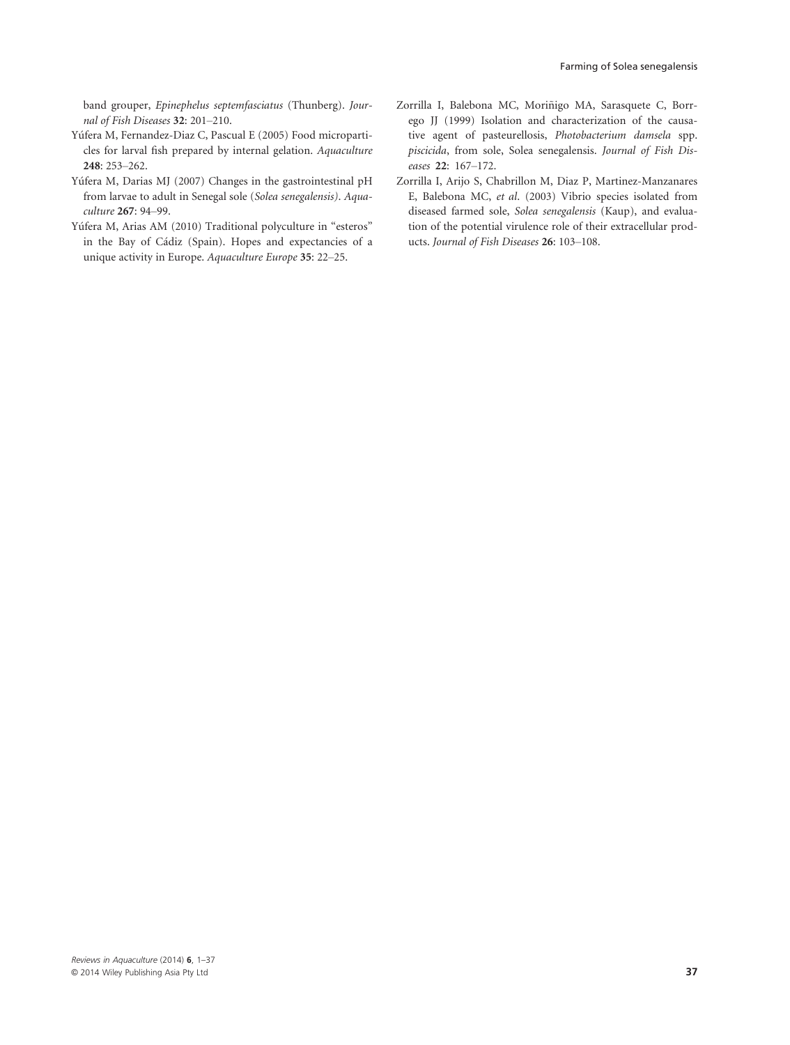band grouper, *Epinephelus septemfasciatus* (Thunberg). *Journal of Fish Diseases* **32**: 201–210.

Yúfera M, Fernandez-Diaz C, Pascual E (2005) Food microparticles for larval fish prepared by internal gelation. *Aquaculture* **248**: 253–262.

Yúfera M, Darias MJ (2007) Changes in the gastrointestinal pH from larvae to adult in Senegal sole (*Solea senegalensis*). *Aquaculture* **267**: 94–99.

Yúfera M, Arias AM (2010) Traditional polyculture in "esteros" in the Bay of Cádiz (Spain). Hopes and expectancies of a unique activity in Europe. *Aquaculture Europe* **35**: 22–25.

Zorrilla I, Balebona MC, Moriñigo MA, Sarasquete C, Borrego JJ (1999) Isolation and characterization of the causative agent of pasteurellosis, *Photobacterium damsela* spp. *piscicida*, from sole, Solea senegalensis. *Journal of Fish Diseases* **22**: 167–172.

Zorrilla I, Arijo S, Chabrillon M, Diaz P, Martinez-Manzanares E, Balebona MC, *et al*. (2003) Vibrio species isolated from diseased farmed sole, *Solea senegalensis* (Kaup), and evaluation of the potential virulence role of their extracellular products. *Journal of Fish Diseases* **26**: 103–108.